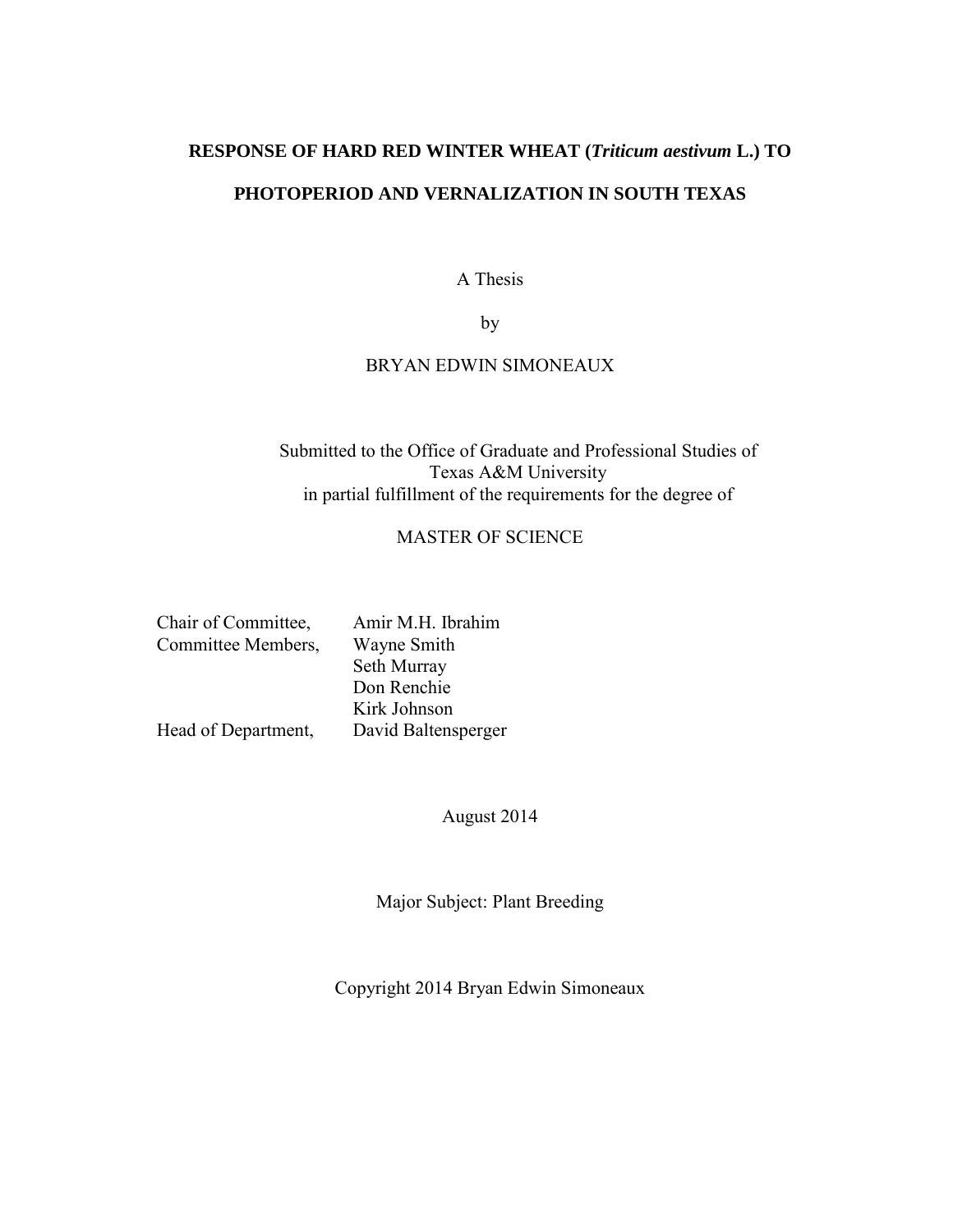# RESPONSE OF HARD RED WINTER WHEAT (*Triticum aestivum* L.) TO PHOTOPERIOD AND VERNALIZATION IN SOUTH TEXAS

A Thesis

by

BRYAN EDWIN SIMONEAUX

Submitted to the Office of Graduate and Professional Studies of
Texas A&M University
in partial fulfillment of the requirements for the degree of

MASTER OF SCIENCE

| | |
|---|---|
| Chair of Committee, | Amir M.H. Ibrahim |
| Committee Members, | Wayne Smith |
| | Seth Murray |
| | Don Renchie |
| | Kirk Johnson |
| Head of Department, | David Baltensperger |

August 2014

Major Subject: Plant Breeding

Copyright 2014 Bryan Edwin Simoneaux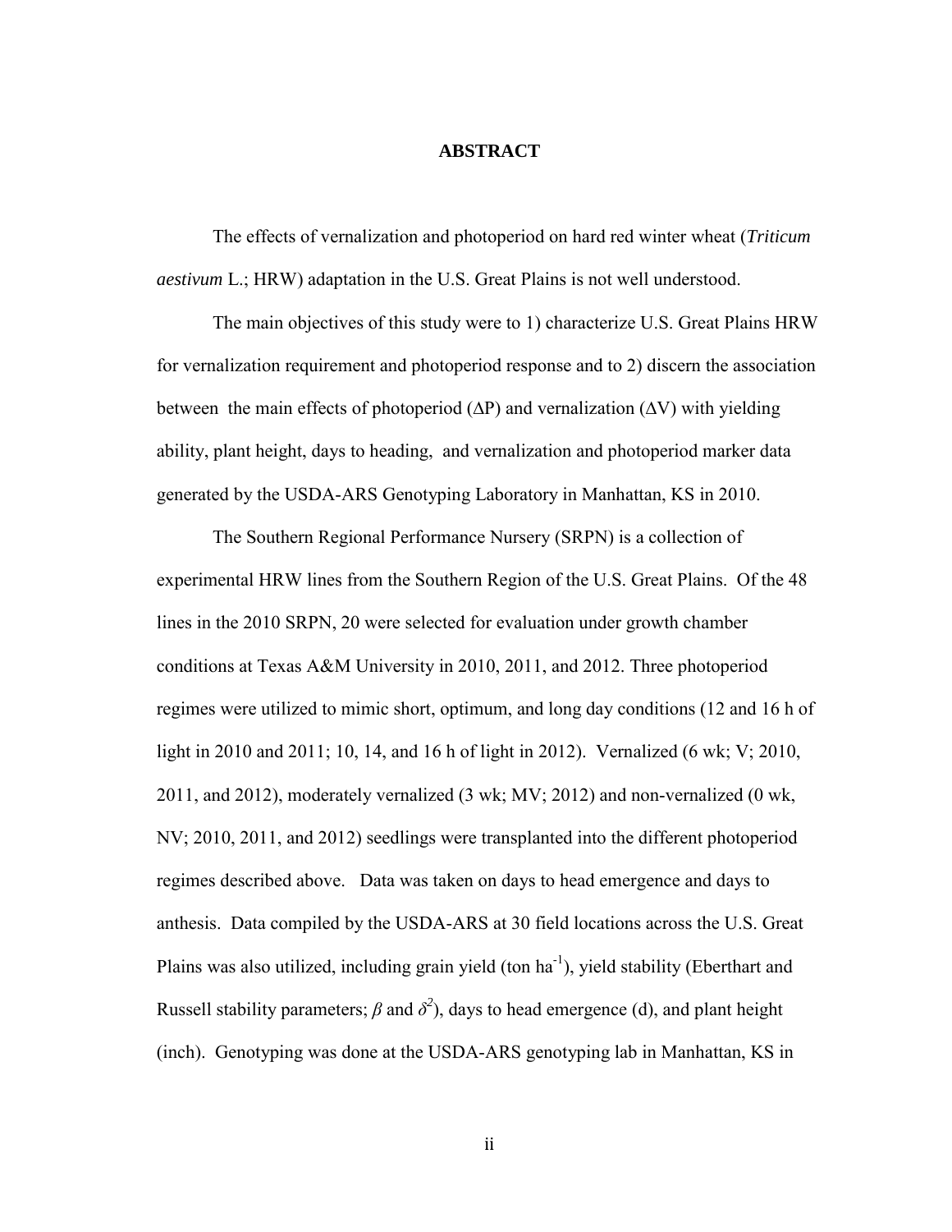**ABSTRACT**

The effects of vernalization and photoperiod on hard red winter wheat (*Triticum aestivum* L.; HRW) adaptation in the U.S. Great Plains is not well understood.

The main objectives of this study were to 1) characterize U.S. Great Plains HRW for vernalization requirement and photoperiod response and to 2) discern the association between the main effects of photoperiod ($\Delta$P) and vernalization ($\Delta$V) with yielding ability, plant height, days to heading, and vernalization and photoperiod marker data generated by the USDA-ARS Genotyping Laboratory in Manhattan, KS in 2010.

The Southern Regional Performance Nursery (SRPN) is a collection of experimental HRW lines from the Southern Region of the U.S. Great Plains. Of the 48 lines in the 2010 SRPN, 20 were selected for evaluation under growth chamber conditions at Texas A&M University in 2010, 2011, and 2012. Three photoperiod regimes were utilized to mimic short, optimum, and long day conditions (12 and 16 h of light in 2010 and 2011; 10, 14, and 16 h of light in 2012). Vernalized (6 wk; V; 2010, 2011, and 2012), moderately vernalized (3 wk; MV; 2012) and non-vernalized (0 wk, NV; 2010, 2011, and 2012) seedlings were transplanted into the different photoperiod regimes described above. Data was taken on days to head emergence and days to anthesis. Data compiled by the USDA-ARS at 30 field locations across the U.S. Great Plains was also utilized, including grain yield (ton $ha^{-1}$), yield stability (Eberthart and Russell stability parameters; $\beta$ and $\delta^2$), days to head emergence (d), and plant height (inch). Genotyping was done at the USDA-ARS genotyping lab in Manhattan, KS in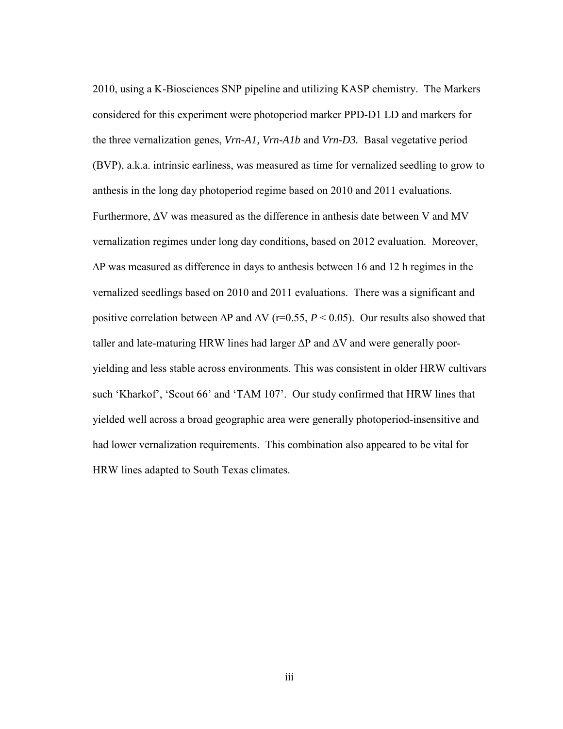2010, using a K-Biosciences SNP pipeline and utilizing KASP chemistry. The Markers considered for this experiment were photoperiod marker PPD-D1 LD and markers for the three vernalization genes, *Vrn-A1, Vrn-A1b* and *Vrn-D3.* Basal vegetative period (BVP), a.k.a. intrinsic earliness, was measured as time for vernalized seedling to grow to anthesis in the long day photoperiod regime based on 2010 and 2011 evaluations. Furthermore, $\Delta V$ was measured as the difference in anthesis date between V and MV vernalization regimes under long day conditions, based on 2012 evaluation. Moreover, $\Delta P$ was measured as difference in days to anthesis between 16 and 12 h regimes in the vernalized seedlings based on 2010 and 2011 evaluations. There was a significant and positive correlation between $\Delta P$ and $\Delta V$ ($r=0.55$, $P < 0.05$). Our results also showed that taller and late-maturing HRW lines had larger $\Delta P$ and $\Delta V$ and were generally poor-yielding and less stable across environments. This was consistent in older HRW cultivars such 'Kharkof', 'Scout 66' and 'TAM 107'. Our study confirmed that HRW lines that yielded well across a broad geographic area were generally photoperiod-insensitive and had lower vernalization requirements. This combination also appeared to be vital for HRW lines adapted to South Texas climates.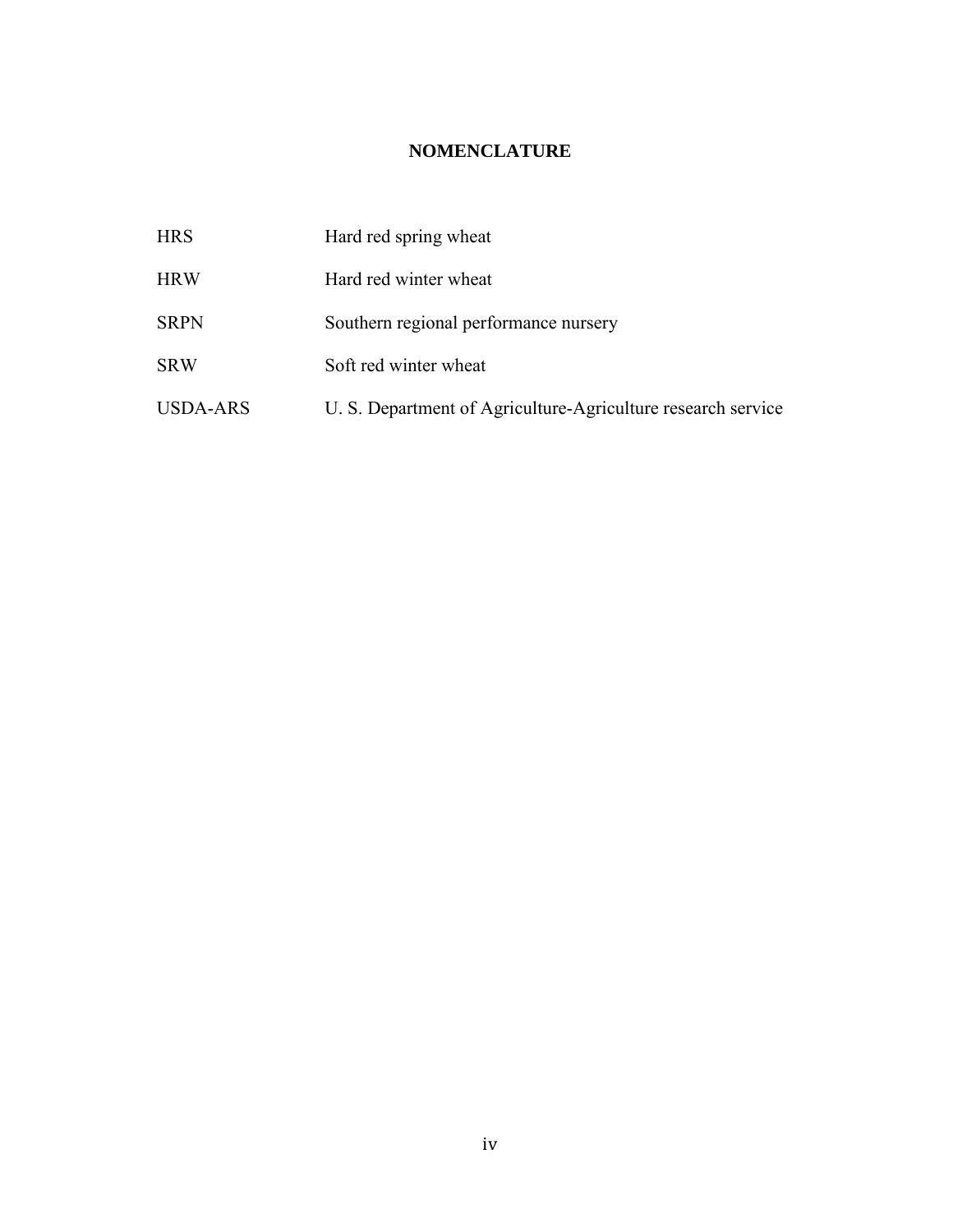# NOMENCLATURE

| | |
|---|---|
| HRS | Hard red spring wheat |
| HRW | Hard red winter wheat |
| SRPN | Southern regional performance nursery |
| SRW | Soft red winter wheat |
| USDA-ARS | U. S. Department of Agriculture-Agriculture research service |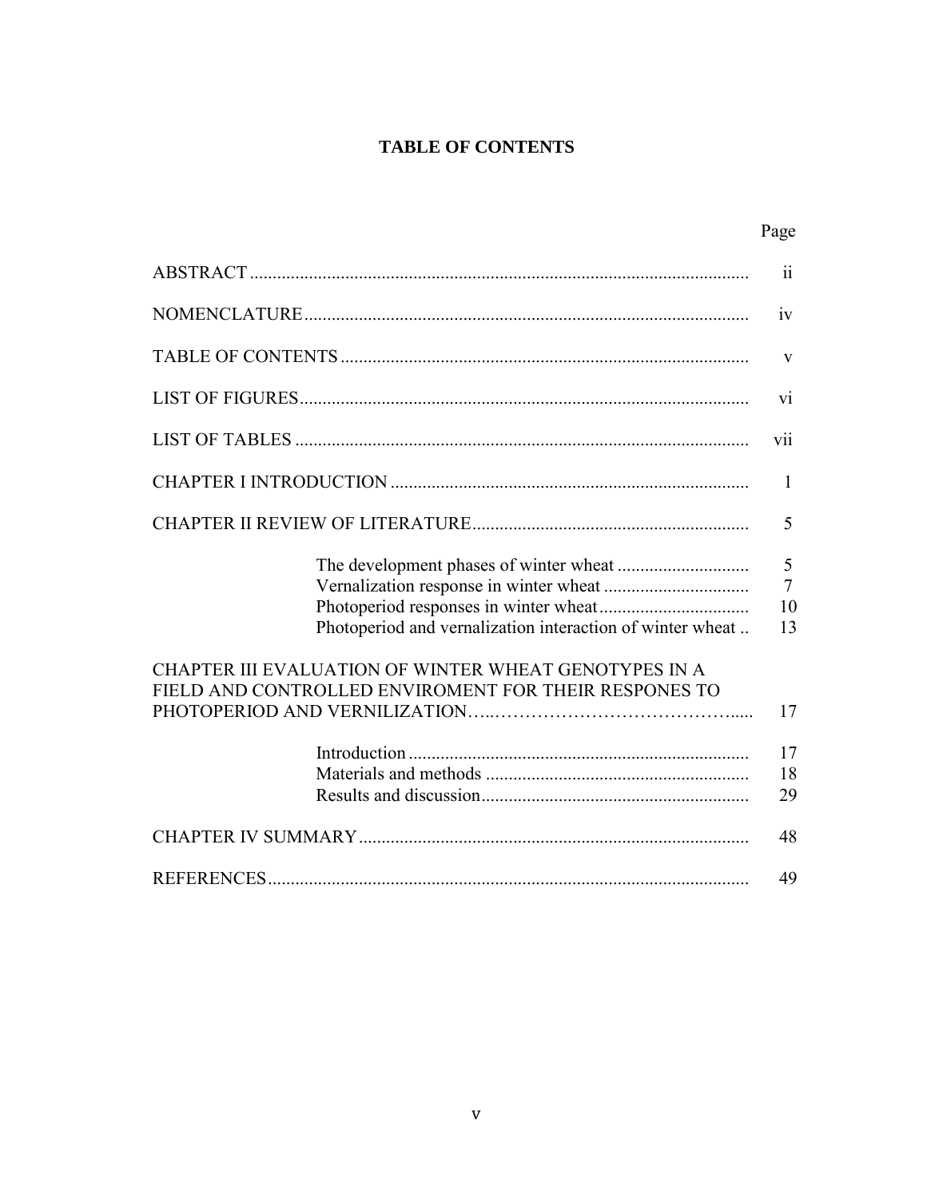# TABLE OF CONTENTS

| | Page |
|---|---|
| ABSTRACT | ii |
| NOMENCLATURE | iv |
| TABLE OF CONTENTS | v |
| LIST OF FIGURES | vi |
| LIST OF TABLES | vii |
| CHAPTER I INTRODUCTION | 1 |
| CHAPTER II REVIEW OF LITERATURE | 5 |
| The development phases of winter wheat | 5 |
| Vernalization response in winter wheat | 7 |
| Photoperiod responses in winter wheat | 10 |
| Photoperiod and vernalization interaction of winter wheat | 13 |
| CHAPTER III EVALUATION OF WINTER WHEAT GENOTYPES IN A FIELD AND CONTROLLED ENVIROMENT FOR THEIR RESPONES TO PHOTOPERIOD AND VERNILIZATION | 17 |
| Introduction | 17 |
| Materials and methods | 18 |
| Results and discussion | 29 |
| CHAPTER IV SUMMARY | 48 |
| REFERENCES | 49 |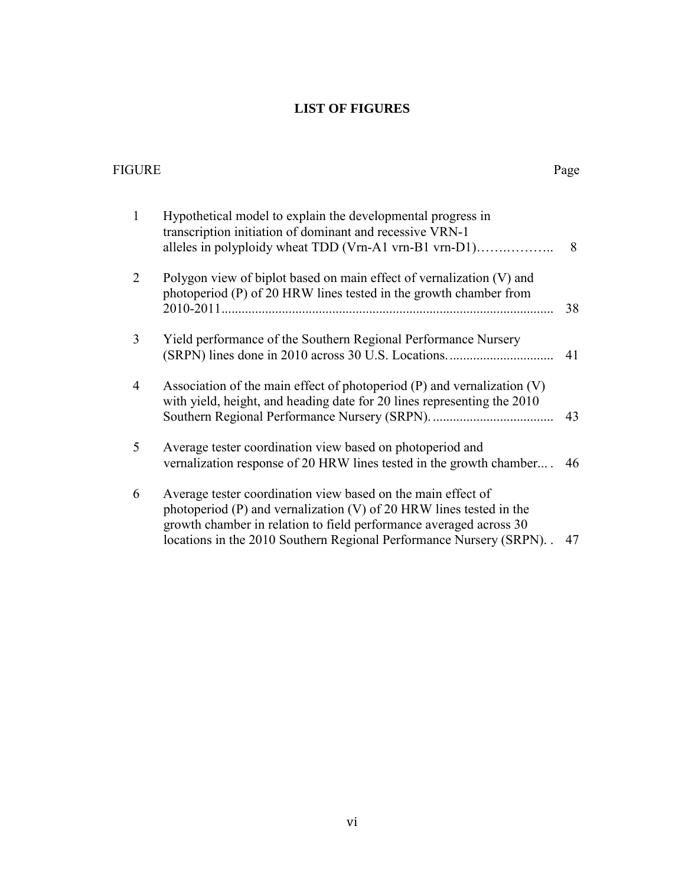**LIST OF FIGURES**

| FIGURE | | Page |
|---|---|---|
| 1 | Hypothetical model to explain the developmental progress in transcription initiation of dominant and recessive VRN-1 alleles in polyploidy wheat TDD (Vrn-A1 vrn-B1 vrn-D1)……..……….. | 8 |
| 2 | Polygon view of biplot based on main effect of vernalization (V) and photoperiod (P) of 20 HRW lines tested in the growth chamber from 2010-2011.................................................................................................. | 38 |
| 3 | Yield performance of the Southern Regional Performance Nursery (SRPN) lines done in 2010 across 30 U.S. Locations............................... | 41 |
| 4 | Association of the main effect of photoperiod (P) and vernalization (V) with yield, height, and heading date for 20 lines representing the 2010 Southern Regional Performance Nursery (SRPN)................................... | 43 |
| 5 | Average tester coordination view based on photoperiod and vernalization response of 20 HRW lines tested in the growth chamber... . | 46 |
| 6 | Average tester coordination view based on the main effect of photoperiod (P) and vernalization (V) of 20 HRW lines tested in the growth chamber in relation to field performance averaged across 30 locations in the 2010 Southern Regional Performance Nursery (SRPN). . | 47 |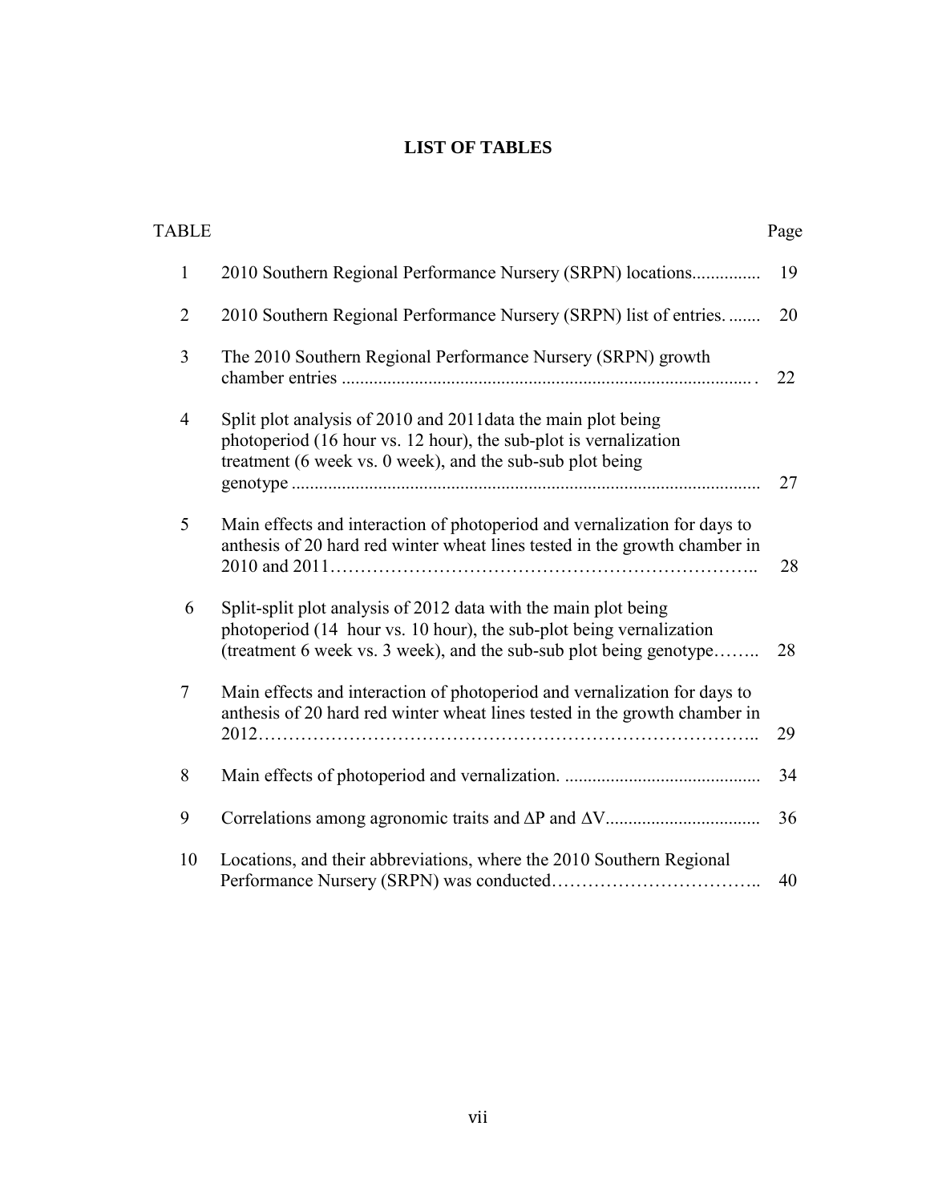# LIST OF TABLES

| TABLE | | Page |
|---|---|---|
| 1 | 2010 Southern Regional Performance Nursery (SRPN) locations............... | 19 |
| 2 | 2010 Southern Regional Performance Nursery (SRPN) list of entries. ....... | 20 |
| 3 | The 2010 Southern Regional Performance Nursery (SRPN) growth chamber entries ......................................................................................... | 22 |
| 4 | Split plot analysis of 2010 and 2011data the main plot being photoperiod (16 hour vs. 12 hour), the sub-plot is vernalization treatment (6 week vs. 0 week), and the sub-sub plot being genotype ...................................................................................................... | 27 |
| 5 | Main effects and interaction of photoperiod and vernalization for days to anthesis of 20 hard red winter wheat lines tested in the growth chamber in 2010 and 2011………………………………………………………….. | 28 |
| 6 | Split-split plot analysis of 2012 data with the main plot being photoperiod (14 hour vs. 10 hour), the sub-plot being vernalization (treatment 6 week vs. 3 week), and the sub-sub plot being genotype…….. | 28 |
| 7 | Main effects and interaction of photoperiod and vernalization for days to anthesis of 20 hard red winter wheat lines tested in the growth chamber in 2012………………………………………………………………….. | 29 |
| 8 | Main effects of photoperiod and vernalization. ........................................... | 34 |
| 9 | Correlations among agronomic traits and ΔP and ΔV.................................. | 36 |
| 10 | Locations, and their abbreviations, where the 2010 Southern Regional Performance Nursery (SRPN) was conducted…………………………….. | 40 |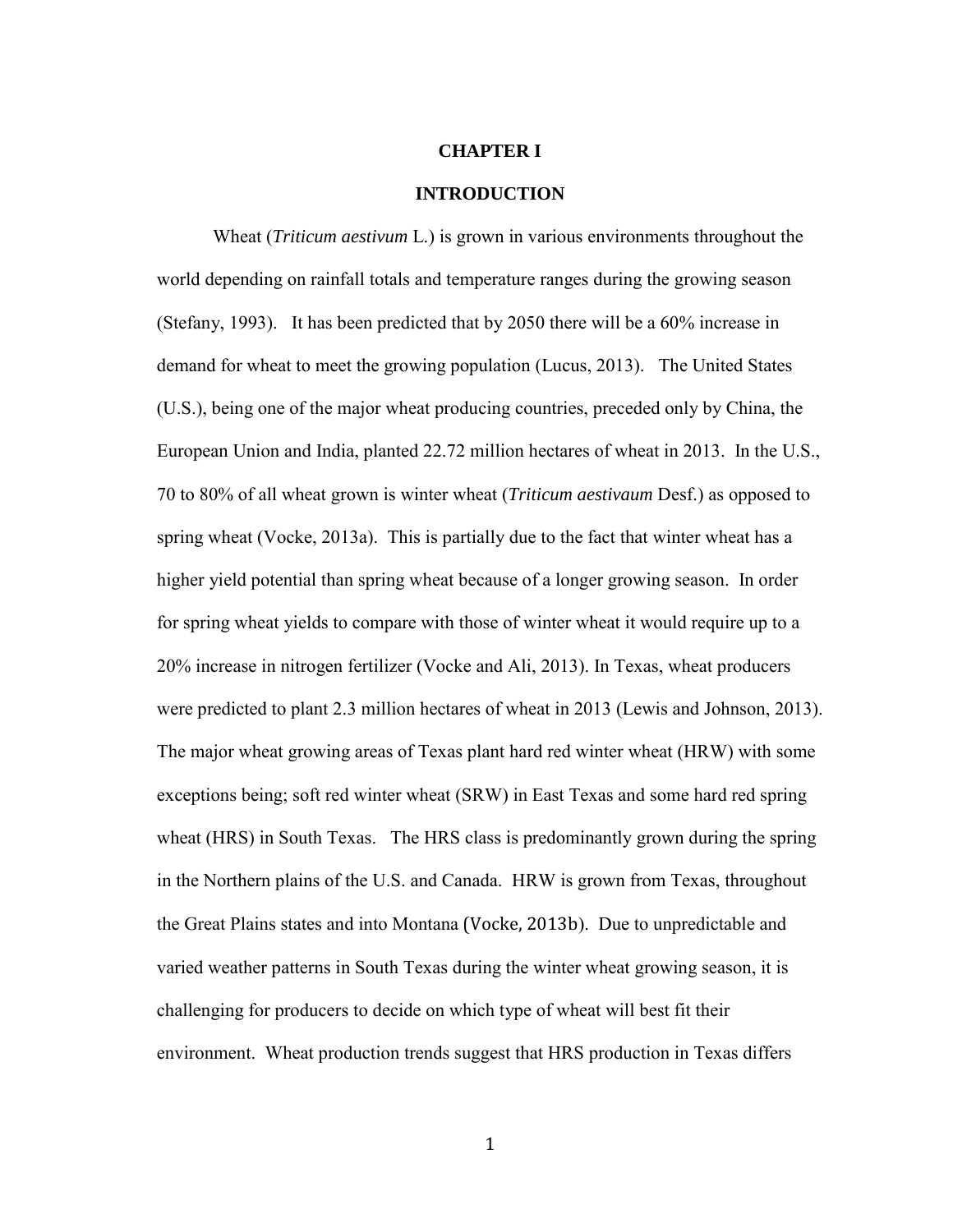# CHAPTER I

## INTRODUCTION

Wheat (*Triticum aestivum* L.) is grown in various environments throughout the world depending on rainfall totals and temperature ranges during the growing season (Stefany, 1993). It has been predicted that by 2050 there will be a 60% increase in demand for wheat to meet the growing population (Lucus, 2013). The United States (U.S.), being one of the major wheat producing countries, preceded only by China, the European Union and India, planted 22.72 million hectares of wheat in 2013. In the U.S., 70 to 80% of all wheat grown is winter wheat (*Triticum aestivaum* Desf.) as opposed to spring wheat (Vocke, 2013a). This is partially due to the fact that winter wheat has a higher yield potential than spring wheat because of a longer growing season. In order for spring wheat yields to compare with those of winter wheat it would require up to a 20% increase in nitrogen fertilizer (Vocke and Ali, 2013). In Texas, wheat producers were predicted to plant 2.3 million hectares of wheat in 2013 (Lewis and Johnson, 2013). The major wheat growing areas of Texas plant hard red winter wheat (HRW) with some exceptions being; soft red winter wheat (SRW) in East Texas and some hard red spring wheat (HRS) in South Texas. The HRS class is predominantly grown during the spring in the Northern plains of the U.S. and Canada. HRW is grown from Texas, throughout the Great Plains states and into Montana (Vocke, 2013b). Due to unpredictable and varied weather patterns in South Texas during the winter wheat growing season, it is challenging for producers to decide on which type of wheat will best fit their environment. Wheat production trends suggest that HRS production in Texas differs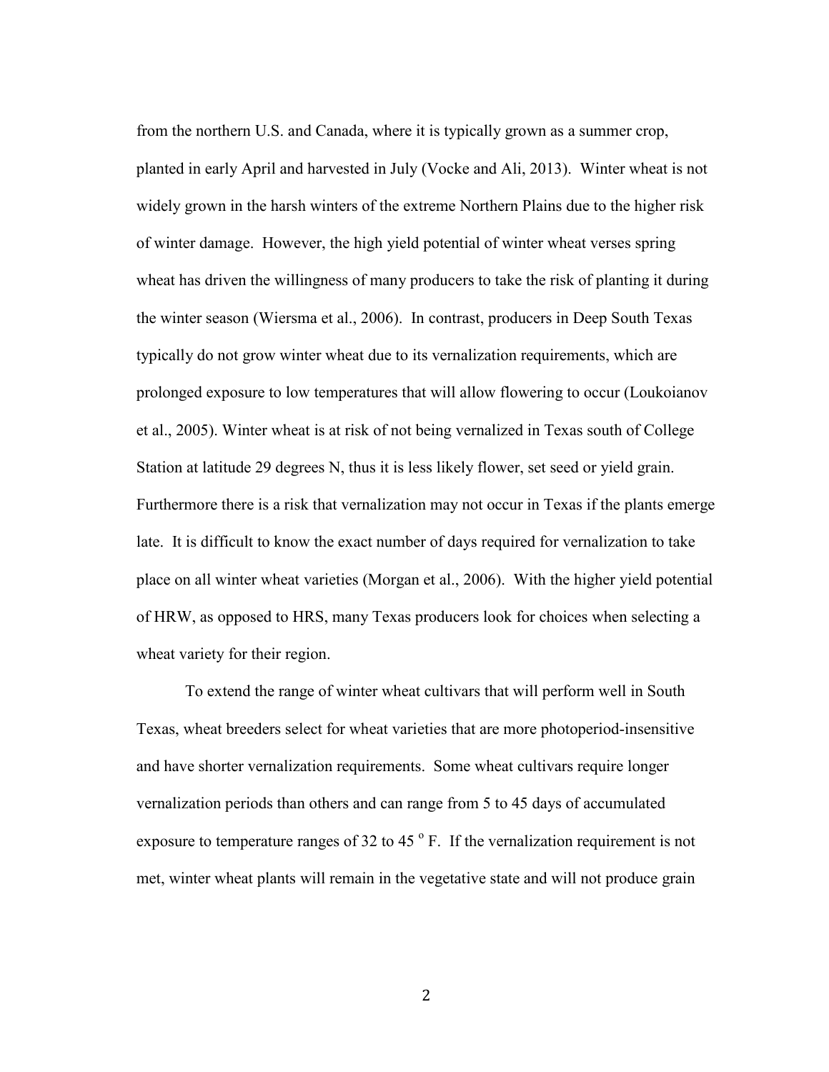from the northern U.S. and Canada, where it is typically grown as a summer crop, planted in early April and harvested in July (Vocke and Ali, 2013). Winter wheat is not widely grown in the harsh winters of the extreme Northern Plains due to the higher risk of winter damage. However, the high yield potential of winter wheat verses spring wheat has driven the willingness of many producers to take the risk of planting it during the winter season (Wiersma et al., 2006). In contrast, producers in Deep South Texas typically do not grow winter wheat due to its vernalization requirements, which are prolonged exposure to low temperatures that will allow flowering to occur (Loukoianov et al., 2005). Winter wheat is at risk of not being vernalized in Texas south of College Station at latitude 29 degrees N, thus it is less likely flower, set seed or yield grain. Furthermore there is a risk that vernalization may not occur in Texas if the plants emerge late. It is difficult to know the exact number of days required for vernalization to take place on all winter wheat varieties (Morgan et al., 2006). With the higher yield potential of HRW, as opposed to HRS, many Texas producers look for choices when selecting a wheat variety for their region.

To extend the range of winter wheat cultivars that will perform well in South Texas, wheat breeders select for wheat varieties that are more photoperiod-insensitive and have shorter vernalization requirements. Some wheat cultivars require longer vernalization periods than others and can range from 5 to 45 days of accumulated exposure to temperature ranges of 32 to 45 $^{o}$ F. If the vernalization requirement is not met, winter wheat plants will remain in the vegetative state and will not produce grain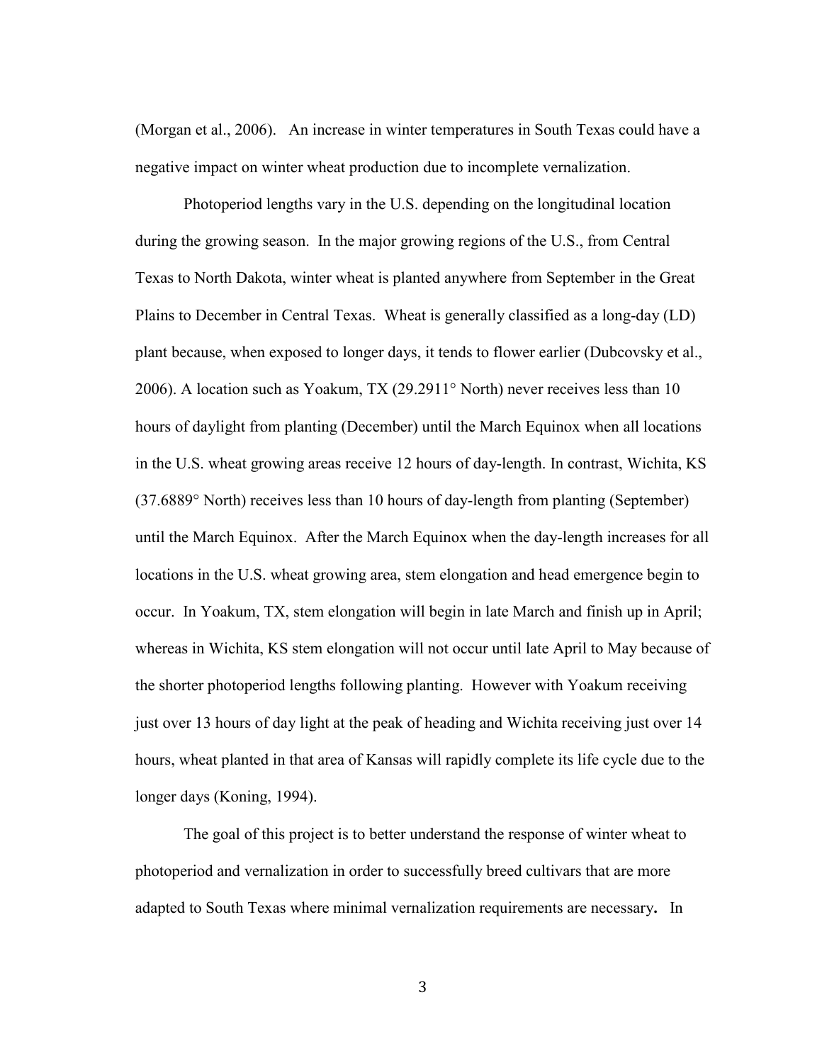(Morgan et al., 2006). An increase in winter temperatures in South Texas could have a negative impact on winter wheat production due to incomplete vernalization.

Photoperiod lengths vary in the U.S. depending on the longitudinal location during the growing season. In the major growing regions of the U.S., from Central Texas to North Dakota, winter wheat is planted anywhere from September in the Great Plains to December in Central Texas. Wheat is generally classified as a long-day (LD) plant because, when exposed to longer days, it tends to flower earlier (Dubcovsky et al., 2006). A location such as Yoakum, TX (29.2911° North) never receives less than 10 hours of daylight from planting (December) until the March Equinox when all locations in the U.S. wheat growing areas receive 12 hours of day-length. In contrast, Wichita, KS (37.6889° North) receives less than 10 hours of day-length from planting (September) until the March Equinox. After the March Equinox when the day-length increases for all locations in the U.S. wheat growing area, stem elongation and head emergence begin to occur. In Yoakum, TX, stem elongation will begin in late March and finish up in April; whereas in Wichita, KS stem elongation will not occur until late April to May because of the shorter photoperiod lengths following planting. However with Yoakum receiving just over 13 hours of day light at the peak of heading and Wichita receiving just over 14 hours, wheat planted in that area of Kansas will rapidly complete its life cycle due to the longer days (Koning, 1994).

The goal of this project is to better understand the response of winter wheat to photoperiod and vernalization in order to successfully breed cultivars that are more adapted to South Texas where minimal vernalization requirements are necessary**.** In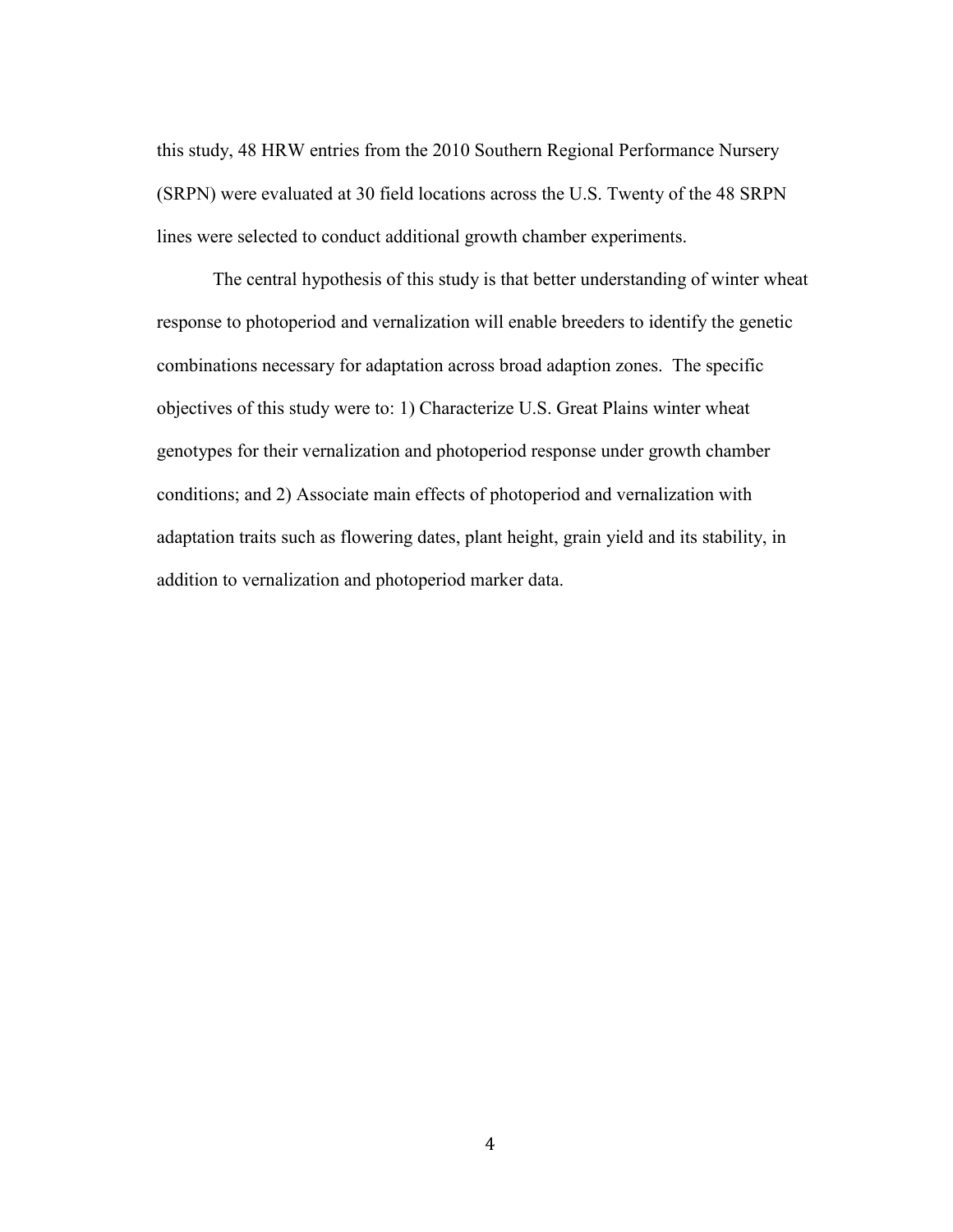this study, 48 HRW entries from the 2010 Southern Regional Performance Nursery (SRPN) were evaluated at 30 field locations across the U.S. Twenty of the 48 SRPN lines were selected to conduct additional growth chamber experiments.

The central hypothesis of this study is that better understanding of winter wheat response to photoperiod and vernalization will enable breeders to identify the genetic combinations necessary for adaptation across broad adaption zones. The specific objectives of this study were to: 1) Characterize U.S. Great Plains winter wheat genotypes for their vernalization and photoperiod response under growth chamber conditions; and 2) Associate main effects of photoperiod and vernalization with adaptation traits such as flowering dates, plant height, grain yield and its stability, in addition to vernalization and photoperiod marker data.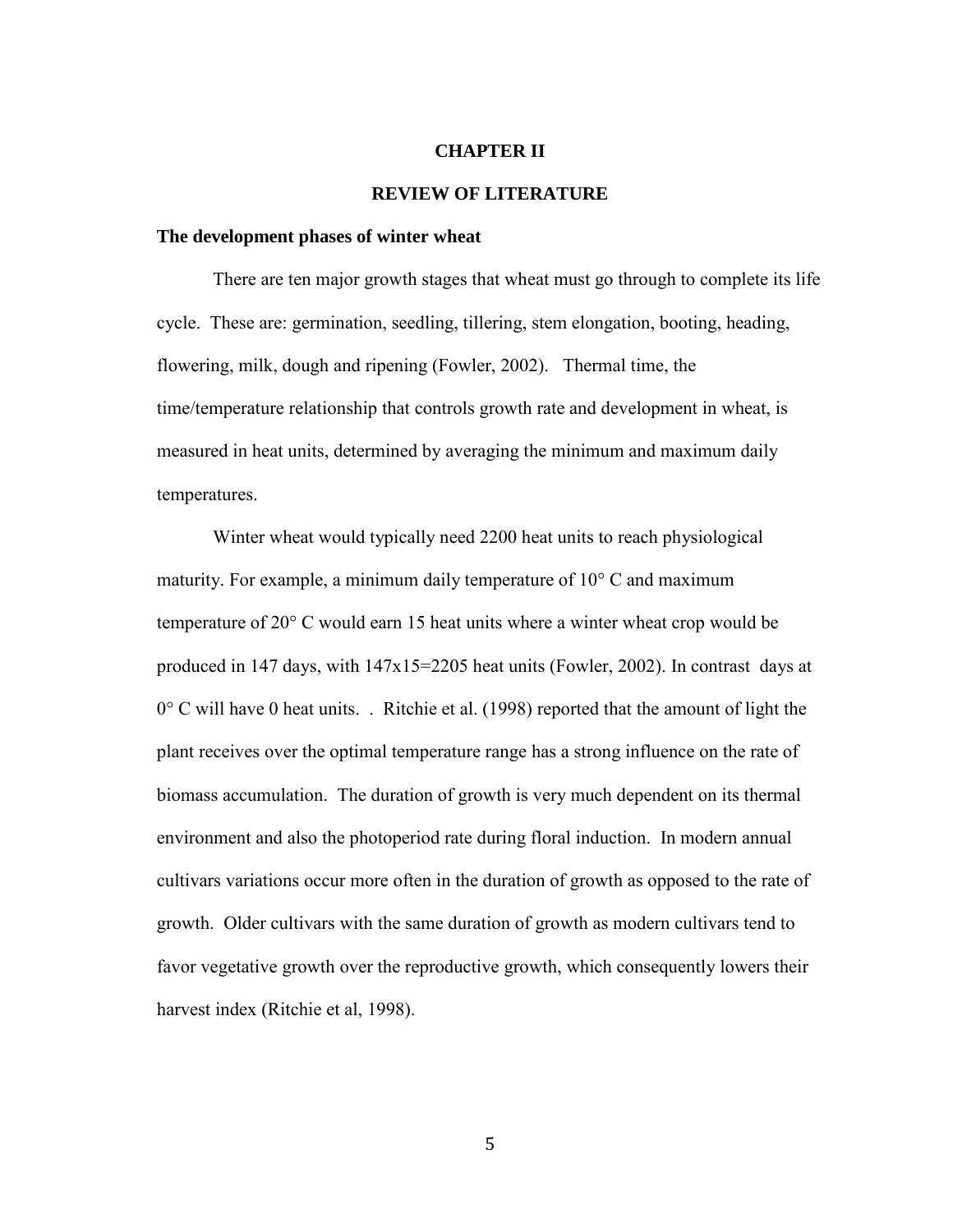# CHAPTER II

## REVIEW OF LITERATURE

### The development phases of winter wheat

There are ten major growth stages that wheat must go through to complete its life cycle. These are: germination, seedling, tillering, stem elongation, booting, heading, flowering, milk, dough and ripening (Fowler, 2002). Thermal time, the time/temperature relationship that controls growth rate and development in wheat, is measured in heat units, determined by averaging the minimum and maximum daily temperatures.

Winter wheat would typically need 2200 heat units to reach physiological maturity. For example, a minimum daily temperature of 10° C and maximum temperature of 20° C would earn 15 heat units where a winter wheat crop would be produced in 147 days, with 147x15=2205 heat units (Fowler, 2002). In contrast days at 0° C will have 0 heat units. . Ritchie et al. (1998) reported that the amount of light the plant receives over the optimal temperature range has a strong influence on the rate of biomass accumulation. The duration of growth is very much dependent on its thermal environment and also the photoperiod rate during floral induction. In modern annual cultivars variations occur more often in the duration of growth as opposed to the rate of growth. Older cultivars with the same duration of growth as modern cultivars tend to favor vegetative growth over the reproductive growth, which consequently lowers their harvest index (Ritchie et al, 1998).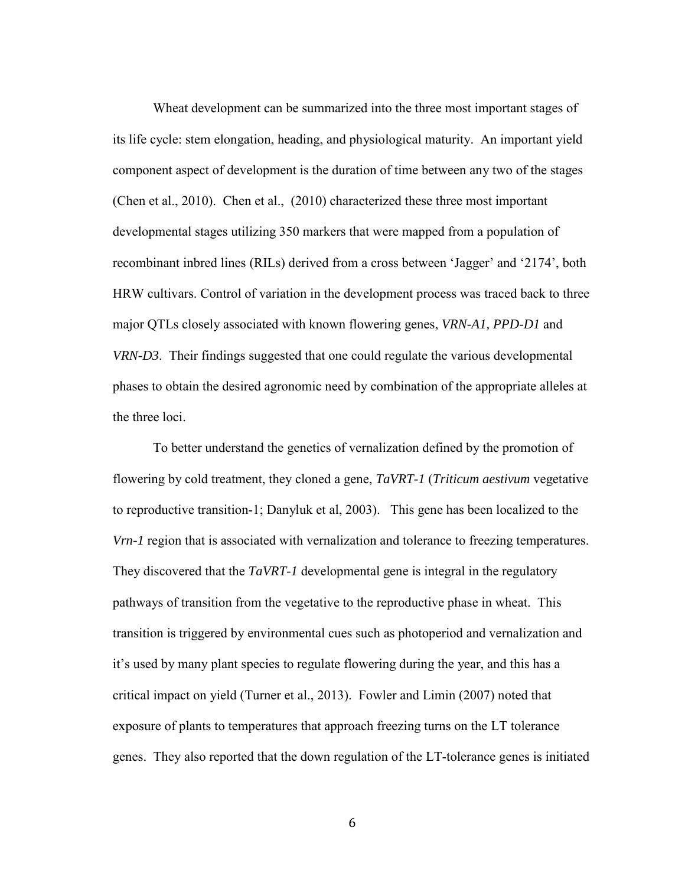Wheat development can be summarized into the three most important stages of its life cycle: stem elongation, heading, and physiological maturity. An important yield component aspect of development is the duration of time between any two of the stages (Chen et al., 2010). Chen et al., (2010) characterized these three most important developmental stages utilizing 350 markers that were mapped from a population of recombinant inbred lines (RILs) derived from a cross between 'Jagger' and '2174', both HRW cultivars. Control of variation in the development process was traced back to three major QTLs closely associated with known flowering genes, *VRN-A1, PPD-D1* and *VRN-D3*. Their findings suggested that one could regulate the various developmental phases to obtain the desired agronomic need by combination of the appropriate alleles at the three loci.

To better understand the genetics of vernalization defined by the promotion of flowering by cold treatment, they cloned a gene, *TaVRT-1* (*Triticum aestivum* vegetative to reproductive transition-1; Danyluk et al, 2003). This gene has been localized to the *Vrn-1* region that is associated with vernalization and tolerance to freezing temperatures. They discovered that the *TaVRT-1* developmental gene is integral in the regulatory pathways of transition from the vegetative to the reproductive phase in wheat. This transition is triggered by environmental cues such as photoperiod and vernalization and it's used by many plant species to regulate flowering during the year, and this has a critical impact on yield (Turner et al., 2013). Fowler and Limin (2007) noted that exposure of plants to temperatures that approach freezing turns on the LT tolerance genes. They also reported that the down regulation of the LT-tolerance genes is initiated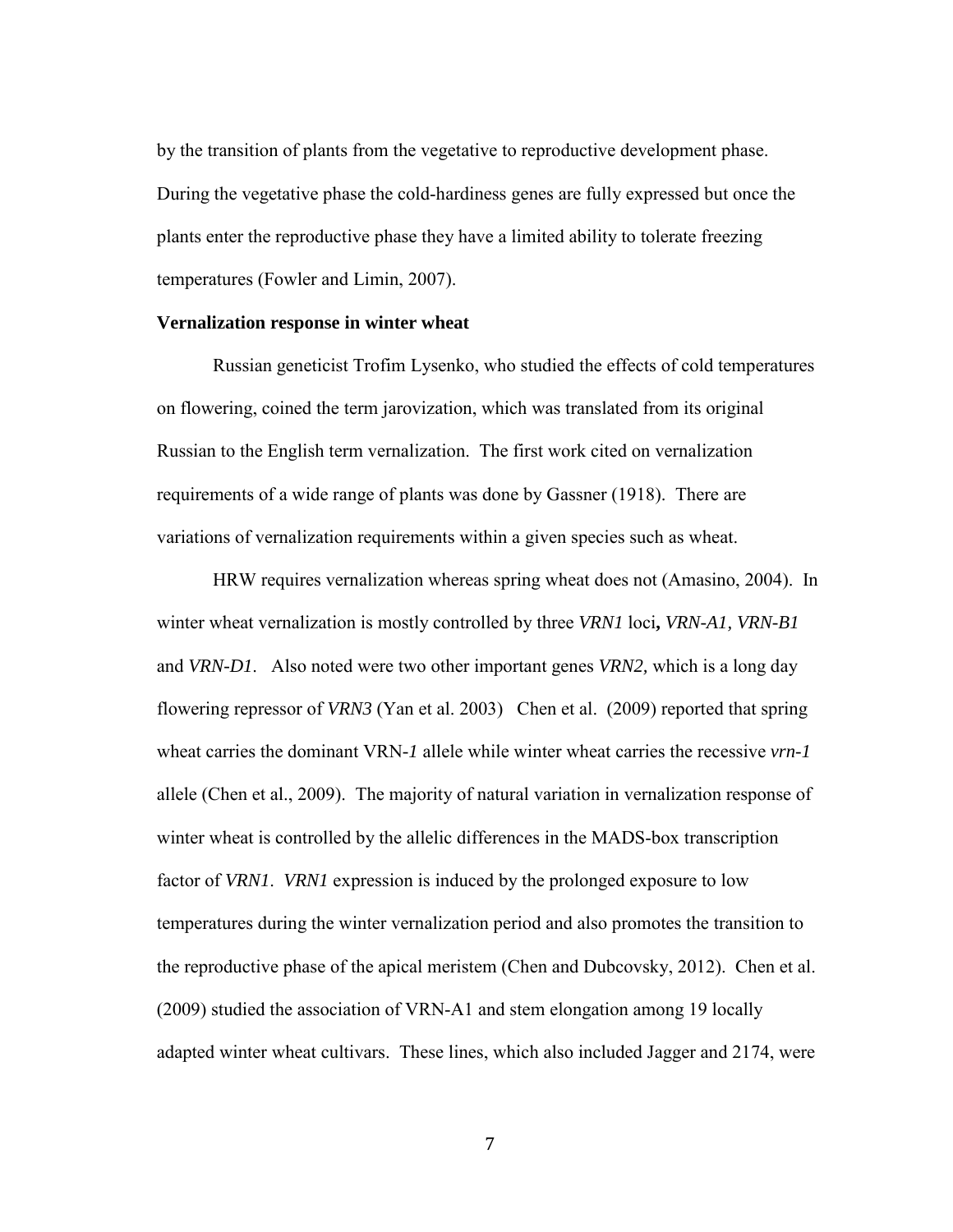by the transition of plants from the vegetative to reproductive development phase. During the vegetative phase the cold-hardiness genes are fully expressed but once the plants enter the reproductive phase they have a limited ability to tolerate freezing temperatures (Fowler and Limin, 2007).

### Vernalization response in winter wheat

Russian geneticist Trofim Lysenko, who studied the effects of cold temperatures on flowering, coined the term jarovization, which was translated from its original Russian to the English term vernalization. The first work cited on vernalization requirements of a wide range of plants was done by Gassner (1918). There are variations of vernalization requirements within a given species such as wheat.

HRW requires vernalization whereas spring wheat does not (Amasino, 2004). In winter wheat vernalization is mostly controlled by three *VRN1* loci**,** *VRN-A1, VRN-B1* and *VRN-D1*. Also noted were two other important genes *VRN2,* which is a long day flowering repressor of *VRN3* (Yan et al. 2003) Chen et al. (2009) reported that spring wheat carries the dominant VRN-*1* allele while winter wheat carries the recessive *vrn-1* allele (Chen et al., 2009). The majority of natural variation in vernalization response of winter wheat is controlled by the allelic differences in the MADS-box transcription factor of *VRN1*. *VRN1* expression is induced by the prolonged exposure to low temperatures during the winter vernalization period and also promotes the transition to the reproductive phase of the apical meristem (Chen and Dubcovsky, 2012). Chen et al. (2009) studied the association of VRN-A1 and stem elongation among 19 locally adapted winter wheat cultivars. These lines, which also included Jagger and 2174, were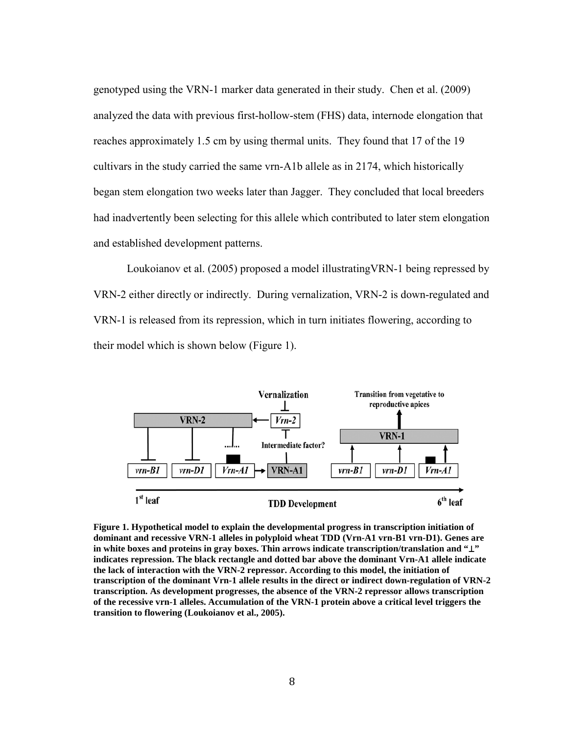genotyped using the VRN-1 marker data generated in their study. Chen et al. (2009) analyzed the data with previous first-hollow-stem (FHS) data, internode elongation that reaches approximately 1.5 cm by using thermal units. They found that 17 of the 19 cultivars in the study carried the same vrn-A1b allele as in 2174, which historically began stem elongation two weeks later than Jagger. They concluded that local breeders had inadvertently been selecting for this allele which contributed to later stem elongation and established development patterns.

Loukoianov et al. (2005) proposed a model illustratingVRN-1 being repressed by VRN-2 either directly or indirectly. During vernalization, VRN-2 is down-regulated and VRN-1 is released from its repression, which in turn initiates flowering, according to their model which is shown below (Figure 1).

Vernalization

VRN-2

*Vrn-2*

Intermediate factor?

*vrn-B1* *vrn-D1* *Vrn-A1* VRN-A1

Transition from vegetative to reproductive apices

VRN-1

*vrn-B1* *vrn-D1* *Vrn-A1*

1st leaf TDD Development 6th leaf

**Figure 1. Hypothetical model to explain the developmental progress in transcription initiation of dominant and recessive VRN-1 alleles in polyploid wheat TDD (Vrn-A1 vrn-B1 vrn-D1). Genes are in white boxes and proteins in gray boxes. Thin arrows indicate transcription/translation and "⊥" indicates repression. The black rectangle and dotted bar above the dominant Vrn-A1 allele indicate the lack of interaction with the VRN-2 repressor. According to this model, the initiation of transcription of the dominant Vrn-1 allele results in the direct or indirect down-regulation of VRN-2 transcription. As development progresses, the absence of the VRN-2 repressor allows transcription of the recessive vrn-1 alleles. Accumulation of the VRN-1 protein above a critical level triggers the transition to flowering (Loukoianov et al., 2005).**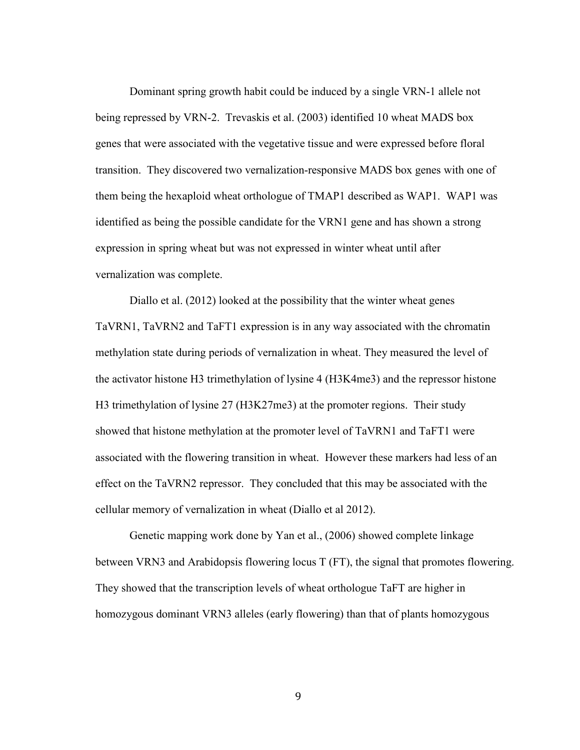Dominant spring growth habit could be induced by a single VRN-1 allele not being repressed by VRN-2. Trevaskis et al. (2003) identified 10 wheat MADS box genes that were associated with the vegetative tissue and were expressed before floral transition. They discovered two vernalization-responsive MADS box genes with one of them being the hexaploid wheat orthologue of TMAP1 described as WAP1. WAP1 was identified as being the possible candidate for the VRN1 gene and has shown a strong expression in spring wheat but was not expressed in winter wheat until after vernalization was complete.

Diallo et al. (2012) looked at the possibility that the winter wheat genes TaVRN1, TaVRN2 and TaFT1 expression is in any way associated with the chromatin methylation state during periods of vernalization in wheat. They measured the level of the activator histone H3 trimethylation of lysine 4 (H3K4me3) and the repressor histone H3 trimethylation of lysine 27 (H3K27me3) at the promoter regions. Their study showed that histone methylation at the promoter level of TaVRN1 and TaFT1 were associated with the flowering transition in wheat. However these markers had less of an effect on the TaVRN2 repressor. They concluded that this may be associated with the cellular memory of vernalization in wheat (Diallo et al 2012).

Genetic mapping work done by Yan et al., (2006) showed complete linkage between VRN3 and Arabidopsis flowering locus T (FT), the signal that promotes flowering. They showed that the transcription levels of wheat orthologue TaFT are higher in homozygous dominant VRN3 alleles (early flowering) than that of plants homozygous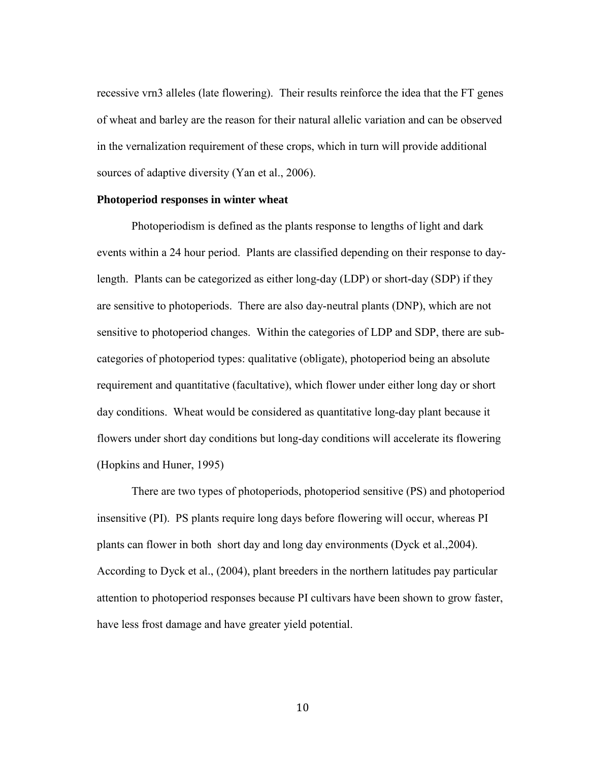recessive vrn3 alleles (late flowering). Their results reinforce the idea that the FT genes of wheat and barley are the reason for their natural allelic variation and can be observed in the vernalization requirement of these crops, which in turn will provide additional sources of adaptive diversity (Yan et al., 2006).

**Photoperiod responses in winter wheat**

Photoperiodism is defined as the plants response to lengths of light and dark events within a 24 hour period. Plants are classified depending on their response to day-length. Plants can be categorized as either long-day (LDP) or short-day (SDP) if they are sensitive to photoperiods. There are also day-neutral plants (DNP), which are not sensitive to photoperiod changes. Within the categories of LDP and SDP, there are sub-categories of photoperiod types: qualitative (obligate), photoperiod being an absolute requirement and quantitative (facultative), which flower under either long day or short day conditions. Wheat would be considered as quantitative long-day plant because it flowers under short day conditions but long-day conditions will accelerate its flowering (Hopkins and Huner, 1995)

There are two types of photoperiods, photoperiod sensitive (PS) and photoperiod insensitive (PI). PS plants require long days before flowering will occur, whereas PI plants can flower in both short day and long day environments (Dyck et al.,2004). According to Dyck et al., (2004), plant breeders in the northern latitudes pay particular attention to photoperiod responses because PI cultivars have been shown to grow faster, have less frost damage and have greater yield potential.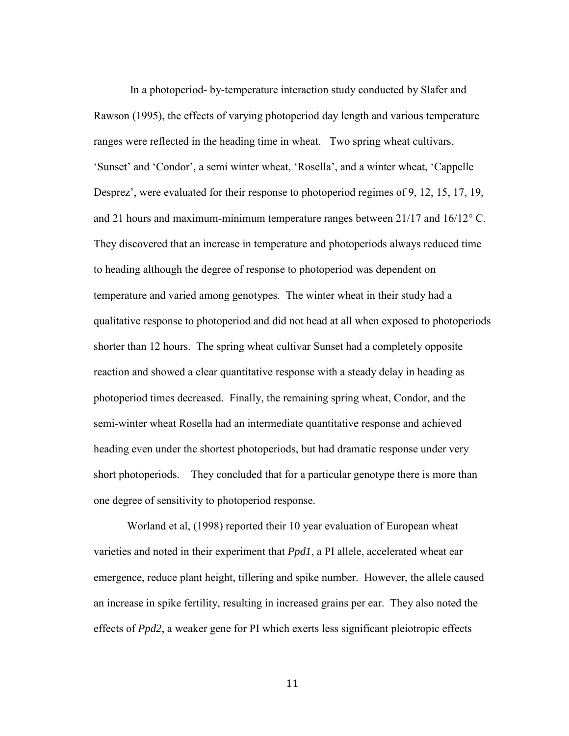In a photoperiod- by-temperature interaction study conducted by Slafer and Rawson (1995), the effects of varying photoperiod day length and various temperature ranges were reflected in the heading time in wheat. Two spring wheat cultivars, 'Sunset' and 'Condor', a semi winter wheat, 'Rosella', and a winter wheat, 'Cappelle Desprez', were evaluated for their response to photoperiod regimes of 9, 12, 15, 17, 19, and 21 hours and maximum-minimum temperature ranges between 21/17 and 16/12° C. They discovered that an increase in temperature and photoperiods always reduced time to heading although the degree of response to photoperiod was dependent on temperature and varied among genotypes. The winter wheat in their study had a qualitative response to photoperiod and did not head at all when exposed to photoperiods shorter than 12 hours. The spring wheat cultivar Sunset had a completely opposite reaction and showed a clear quantitative response with a steady delay in heading as photoperiod times decreased. Finally, the remaining spring wheat, Condor, and the semi-winter wheat Rosella had an intermediate quantitative response and achieved heading even under the shortest photoperiods, but had dramatic response under very short photoperiods. They concluded that for a particular genotype there is more than one degree of sensitivity to photoperiod response.

Worland et al, (1998) reported their 10 year evaluation of European wheat varieties and noted in their experiment that *Ppd1*, a PI allele, accelerated wheat ear emergence, reduce plant height, tillering and spike number. However, the allele caused an increase in spike fertility, resulting in increased grains per ear. They also noted the effects of *Ppd2*, a weaker gene for PI which exerts less significant pleiotropic effects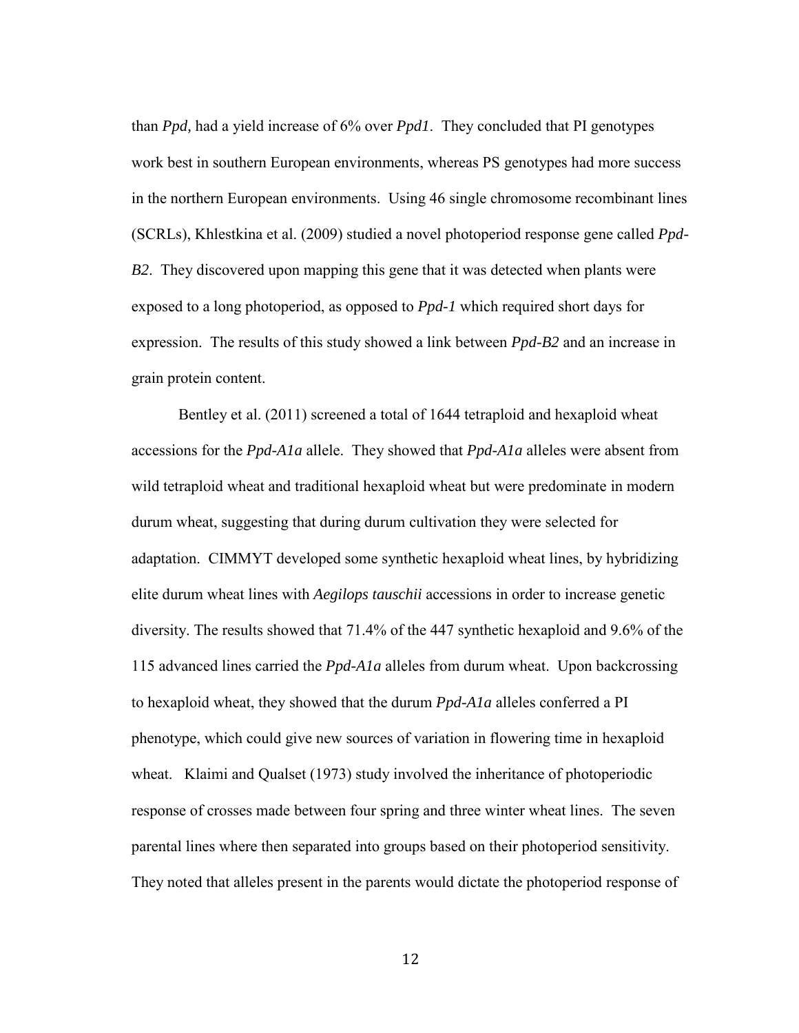than *Ppd,* had a yield increase of 6% over *Ppd1*. They concluded that PI genotypes work best in southern European environments, whereas PS genotypes had more success in the northern European environments. Using 46 single chromosome recombinant lines (SCRLs), Khlestkina et al. (2009) studied a novel photoperiod response gene called *Ppd-B2*. They discovered upon mapping this gene that it was detected when plants were exposed to a long photoperiod, as opposed to *Ppd-1* which required short days for expression. The results of this study showed a link between *Ppd-B2* and an increase in grain protein content.

Bentley et al. (2011) screened a total of 1644 tetraploid and hexaploid wheat accessions for the *Ppd-A1a* allele. They showed that *Ppd-A1a* alleles were absent from wild tetraploid wheat and traditional hexaploid wheat but were predominate in modern durum wheat, suggesting that during durum cultivation they were selected for adaptation. CIMMYT developed some synthetic hexaploid wheat lines, by hybridizing elite durum wheat lines with *Aegilops tauschii* accessions in order to increase genetic diversity. The results showed that 71.4% of the 447 synthetic hexaploid and 9.6% of the 115 advanced lines carried the *Ppd-A1a* alleles from durum wheat. Upon backcrossing to hexaploid wheat, they showed that the durum *Ppd-A1a* alleles conferred a PI phenotype, which could give new sources of variation in flowering time in hexaploid wheat. Klaimi and Qualset (1973) study involved the inheritance of photoperiodic response of crosses made between four spring and three winter wheat lines. The seven parental lines where then separated into groups based on their photoperiod sensitivity. They noted that alleles present in the parents would dictate the photoperiod response of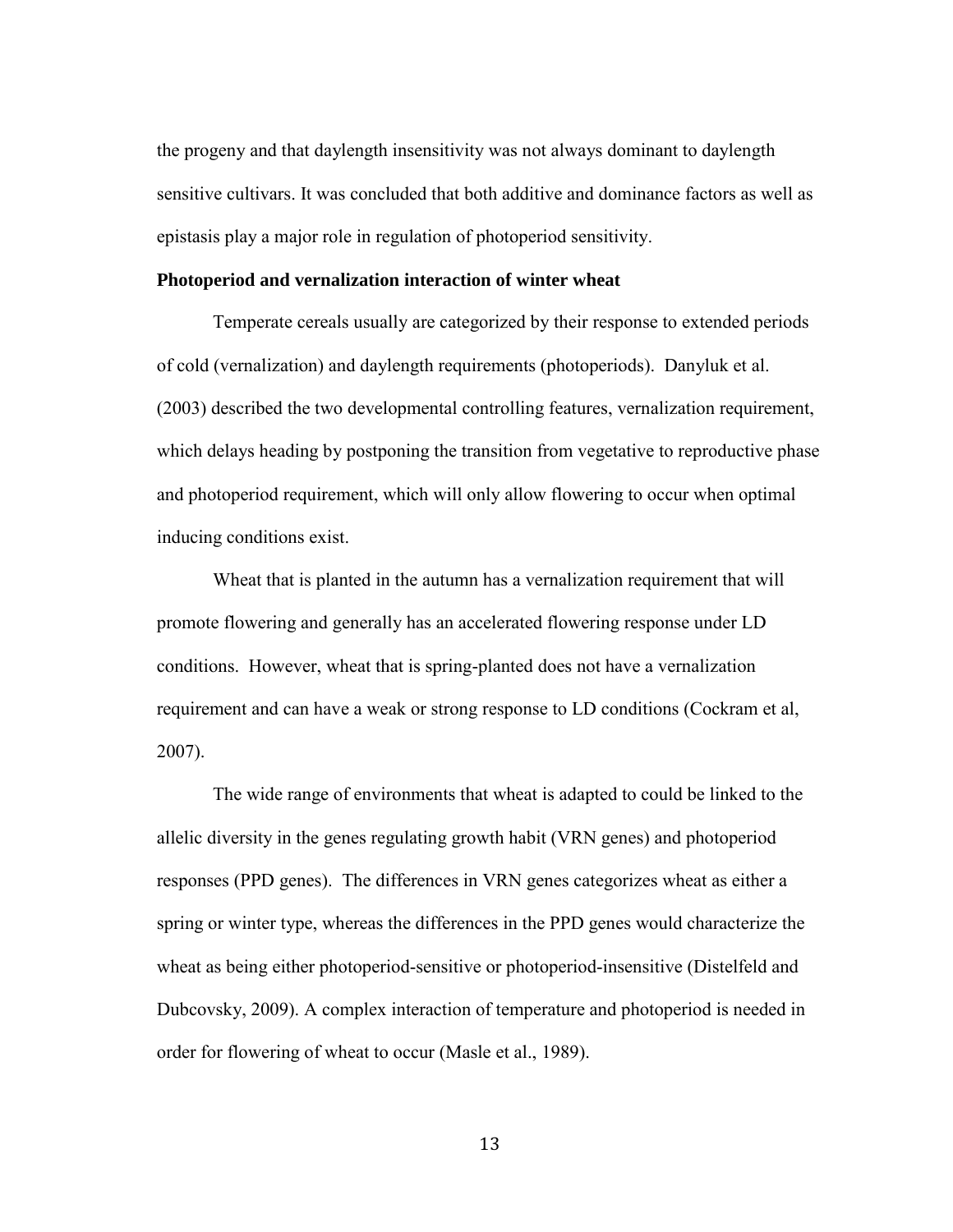the progeny and that daylength insensitivity was not always dominant to daylength sensitive cultivars. It was concluded that both additive and dominance factors as well as epistasis play a major role in regulation of photoperiod sensitivity.

### Photoperiod and vernalization interaction of winter wheat

Temperate cereals usually are categorized by their response to extended periods of cold (vernalization) and daylength requirements (photoperiods). Danyluk et al. (2003) described the two developmental controlling features, vernalization requirement, which delays heading by postponing the transition from vegetative to reproductive phase and photoperiod requirement, which will only allow flowering to occur when optimal inducing conditions exist.

Wheat that is planted in the autumn has a vernalization requirement that will promote flowering and generally has an accelerated flowering response under LD conditions. However, wheat that is spring-planted does not have a vernalization requirement and can have a weak or strong response to LD conditions (Cockram et al, 2007).

The wide range of environments that wheat is adapted to could be linked to the allelic diversity in the genes regulating growth habit (VRN genes) and photoperiod responses (PPD genes). The differences in VRN genes categorizes wheat as either a spring or winter type, whereas the differences in the PPD genes would characterize the wheat as being either photoperiod-sensitive or photoperiod-insensitive (Distelfeld and Dubcovsky, 2009). A complex interaction of temperature and photoperiod is needed in order for flowering of wheat to occur (Masle et al., 1989).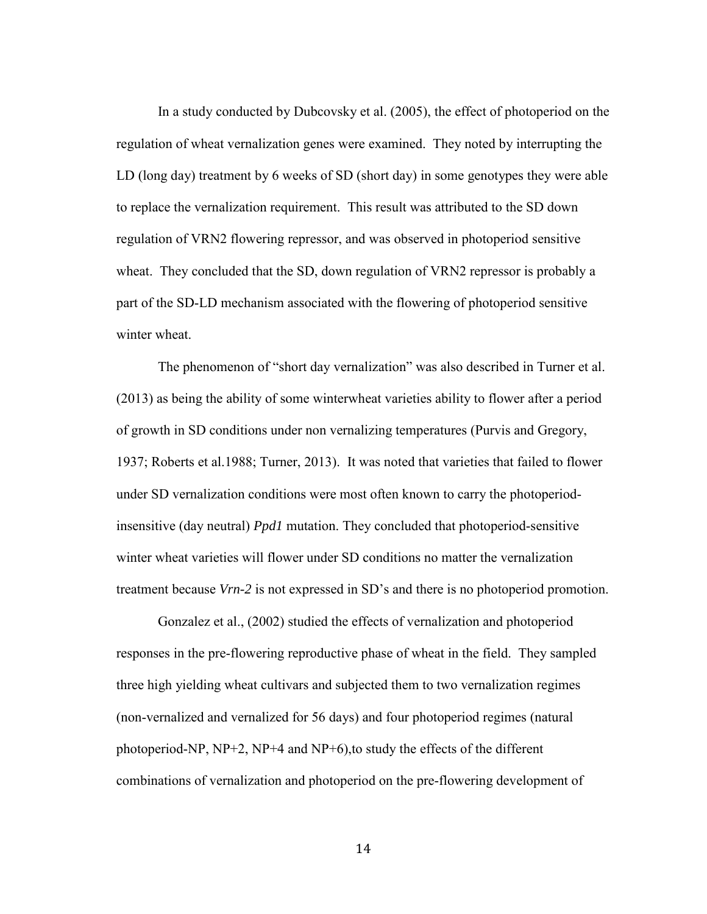In a study conducted by Dubcovsky et al. (2005), the effect of photoperiod on the regulation of wheat vernalization genes were examined. They noted by interrupting the LD (long day) treatment by 6 weeks of SD (short day) in some genotypes they were able to replace the vernalization requirement. This result was attributed to the SD down regulation of VRN2 flowering repressor, and was observed in photoperiod sensitive wheat. They concluded that the SD, down regulation of VRN2 repressor is probably a part of the SD-LD mechanism associated with the flowering of photoperiod sensitive winter wheat.

The phenomenon of "short day vernalization" was also described in Turner et al. (2013) as being the ability of some winterwheat varieties ability to flower after a period of growth in SD conditions under non vernalizing temperatures (Purvis and Gregory, 1937; Roberts et al.1988; Turner, 2013). It was noted that varieties that failed to flower under SD vernalization conditions were most often known to carry the photoperiod-insensitive (day neutral) *Ppd1* mutation. They concluded that photoperiod-sensitive winter wheat varieties will flower under SD conditions no matter the vernalization treatment because *Vrn-2* is not expressed in SD's and there is no photoperiod promotion.

Gonzalez et al., (2002) studied the effects of vernalization and photoperiod responses in the pre-flowering reproductive phase of wheat in the field. They sampled three high yielding wheat cultivars and subjected them to two vernalization regimes (non-vernalized and vernalized for 56 days) and four photoperiod regimes (natural photoperiod-NP, NP+2, NP+4 and NP+6),to study the effects of the different combinations of vernalization and photoperiod on the pre-flowering development of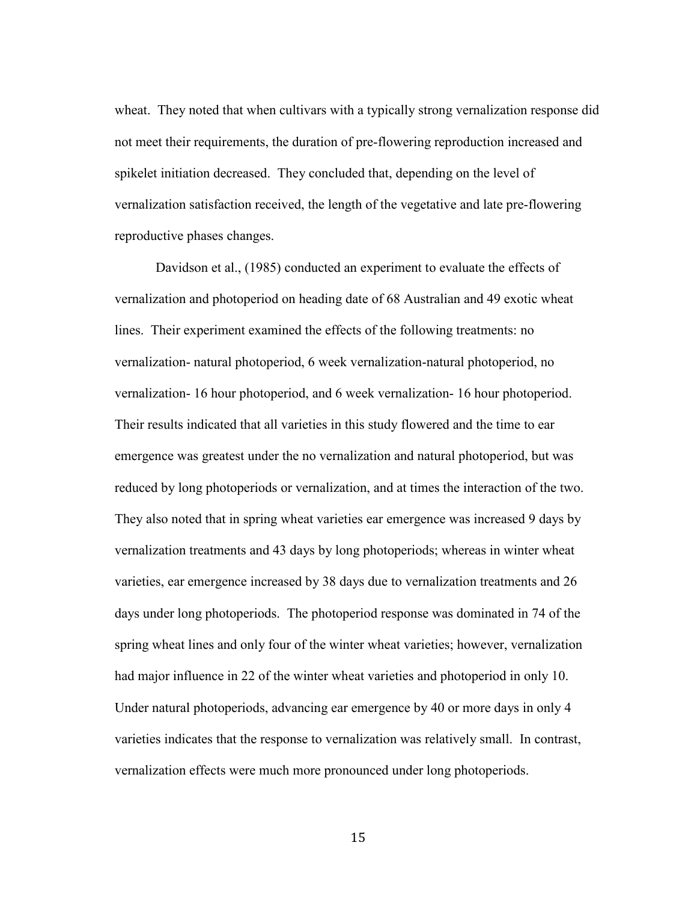wheat. They noted that when cultivars with a typically strong vernalization response did not meet their requirements, the duration of pre-flowering reproduction increased and spikelet initiation decreased. They concluded that, depending on the level of vernalization satisfaction received, the length of the vegetative and late pre-flowering reproductive phases changes.

Davidson et al., (1985) conducted an experiment to evaluate the effects of vernalization and photoperiod on heading date of 68 Australian and 49 exotic wheat lines. Their experiment examined the effects of the following treatments: no vernalization- natural photoperiod, 6 week vernalization-natural photoperiod, no vernalization- 16 hour photoperiod, and 6 week vernalization- 16 hour photoperiod. Their results indicated that all varieties in this study flowered and the time to ear emergence was greatest under the no vernalization and natural photoperiod, but was reduced by long photoperiods or vernalization, and at times the interaction of the two. They also noted that in spring wheat varieties ear emergence was increased 9 days by vernalization treatments and 43 days by long photoperiods; whereas in winter wheat varieties, ear emergence increased by 38 days due to vernalization treatments and 26 days under long photoperiods. The photoperiod response was dominated in 74 of the spring wheat lines and only four of the winter wheat varieties; however, vernalization had major influence in 22 of the winter wheat varieties and photoperiod in only 10. Under natural photoperiods, advancing ear emergence by 40 or more days in only 4 varieties indicates that the response to vernalization was relatively small. In contrast, vernalization effects were much more pronounced under long photoperiods.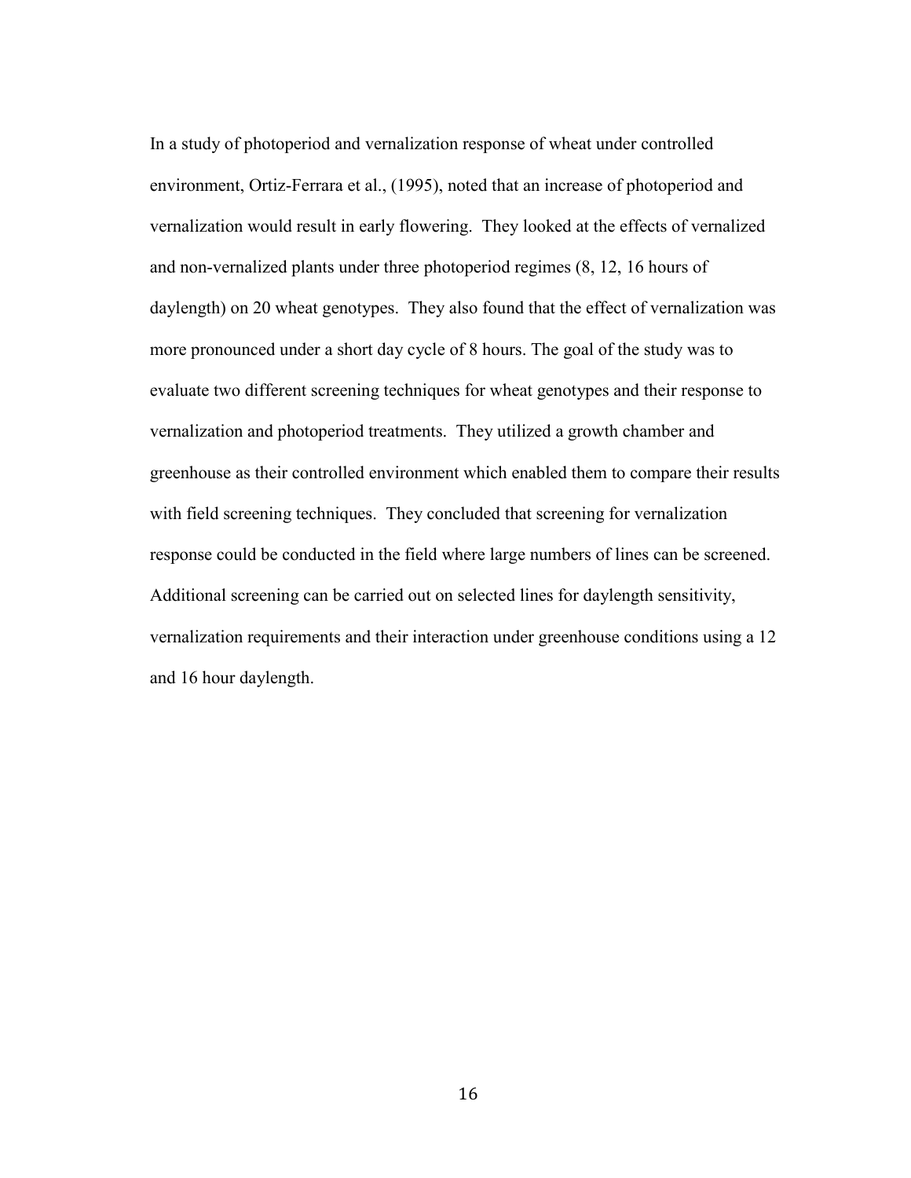In a study of photoperiod and vernalization response of wheat under controlled environment, Ortiz-Ferrara et al., (1995), noted that an increase of photoperiod and vernalization would result in early flowering. They looked at the effects of vernalized and non-vernalized plants under three photoperiod regimes (8, 12, 16 hours of daylength) on 20 wheat genotypes. They also found that the effect of vernalization was more pronounced under a short day cycle of 8 hours. The goal of the study was to evaluate two different screening techniques for wheat genotypes and their response to vernalization and photoperiod treatments. They utilized a growth chamber and greenhouse as their controlled environment which enabled them to compare their results with field screening techniques. They concluded that screening for vernalization response could be conducted in the field where large numbers of lines can be screened. Additional screening can be carried out on selected lines for daylength sensitivity, vernalization requirements and their interaction under greenhouse conditions using a 12 and 16 hour daylength.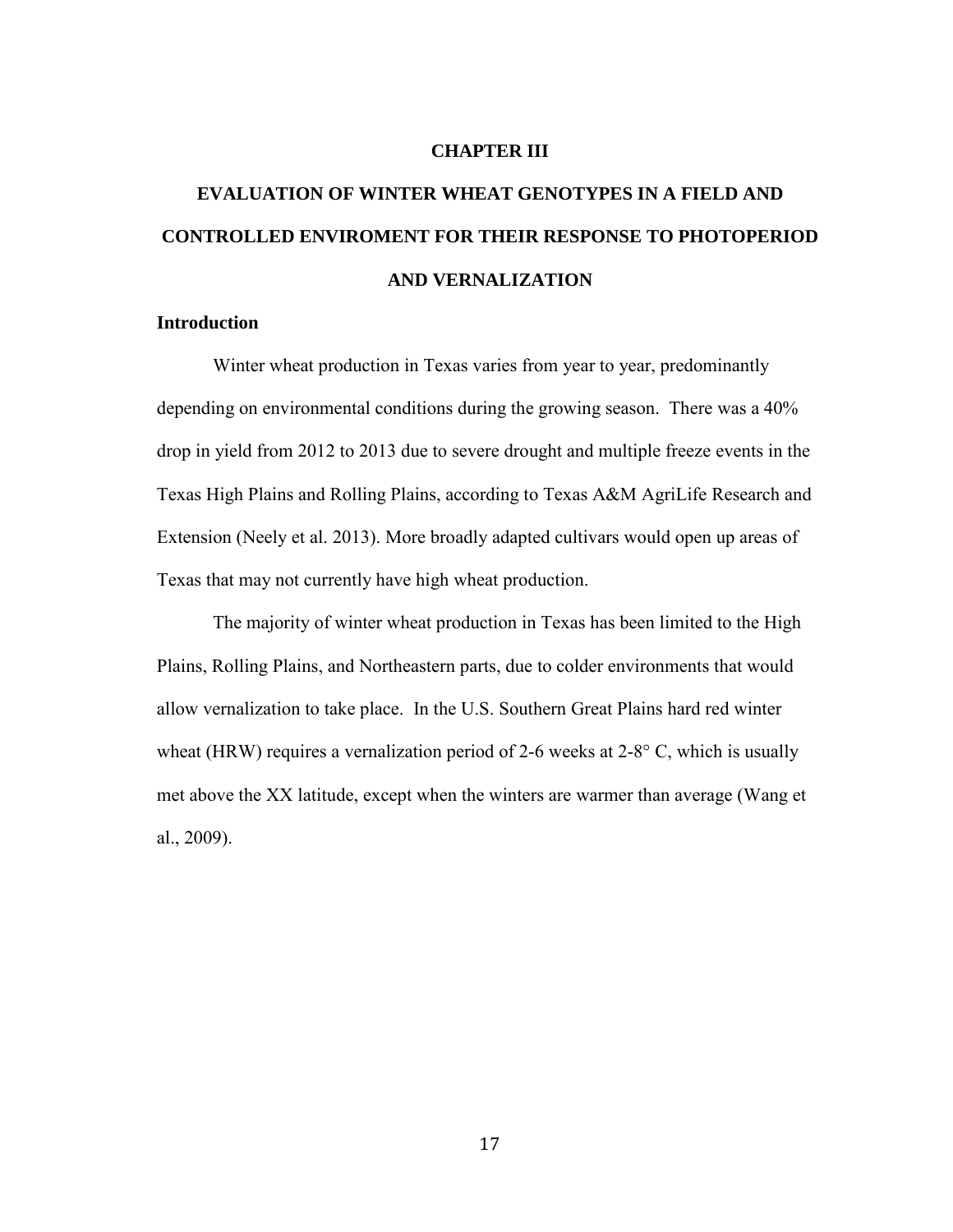# CHAPTER III

# EVALUATION OF WINTER WHEAT GENOTYPES IN A FIELD AND CONTROLLED ENVIROMENT FOR THEIR RESPONSE TO PHOTOPERIOD AND VERNALIZATION

## Introduction

Winter wheat production in Texas varies from year to year, predominantly depending on environmental conditions during the growing season. There was a 40% drop in yield from 2012 to 2013 due to severe drought and multiple freeze events in the Texas High Plains and Rolling Plains, according to Texas A&M AgriLife Research and Extension (Neely et al. 2013). More broadly adapted cultivars would open up areas of Texas that may not currently have high wheat production.

The majority of winter wheat production in Texas has been limited to the High Plains, Rolling Plains, and Northeastern parts, due to colder environments that would allow vernalization to take place. In the U.S. Southern Great Plains hard red winter wheat (HRW) requires a vernalization period of 2-6 weeks at 2-8° C, which is usually met above the XX latitude, except when the winters are warmer than average (Wang et al., 2009).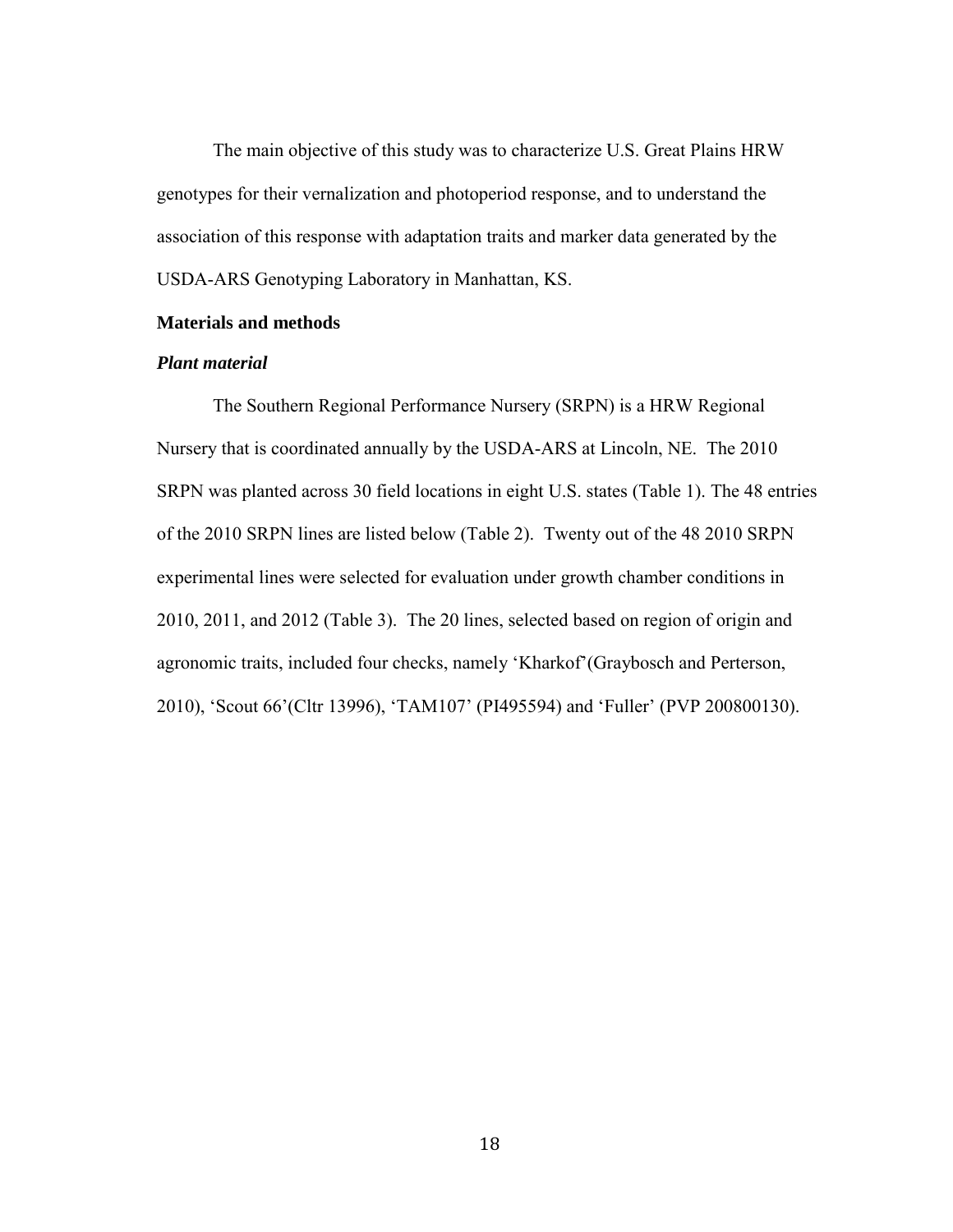The main objective of this study was to characterize U.S. Great Plains HRW genotypes for their vernalization and photoperiod response, and to understand the association of this response with adaptation traits and marker data generated by the USDA-ARS Genotyping Laboratory in Manhattan, KS.

## Materials and methods

### *Plant material*

The Southern Regional Performance Nursery (SRPN) is a HRW Regional Nursery that is coordinated annually by the USDA-ARS at Lincoln, NE. The 2010 SRPN was planted across 30 field locations in eight U.S. states (Table 1). The 48 entries of the 2010 SRPN lines are listed below (Table 2). Twenty out of the 48 2010 SRPN experimental lines were selected for evaluation under growth chamber conditions in 2010, 2011, and 2012 (Table 3). The 20 lines, selected based on region of origin and agronomic traits, included four checks, namely 'Kharkof'(Graybosch and Perterson, 2010), 'Scout 66'(Cltr 13996), 'TAM107' (PI495594) and 'Fuller' (PVP 200800130).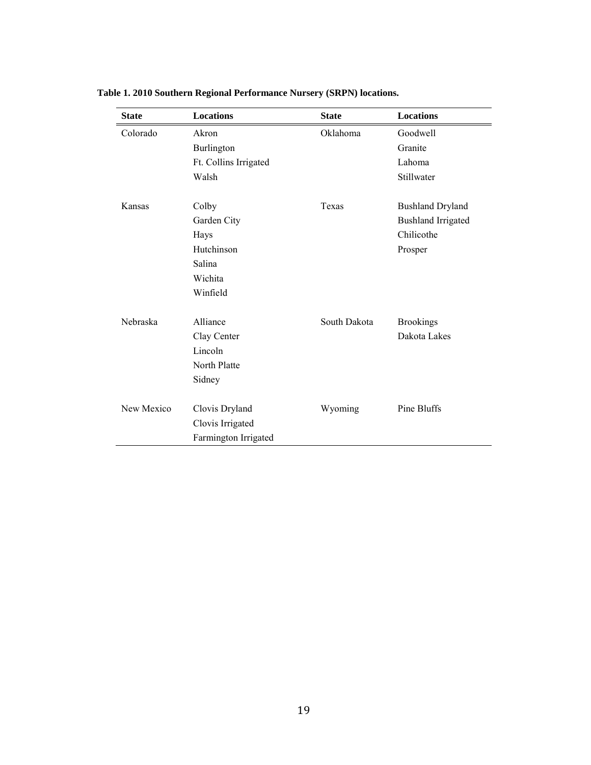**Table 1. 2010 Southern Regional Performance Nursery (SRPN) locations.**

| State | Locations | State | Locations |
| --- | --- | --- | --- |
| Colorado | Akron | Oklahoma | Goodwell |
| | Burlington | | Granite |
| | Ft. Collins Irrigated | | Lahoma |
| | Walsh | | Stillwater |
| Kansas | Colby | Texas | Bushland Dryland |
| | Garden City | | Bushland Irrigated |
| | Hays | | Chilicothe |
| | Hutchinson | | Prosper |
| | Salina | | |
| | Wichita | | |
| | Winfield | | |
| Nebraska | Alliance | South Dakota | Brookings |
| | Clay Center | | Dakota Lakes |
| | Lincoln | | |
| | North Platte | | |
| | Sidney | | |
| New Mexico | Clovis Dryland | Wyoming | Pine Bluffs |
| | Clovis Irrigated | | |
| | Farmington Irrigated | | |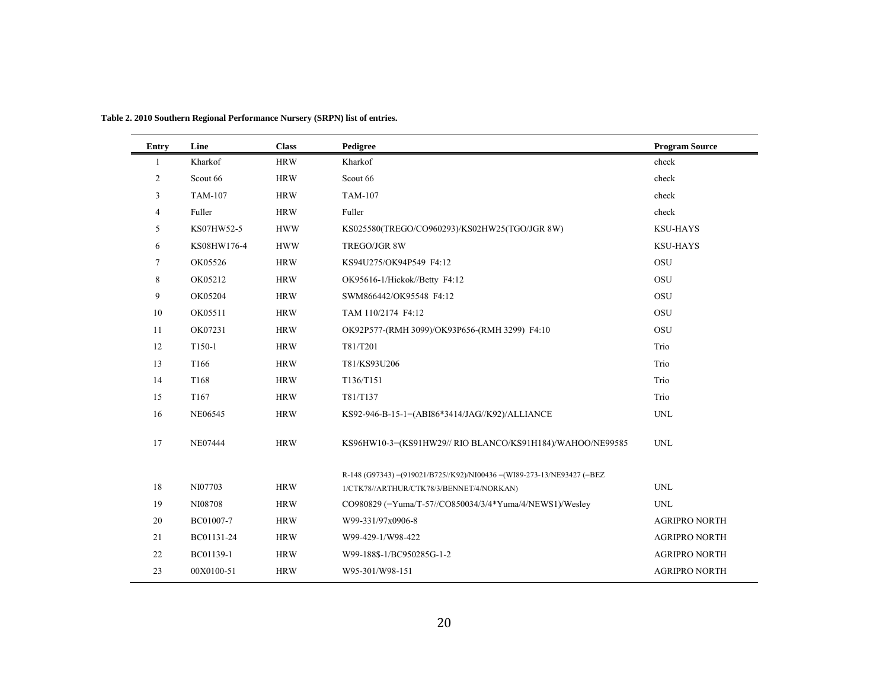**Table 2. 2010 Southern Regional Performance Nursery (SRPN) list of entries.**

| Entry | Line | Class | Pedigree | Program Source |
|---|---|---|---|---|
| 1 | Kharkof | HRW | Kharkof | check |
| 2 | Scout 66 | HRW | Scout 66 | check |
| 3 | TAM-107 | HRW | TAM-107 | check |
| 4 | Fuller | HRW | Fuller | check |
| 5 | KS07HW52-5 | HWW | KS025580(TREGO/CO960293)/KS02HW25(TGO/JGR 8W) | KSU-HAYS |
| 6 | KS08HW176-4 | HWW | TREGO/JGR 8W | KSU-HAYS |
| 7 | OK05526 | HRW | KS94U275/OK94P549 F4:12 | OSU |
| 8 | OK05212 | HRW | OK95616-1/Hickok//Betty F4:12 | OSU |
| 9 | OK05204 | HRW | SWM866442/OK95548 F4:12 | OSU |
| 10 | OK05511 | HRW | TAM 110/2174 F4:12 | OSU |
| 11 | OK07231 | HRW | OK92P577-(RMH 3099)/OK93P656-(RMH 3299) F4:10 | OSU |
| 12 | T150-1 | HRW | T81/T201 | Trio |
| 13 | T166 | HRW | T81/KS93U206 | Trio |
| 14 | T168 | HRW | T136/T151 | Trio |
| 15 | T167 | HRW | T81/T137 | Trio |
| 16 | NE06545 | HRW | KS92-946-B-15-1=(ABI86*3414/JAG//K92)/ALLIANCE | UNL |
| 17 | NE07444 | HRW | KS96HW10-3=(KS91HW29// RIO BLANCO/KS91H184)/WAHOO/NE99585 | UNL |
| 18 | NI07703 | HRW | R-148 (G97343) =(919021/B725//K92)/NI00436 =(WI89-273-13/NE93427 (=BEZ 1/CTK78//ARTHUR/CTK78/3/BENNET/4/NORKAN) | UNL |
| 19 | NI08708 | HRW | CO980829 (=Yuma/T-57//CO850034/3/4*Yuma/4/NEWS1)/Wesley | UNL |
| 20 | BC01007-7 | HRW | W99-331/97x0906-8 | AGRIPRO NORTH |
| 21 | BC01131-24 | HRW | W99-429-1/W98-422 | AGRIPRO NORTH |
| 22 | BC01139-1 | HRW | W99-188$-1/BC950285G-1-2 | AGRIPRO NORTH |
| 23 | 00X0100-51 | HRW | W95-301/W98-151 | AGRIPRO NORTH |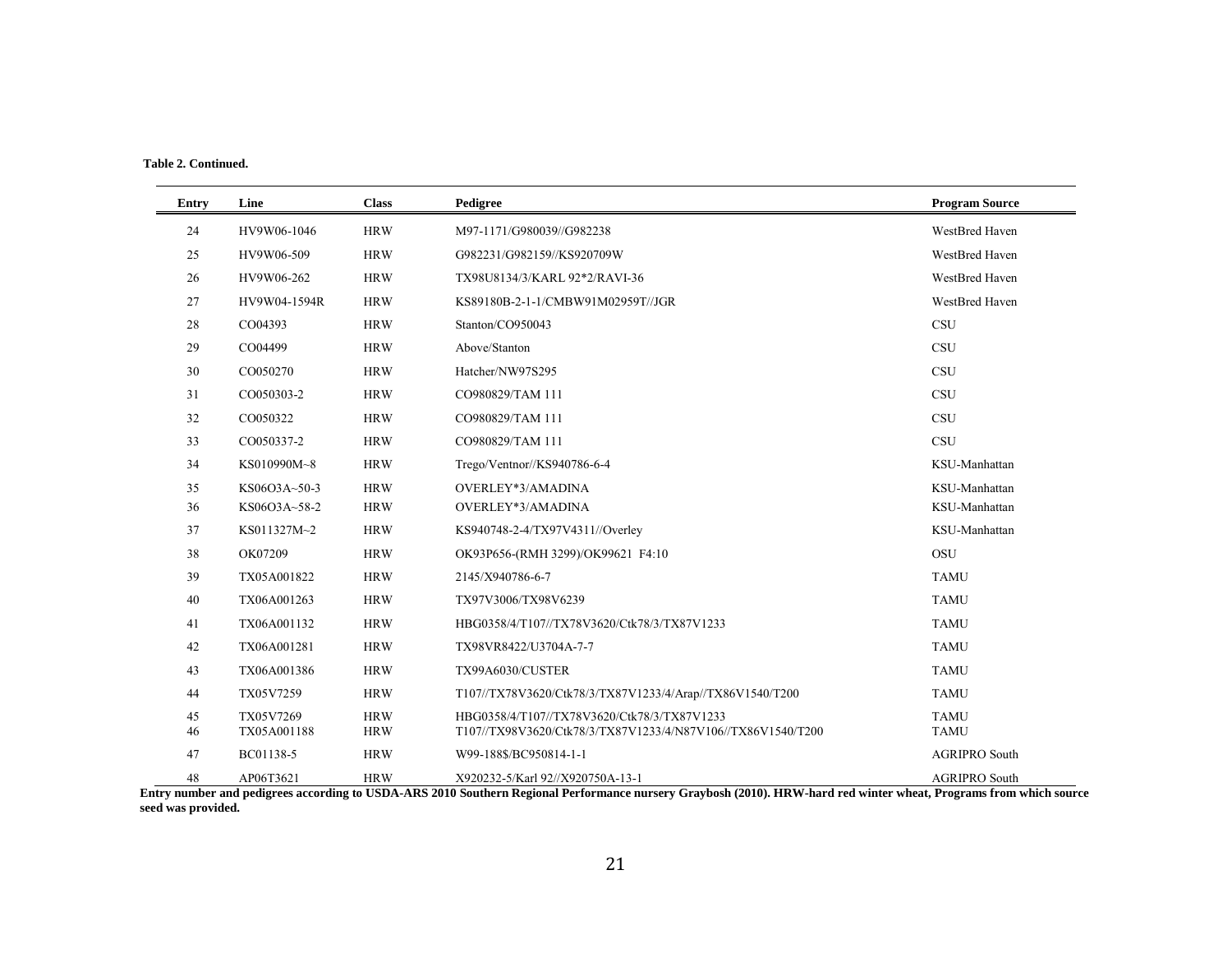**Table 2. Continued.**

| Entry | Line | Class | Pedigree | Program Source |
|---|---|---|---|---|
| 24 | HV9W06-1046 | HRW | M97-1171/G980039//G982238 | WestBred Haven |
| 25 | HV9W06-509 | HRW | G982231/G982159//KS920709W | WestBred Haven |
| 26 | HV9W06-262 | HRW | TX98U8134/3/KARL 92*2/RAVI-36 | WestBred Haven |
| 27 | HV9W04-1594R | HRW | KS89180B-2-1-1/CMBW91M02959T//JGR | WestBred Haven |
| 28 | CO04393 | HRW | Stanton/CO950043 | CSU |
| 29 | CO04499 | HRW | Above/Stanton | CSU |
| 30 | CO050270 | HRW | Hatcher/NW97S295 | CSU |
| 31 | CO050303-2 | HRW | CO980829/TAM 111 | CSU |
| 32 | CO050322 | HRW | CO980829/TAM 111 | CSU |
| 33 | CO050337-2 | HRW | CO980829/TAM 111 | CSU |
| 34 | KS010990M~8 | HRW | Trego/Ventnor//KS940786-6-4 | KSU-Manhattan |
| 35 | KS06O3A~50-3 | HRW | OVERLEY*3/AMADINA | KSU-Manhattan |
| 36 | KS06O3A~58-2 | HRW | OVERLEY*3/AMADINA | KSU-Manhattan |
| 37 | KS011327M~2 | HRW | KS940748-2-4/TX97V4311//Overley | KSU-Manhattan |
| 38 | OK07209 | HRW | OK93P656-(RMH 3299)/OK99621 F4:10 | OSU |
| 39 | TX05A001822 | HRW | 2145/X940786-6-7 | TAMU |
| 40 | TX06A001263 | HRW | TX97V3006/TX98V6239 | TAMU |
| 41 | TX06A001132 | HRW | HBG0358/4/T107//TX78V3620/Ctk78/3/TX87V1233 | TAMU |
| 42 | TX06A001281 | HRW | TX98VR8422/U3704A-7-7 | TAMU |
| 43 | TX06A001386 | HRW | TX99A6030/CUSTER | TAMU |
| 44 | TX05V7259 | HRW | T107//TX78V3620/Ctk78/3/TX87V1233/4/Arap//TX86V1540/T200 | TAMU |
| 45 | TX05V7269 | HRW | HBG0358/4/T107//TX78V3620/Ctk78/3/TX87V1233 | TAMU |
| 46 | TX05A001188 | HRW | T107//TX98V3620/Ctk78/3/TX87V1233/4/N87V106//TX86V1540/T200 | TAMU |
| 47 | BC01138-5 | HRW | W99-188$/BC950814-1-1 | AGRIPRO South |
| 48 | AP06T3621 | HRW | X920232-5/Karl 92//X920750A-13-1 | AGRIPRO South |

**Entry number and pedigrees according to USDA-ARS 2010 Southern Regional Performance nursery Graybosh (2010). HRW-hard red winter wheat, Programs from which source seed was provided.**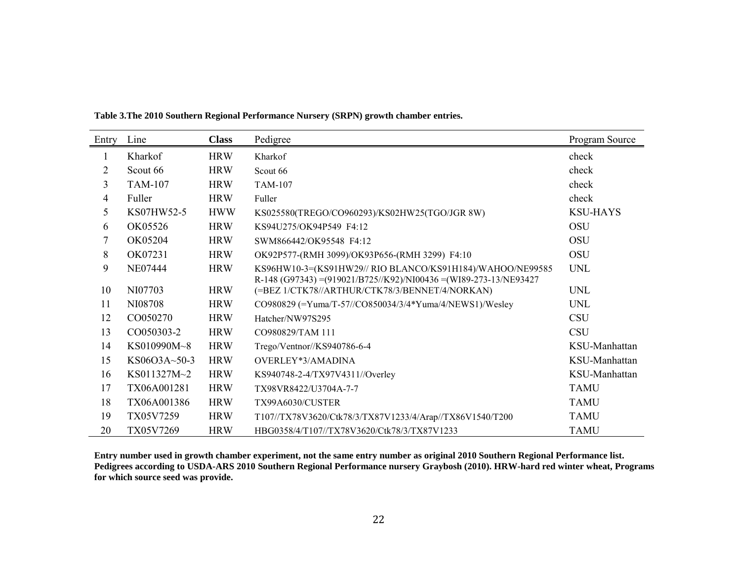**Table 3.The 2010 Southern Regional Performance Nursery (SRPN) growth chamber entries.**

| Entry | Line | **Class** | Pedigree | Program Source |
|---|---|---|---|---|
| 1 | Kharkof | HRW | Kharkof | check |
| 2 | Scout 66 | HRW | Scout 66 | check |
| 3 | TAM-107 | HRW | TAM-107 | check |
| 4 | Fuller | HRW | Fuller | check |
| 5 | KS07HW52-5 | HWW | KS025580(TREGO/CO960293)/KS02HW25(TGO/JGR 8W) | KSU-HAYS |
| 6 | OK05526 | HRW | KS94U275/OK94P549 F4:12 | OSU |
| 7 | OK05204 | HRW | SWM866442/OK95548 F4:12 | OSU |
| 8 | OK07231 | HRW | OK92P577-(RMH 3099)/OK93P656-(RMH 3299) F4:10 | OSU |
| 9 | NE07444 | HRW | KS96HW10-3=(KS91HW29// RIO BLANCO/KS91H184)/WAHOO/NE99585 | UNL |
| 10 | NI07703 | HRW | R-148 (G97343) =(919021/B725//K92)/NI00436 =(WI89-273-13/NE93427 (=BEZ 1/CTK78//ARTHUR/CTK78/3/BENNET/4/NORKAN) | UNL |
| 11 | NI08708 | HRW | CO980829 (=Yuma/T-57//CO850034/3/4*Yuma/4/NEWS1)/Wesley | UNL |
| 12 | CO050270 | HRW | Hatcher/NW97S295 | CSU |
| 13 | CO050303-2 | HRW | CO980829/TAM 111 | CSU |
| 14 | KS010990M~8 | HRW | Trego/Ventnor//KS940786-6-4 | KSU-Manhattan |
| 15 | KS06O3A~50-3 | HRW | OVERLEY*3/AMADINA | KSU-Manhattan |
| 16 | KS011327M~2 | HRW | KS940748-2-4/TX97V4311//Overley | KSU-Manhattan |
| 17 | TX06A001281 | HRW | TX98VR8422/U3704A-7-7 | TAMU |
| 18 | TX06A001386 | HRW | TX99A6030/CUSTER | TAMU |
| 19 | TX05V7259 | HRW | T107//TX78V3620/Ctk78/3/TX87V1233/4/Arap//TX86V1540/T200 | TAMU |
| 20 | TX05V7269 | HRW | HBG0358/4/T107//TX78V3620/Ctk78/3/TX87V1233 | TAMU |

**Entry number used in growth chamber experiment, not the same entry number as original 2010 Southern Regional Performance list. Pedigrees according to USDA-ARS 2010 Southern Regional Performance nursery Graybosh (2010). HRW-hard red winter wheat, Programs for which source seed was provide.**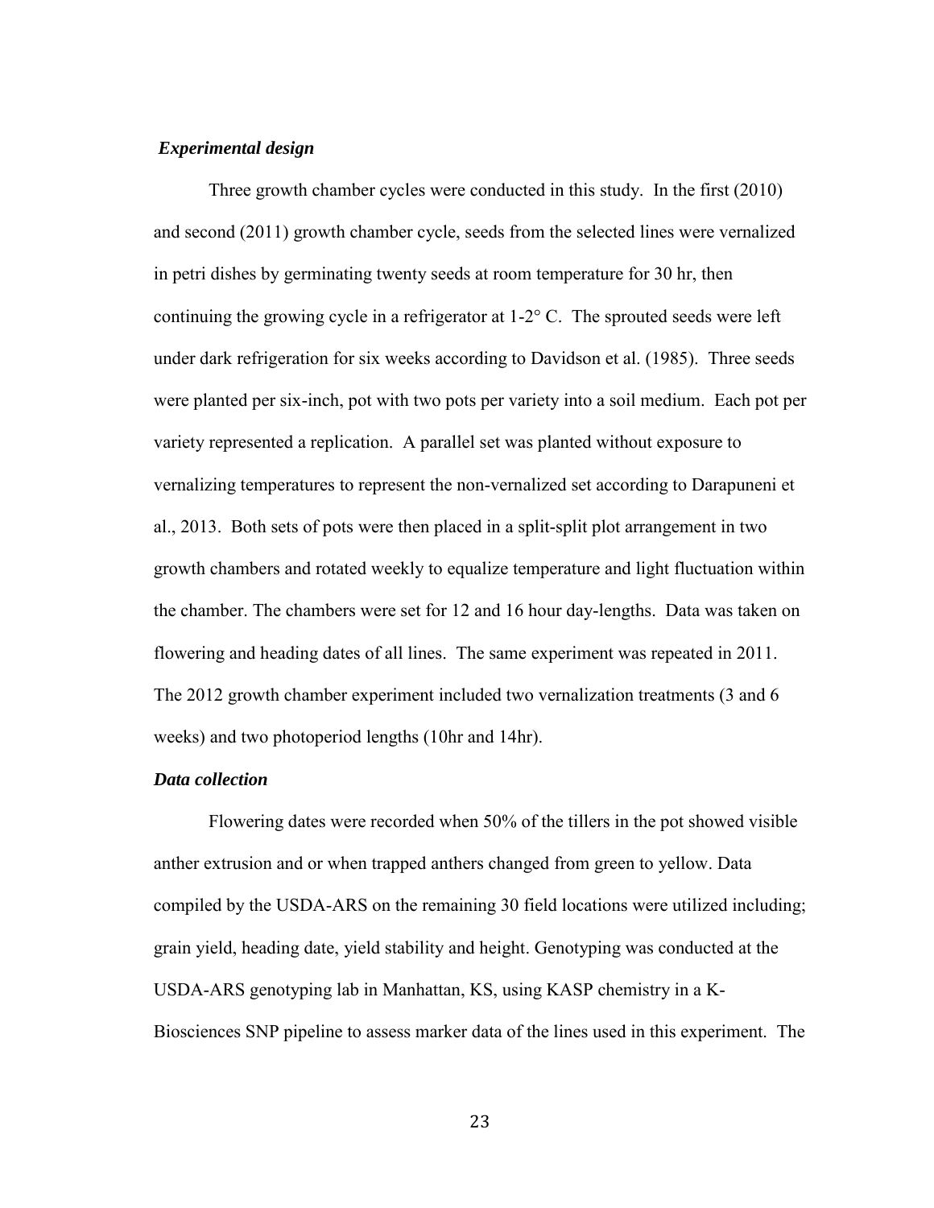### *Experimental design*

Three growth chamber cycles were conducted in this study. In the first (2010) and second (2011) growth chamber cycle, seeds from the selected lines were vernalized in petri dishes by germinating twenty seeds at room temperature for 30 hr, then continuing the growing cycle in a refrigerator at 1-2° C. The sprouted seeds were left under dark refrigeration for six weeks according to Davidson et al. (1985). Three seeds were planted per six-inch, pot with two pots per variety into a soil medium. Each pot per variety represented a replication. A parallel set was planted without exposure to vernalizing temperatures to represent the non-vernalized set according to Darapuneni et al., 2013. Both sets of pots were then placed in a split-split plot arrangement in two growth chambers and rotated weekly to equalize temperature and light fluctuation within the chamber. The chambers were set for 12 and 16 hour day-lengths. Data was taken on flowering and heading dates of all lines. The same experiment was repeated in 2011. The 2012 growth chamber experiment included two vernalization treatments (3 and 6 weeks) and two photoperiod lengths (10hr and 14hr).

### *Data collection*

Flowering dates were recorded when 50% of the tillers in the pot showed visible anther extrusion and or when trapped anthers changed from green to yellow. Data compiled by the USDA-ARS on the remaining 30 field locations were utilized including; grain yield, heading date, yield stability and height. Genotyping was conducted at the USDA-ARS genotyping lab in Manhattan, KS, using KASP chemistry in a K-Biosciences SNP pipeline to assess marker data of the lines used in this experiment. The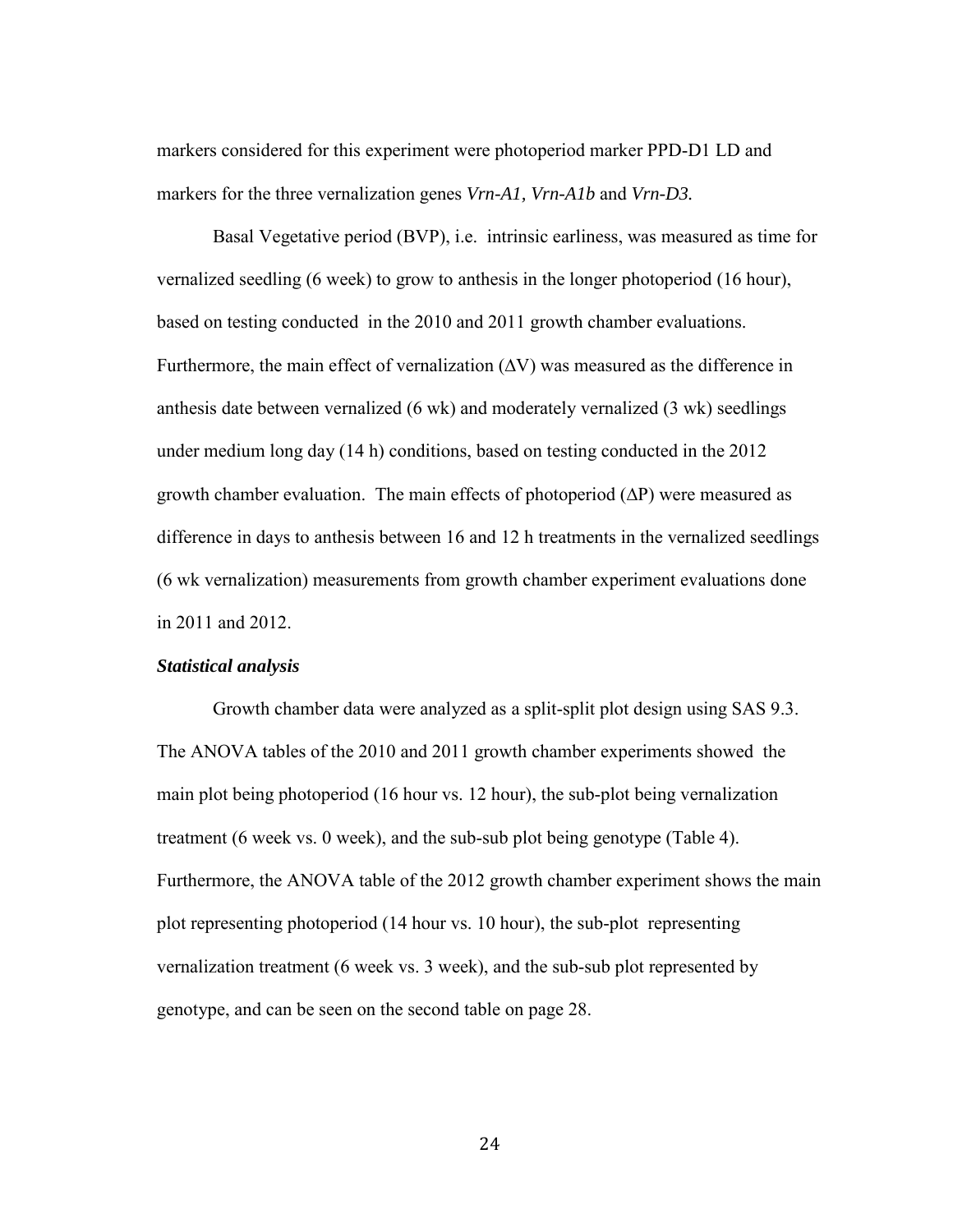markers considered for this experiment were photoperiod marker PPD-D1 LD and markers for the three vernalization genes *Vrn-A1, Vrn-A1b* and *Vrn-D3.*

Basal Vegetative period (BVP), i.e. intrinsic earliness, was measured as time for vernalized seedling (6 week) to grow to anthesis in the longer photoperiod (16 hour), based on testing conducted in the 2010 and 2011 growth chamber evaluations. Furthermore, the main effect of vernalization (ΔV) was measured as the difference in anthesis date between vernalized (6 wk) and moderately vernalized (3 wk) seedlings under medium long day (14 h) conditions, based on testing conducted in the 2012 growth chamber evaluation. The main effects of photoperiod (ΔP) were measured as difference in days to anthesis between 16 and 12 h treatments in the vernalized seedlings (6 wk vernalization) measurements from growth chamber experiment evaluations done in 2011 and 2012.

***Statistical analysis***

Growth chamber data were analyzed as a split-split plot design using SAS 9.3. The ANOVA tables of the 2010 and 2011 growth chamber experiments showed the main plot being photoperiod (16 hour vs. 12 hour), the sub-plot being vernalization treatment (6 week vs. 0 week), and the sub-sub plot being genotype (Table 4). Furthermore, the ANOVA table of the 2012 growth chamber experiment shows the main plot representing photoperiod (14 hour vs. 10 hour), the sub-plot representing vernalization treatment (6 week vs. 3 week), and the sub-sub plot represented by genotype, and can be seen on the second table on page 28.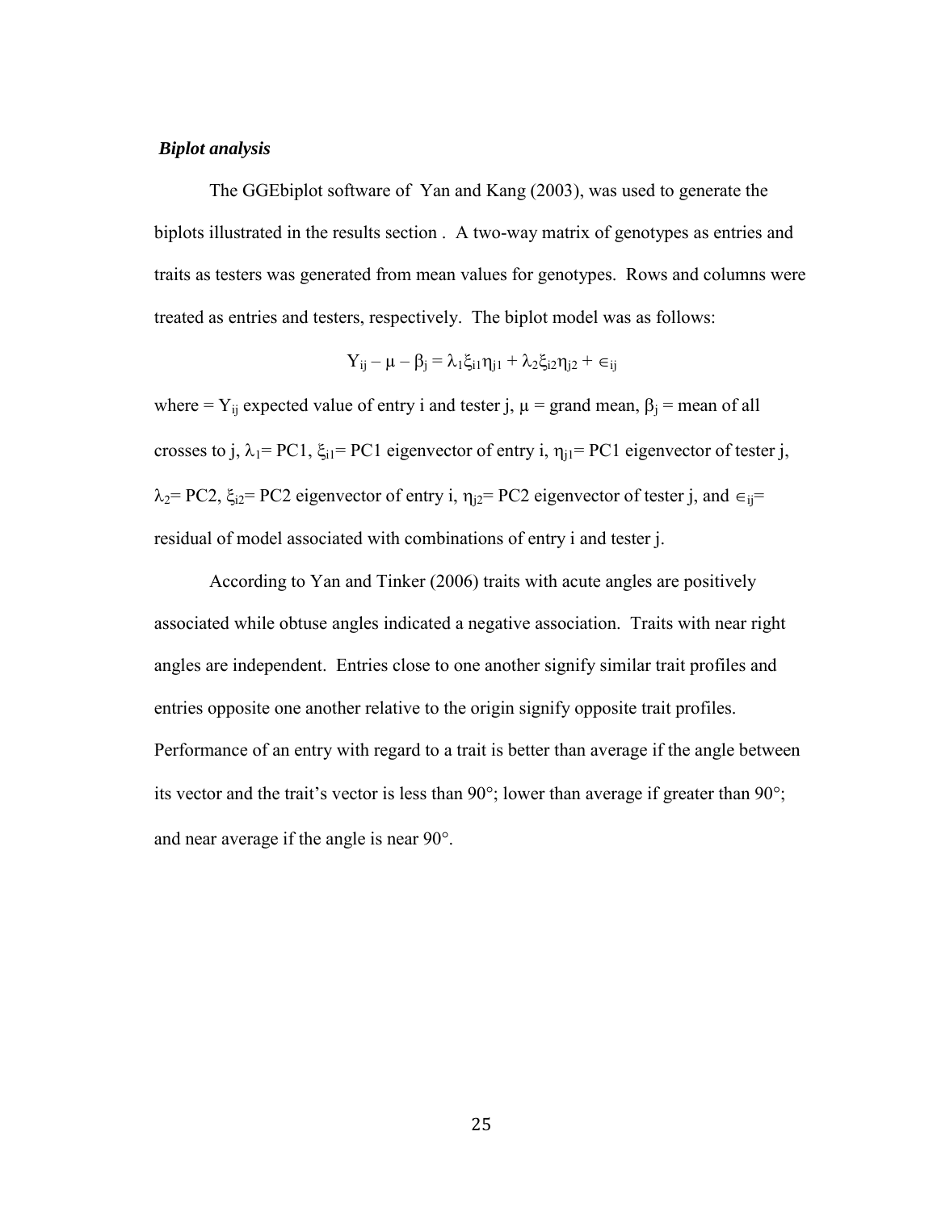***Biplot analysis***

The GGEbiplot software of Yan and Kang (2003), was used to generate the biplots illustrated in the results section . A two-way matrix of genotypes as entries and traits as testers was generated from mean values for genotypes. Rows and columns were treated as entries and testers, respectively. The biplot model was as follows:

$$Y_{ij} – \mu – \beta_j = \lambda_1\xi_{i1}\eta_{j1} + \lambda_2\xi_{i2}\eta_{j2} + \in_{ij}$$

where = $Y_{ij}$ expected value of entry i and tester j, $\mu$ = grand mean, $\beta_j$ = mean of all crosses to j, $\lambda_1$= PC1, $\xi_{i1}$= PC1 eigenvector of entry i, $\eta_{j1}$= PC1 eigenvector of tester j, $\lambda_2$= PC2, $\xi_{i2}$= PC2 eigenvector of entry i, $\eta_{j2}$= PC2 eigenvector of tester j, and $\in_{ij}$= residual of model associated with combinations of entry i and tester j.

According to Yan and Tinker (2006) traits with acute angles are positively associated while obtuse angles indicated a negative association. Traits with near right angles are independent. Entries close to one another signify similar trait profiles and entries opposite one another relative to the origin signify opposite trait profiles. Performance of an entry with regard to a trait is better than average if the angle between its vector and the trait's vector is less than 90°; lower than average if greater than 90°; and near average if the angle is near 90°.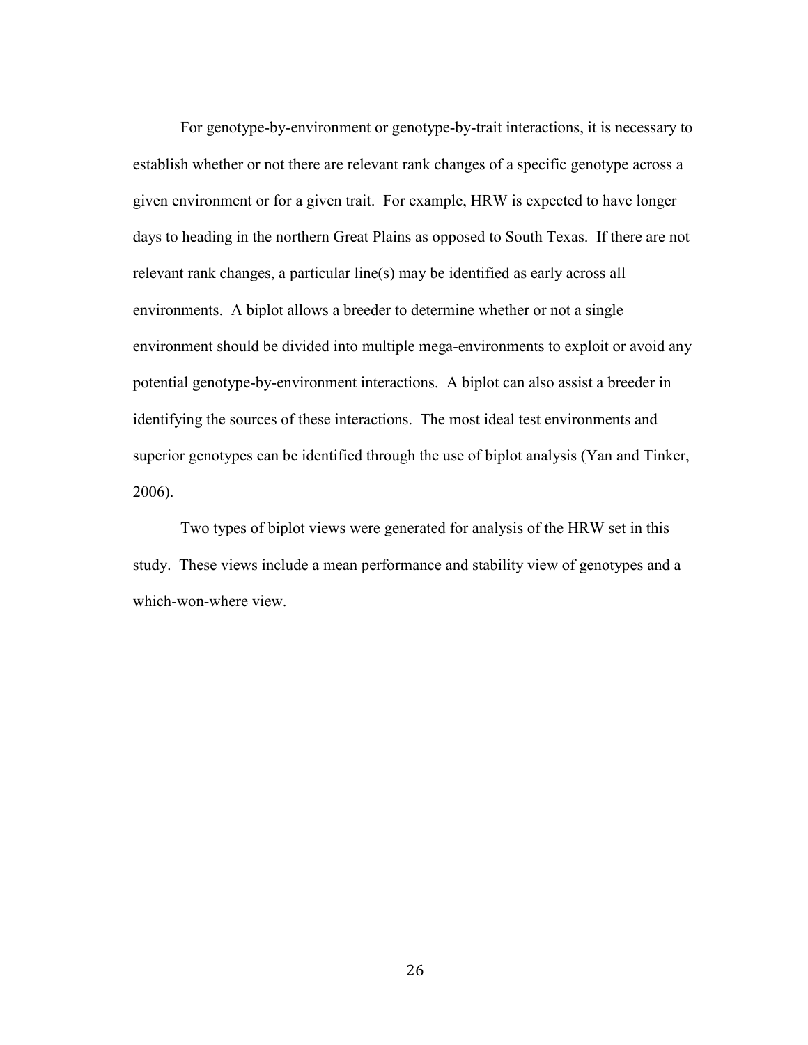For genotype-by-environment or genotype-by-trait interactions, it is necessary to establish whether or not there are relevant rank changes of a specific genotype across a given environment or for a given trait. For example, HRW is expected to have longer days to heading in the northern Great Plains as opposed to South Texas. If there are not relevant rank changes, a particular line(s) may be identified as early across all environments. A biplot allows a breeder to determine whether or not a single environment should be divided into multiple mega-environments to exploit or avoid any potential genotype-by-environment interactions. A biplot can also assist a breeder in identifying the sources of these interactions. The most ideal test environments and superior genotypes can be identified through the use of biplot analysis (Yan and Tinker, 2006).

Two types of biplot views were generated for analysis of the HRW set in this study. These views include a mean performance and stability view of genotypes and a which-won-where view.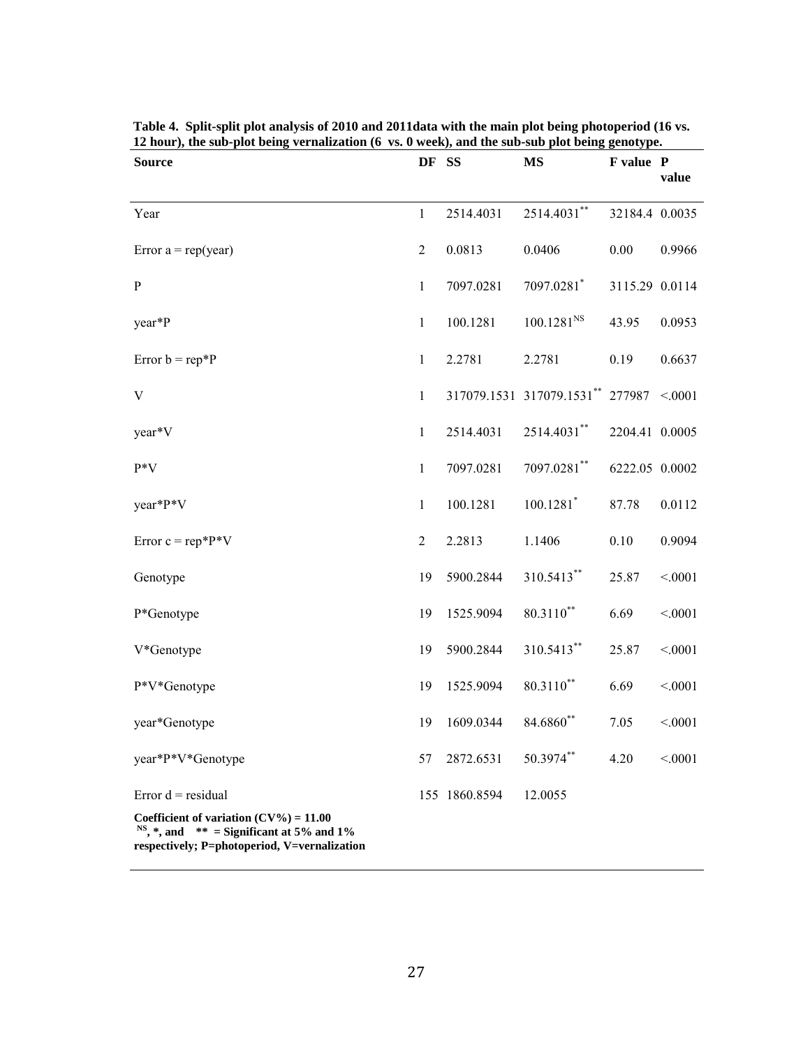**Table 4. Split-split plot analysis of 2010 and 2011data with the main plot being photoperiod (16 vs. 12 hour), the sub-plot being vernalization (6 vs. 0 week), and the sub-sub plot being genotype.**

| Source | DF | SS | MS | F value | P value |
|---|---|---|---|---|---|
| Year | 1 | 2514.4031 | 2514.4031$^{**}$ | 32184.4 | 0.0035 |
| Error a = rep(year) | 2 | 0.0813 | 0.0406 | 0.00 | 0.9966 |
| P | 1 | 7097.0281 | 7097.0281$^{*}$ | 3115.29 | 0.0114 |
| year*P | 1 | 100.1281 | 100.1281$^{NS}$ | 43.95 | 0.0953 |
| Error b = rep*P | 1 | 2.2781 | 2.2781 | 0.19 | 0.6637 |
| V | 1 | 317079.1531 | 317079.1531$^{**}$ | 277987 | <.0001 |
| year*V | 1 | 2514.4031 | 2514.4031$^{**}$ | 2204.41 | 0.0005 |
| P*V | 1 | 7097.0281 | 7097.0281$^{**}$ | 6222.05 | 0.0002 |
| year*P*V | 1 | 100.1281 | 100.1281$^{*}$ | 87.78 | 0.0112 |
| Error c = rep*P*V | 2 | 2.2813 | 1.1406 | 0.10 | 0.9094 |
| Genotype | 19 | 5900.2844 | 310.5413$^{**}$ | 25.87 | <.0001 |
| P*Genotype | 19 | 1525.9094 | 80.3110$^{**}$ | 6.69 | <.0001 |
| V*Genotype | 19 | 5900.2844 | 310.5413$^{**}$ | 25.87 | <.0001 |
| P*V*Genotype | 19 | 1525.9094 | 80.3110$^{**}$ | 6.69 | <.0001 |
| year*Genotype | 19 | 1609.0344 | 84.6860$^{**}$ | 7.05 | <.0001 |
| year*P*V*Genotype | 57 | 2872.6531 | 50.3974$^{**}$ | 4.20 | <.0001 |
| Error d = residual | 155 | 1860.8594 | 12.0055 | | |

**Coefficient of variation (CV%) = 11.00**
**$^{NS}$, *, and ** = Significant at 5% and 1% respectively; P=photoperiod, V=vernalization**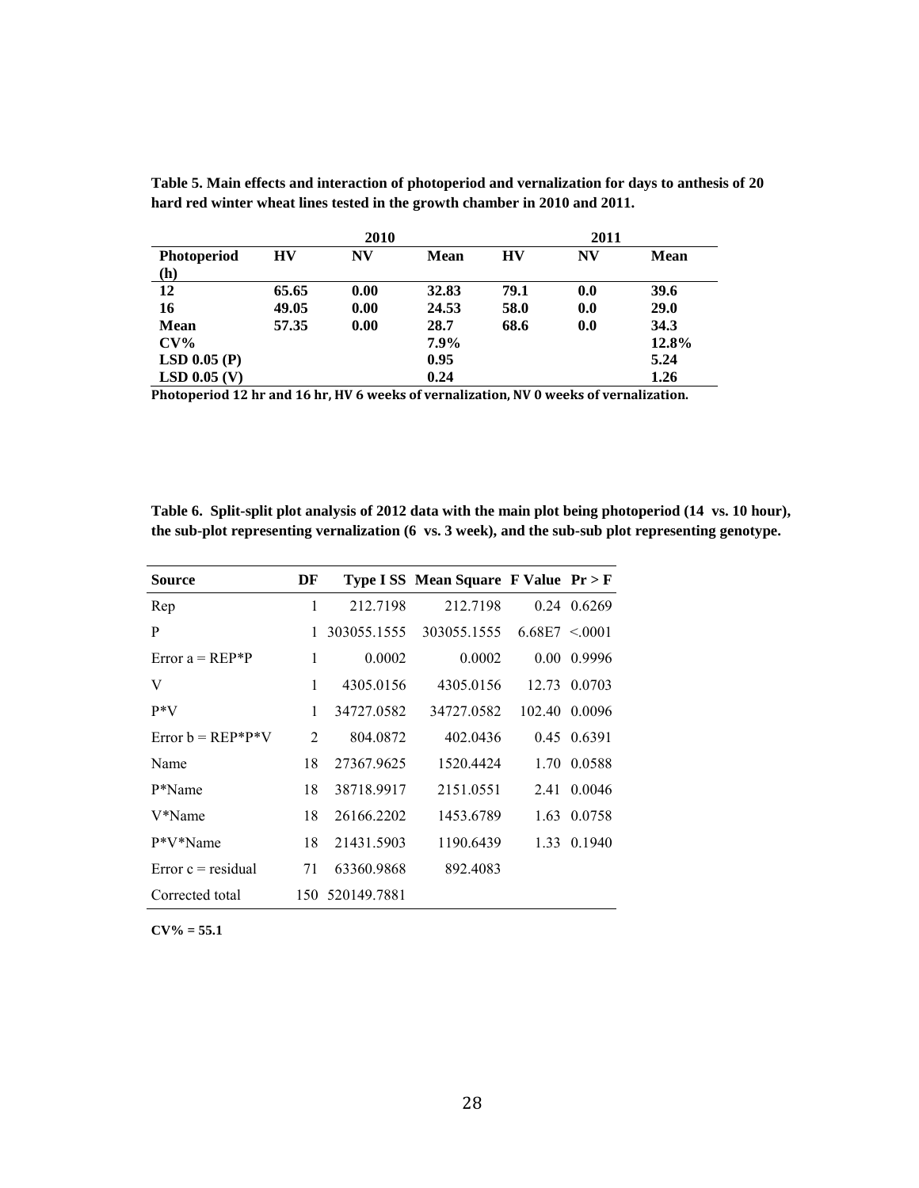**Table 5. Main effects and interaction of photoperiod and vernalization for days to anthesis of 20 hard red winter wheat lines tested in the growth chamber in 2010 and 2011.**

| | 2010 | | | 2011 | | |
|---|---|---|---|---|---|---|
| **Photoperiod (h)** | **HV** | **NV** | **Mean** | **HV** | **NV** | **Mean** |
| **12** | **65.65** | **0.00** | **32.83** | **79.1** | **0.0** | **39.6** |
| **16** | **49.05** | **0.00** | **24.53** | **58.0** | **0.0** | **29.0** |
| **Mean** | **57.35** | **0.00** | **28.7** | **68.6** | **0.0** | **34.3** |
| **CV%** | | | **7.9%** | | | **12.8%** |
| **LSD 0.05 (P)** | | | **0.95** | | | **5.24** |
| **LSD 0.05 (V)** | | | **0.24** | | | **1.26** |

**Photoperiod 12 hr and 16 hr, HV 6 weeks of vernalization, NV 0 weeks of vernalization.**

**Table 6. Split-split plot analysis of 2012 data with the main plot being photoperiod (14 vs. 10 hour), the sub-plot representing vernalization (6 vs. 3 week), and the sub-sub plot representing genotype.**

| Source | DF | Type I SS | Mean Square | F Value | Pr > F |
|---|---|---|---|---|---|
| Rep | 1 | 212.7198 | 212.7198 | 0.24 | 0.6269 |
| P | 1 | 303055.1555 | 303055.1555 | 6.68E7 | <.0001 |
| Error a = REP*P | 1 | 0.0002 | 0.0002 | 0.00 | 0.9996 |
| V | 1 | 4305.0156 | 4305.0156 | 12.73 | 0.0703 |
| P*V | 1 | 34727.0582 | 34727.0582 | 102.40 | 0.0096 |
| Error b = REP*P*V | 2 | 804.0872 | 402.0436 | 0.45 | 0.6391 |
| Name | 18 | 27367.9625 | 1520.4424 | 1.70 | 0.0588 |
| P*Name | 18 | 38718.9917 | 2151.0551 | 2.41 | 0.0046 |
| V*Name | 18 | 26166.2202 | 1453.6789 | 1.63 | 0.0758 |
| P*V*Name | 18 | 21431.5903 | 1190.6439 | 1.33 | 0.1940 |
| Error c = residual | 71 | 63360.9868 | 892.4083 | | |
| Corrected total | 150 | 520149.7881 | | | |

**CV% = 55.1**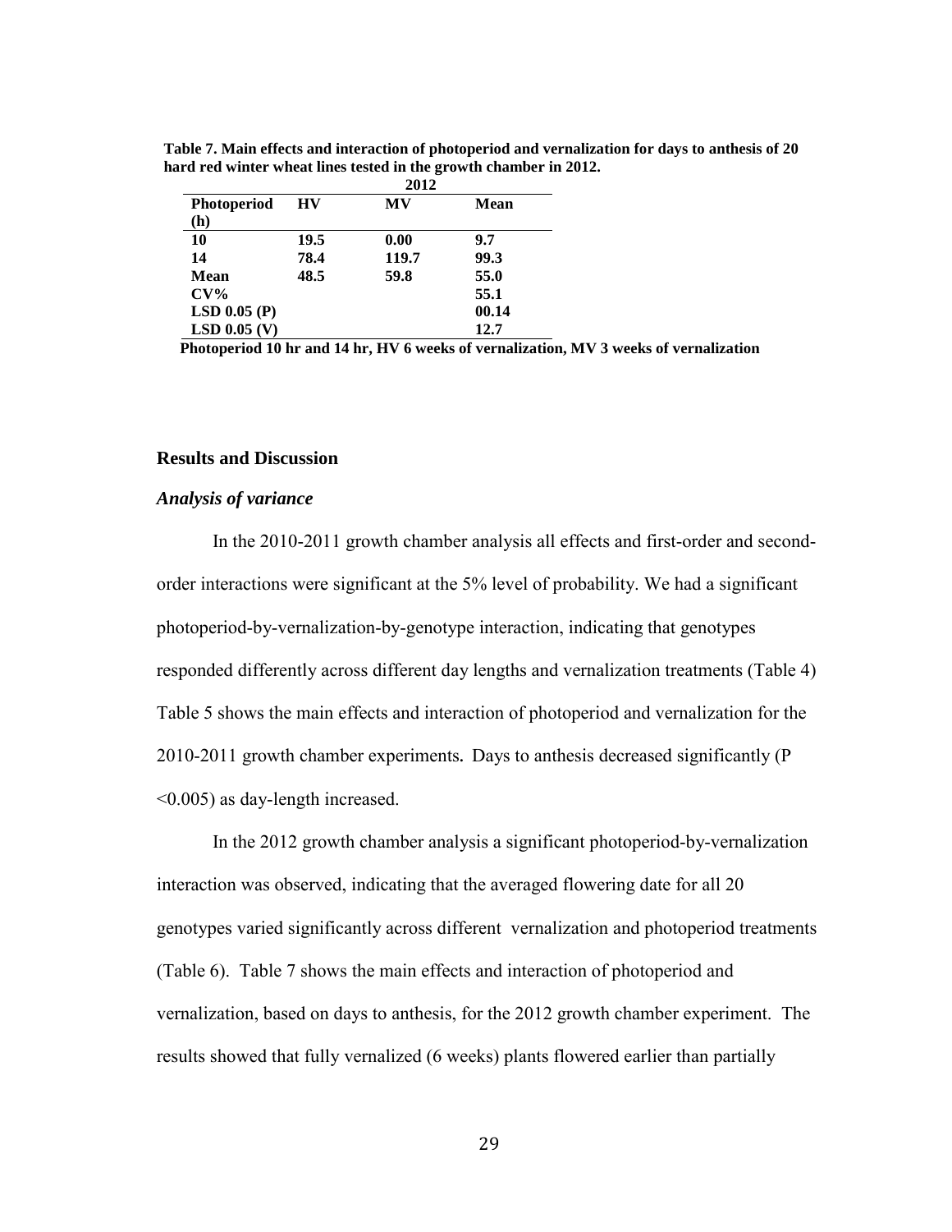**Table 7. Main effects and interaction of photoperiod and vernalization for days to anthesis of 20 hard red winter wheat lines tested in the growth chamber in 2012.**

| | 2012 | | |
|---|---|---|---|
| **Photoperiod (h)** | **HV** | **MV** | **Mean** |
| **10** | **19.5** | **0.00** | **9.7** |
| **14** | **78.4** | **119.7** | **99.3** |
| **Mean** | **48.5** | **59.8** | **55.0** |
| **CV%** | | | **55.1** |
| **LSD 0.05 (P)** | | | **00.14** |
| **LSD 0.05 (V)** | | | **12.7** |

**Photoperiod 10 hr and 14 hr, HV 6 weeks of vernalization, MV 3 weeks of vernalization**

## Results and Discussion

### *Analysis of variance*

In the 2010-2011 growth chamber analysis all effects and first-order and second-order interactions were significant at the 5% level of probability. We had a significant photoperiod-by-vernalization-by-genotype interaction, indicating that genotypes responded differently across different day lengths and vernalization treatments (Table 4) Table 5 shows the main effects and interaction of photoperiod and vernalization for the 2010-2011 growth chamber experiments**.** Days to anthesis decreased significantly ($P < 0.005$) as day-length increased.

In the 2012 growth chamber analysis a significant photoperiod-by-vernalization interaction was observed, indicating that the averaged flowering date for all 20 genotypes varied significantly across different vernalization and photoperiod treatments (Table 6). Table 7 shows the main effects and interaction of photoperiod and vernalization, based on days to anthesis, for the 2012 growth chamber experiment. The results showed that fully vernalized (6 weeks) plants flowered earlier than partially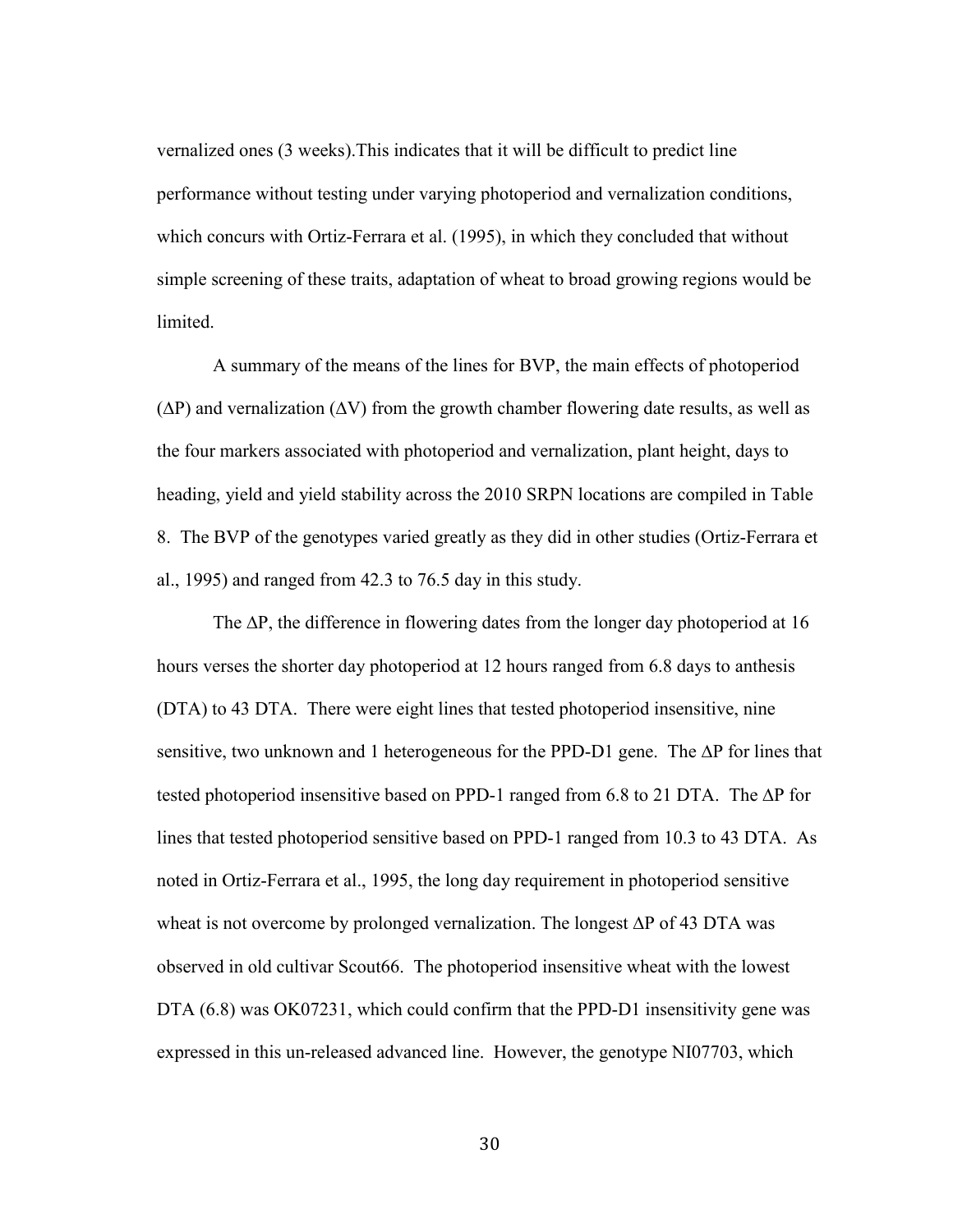vernalized ones (3 weeks).This indicates that it will be difficult to predict line performance without testing under varying photoperiod and vernalization conditions, which concurs with Ortiz-Ferrara et al. (1995), in which they concluded that without simple screening of these traits, adaptation of wheat to broad growing regions would be limited.

A summary of the means of the lines for BVP, the main effects of photoperiod ($\Delta$P) and vernalization ($\Delta$V) from the growth chamber flowering date results, as well as the four markers associated with photoperiod and vernalization, plant height, days to heading, yield and yield stability across the 2010 SRPN locations are compiled in Table 8. The BVP of the genotypes varied greatly as they did in other studies (Ortiz-Ferrara et al., 1995) and ranged from 42.3 to 76.5 day in this study.

The $\Delta$P, the difference in flowering dates from the longer day photoperiod at 16 hours verses the shorter day photoperiod at 12 hours ranged from 6.8 days to anthesis (DTA) to 43 DTA. There were eight lines that tested photoperiod insensitive, nine sensitive, two unknown and 1 heterogeneous for the PPD-D1 gene. The $\Delta$P for lines that tested photoperiod insensitive based on PPD-1 ranged from 6.8 to 21 DTA. The $\Delta$P for lines that tested photoperiod sensitive based on PPD-1 ranged from 10.3 to 43 DTA. As noted in Ortiz-Ferrara et al., 1995, the long day requirement in photoperiod sensitive wheat is not overcome by prolonged vernalization. The longest $\Delta$P of 43 DTA was observed in old cultivar Scout66. The photoperiod insensitive wheat with the lowest DTA (6.8) was OK07231, which could confirm that the PPD-D1 insensitivity gene was expressed in this un-released advanced line. However, the genotype NI07703, which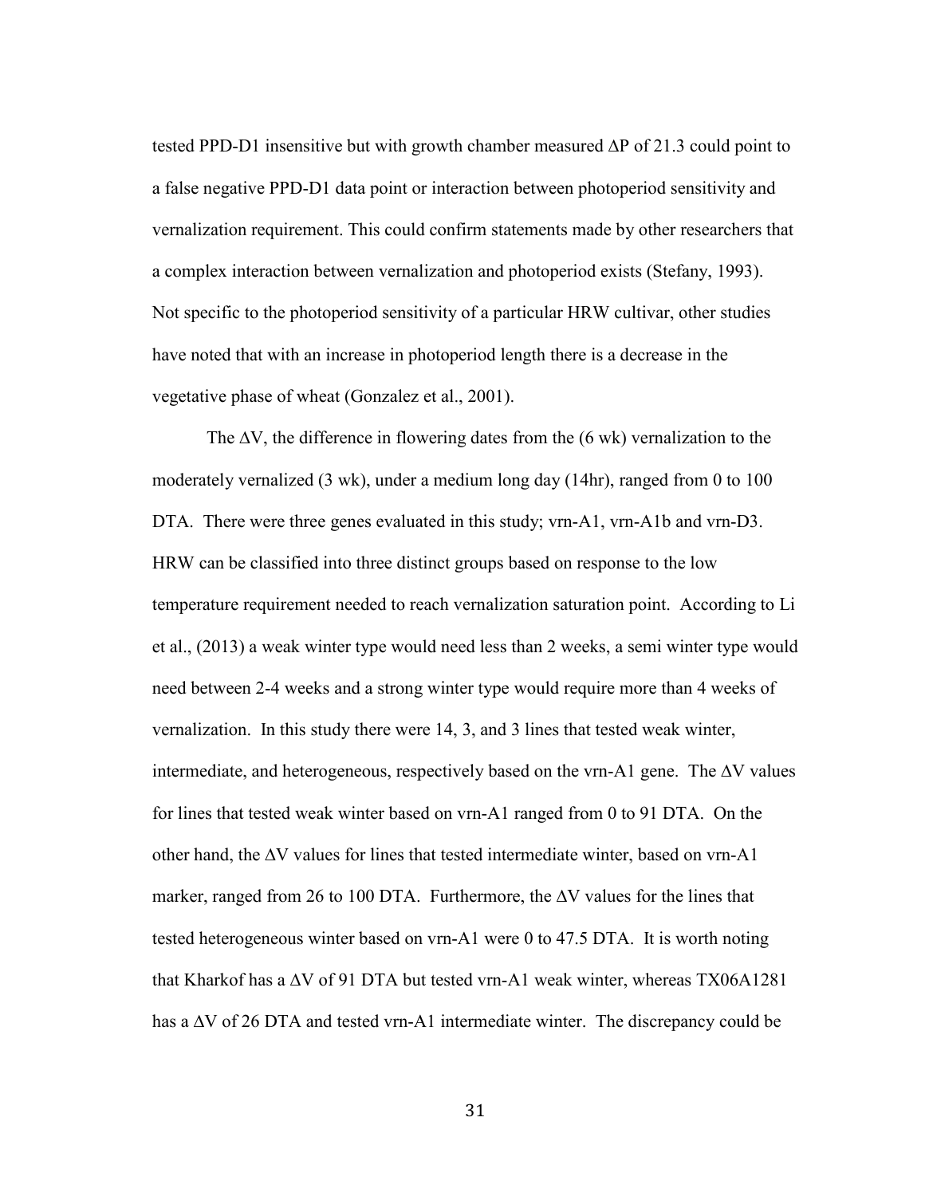tested PPD-D1 insensitive but with growth chamber measured $\Delta P$ of 21.3 could point to a false negative PPD-D1 data point or interaction between photoperiod sensitivity and vernalization requirement. This could confirm statements made by other researchers that a complex interaction between vernalization and photoperiod exists (Stefany, 1993). Not specific to the photoperiod sensitivity of a particular HRW cultivar, other studies have noted that with an increase in photoperiod length there is a decrease in the vegetative phase of wheat (Gonzalez et al., 2001).

The $\Delta V$, the difference in flowering dates from the (6 wk) vernalization to the moderately vernalized (3 wk), under a medium long day (14hr), ranged from 0 to 100 DTA. There were three genes evaluated in this study; vrn-A1, vrn-A1b and vrn-D3. HRW can be classified into three distinct groups based on response to the low temperature requirement needed to reach vernalization saturation point. According to Li et al., (2013) a weak winter type would need less than 2 weeks, a semi winter type would need between 2-4 weeks and a strong winter type would require more than 4 weeks of vernalization. In this study there were 14, 3, and 3 lines that tested weak winter, intermediate, and heterogeneous, respectively based on the vrn-A1 gene. The $\Delta V$ values for lines that tested weak winter based on vrn-A1 ranged from 0 to 91 DTA. On the other hand, the $\Delta V$ values for lines that tested intermediate winter, based on vrn-A1 marker, ranged from 26 to 100 DTA. Furthermore, the $\Delta V$ values for the lines that tested heterogeneous winter based on vrn-A1 were 0 to 47.5 DTA. It is worth noting that Kharkof has a $\Delta V$ of 91 DTA but tested vrn-A1 weak winter, whereas TX06A1281 has a $\Delta V$ of 26 DTA and tested vrn-A1 intermediate winter. The discrepancy could be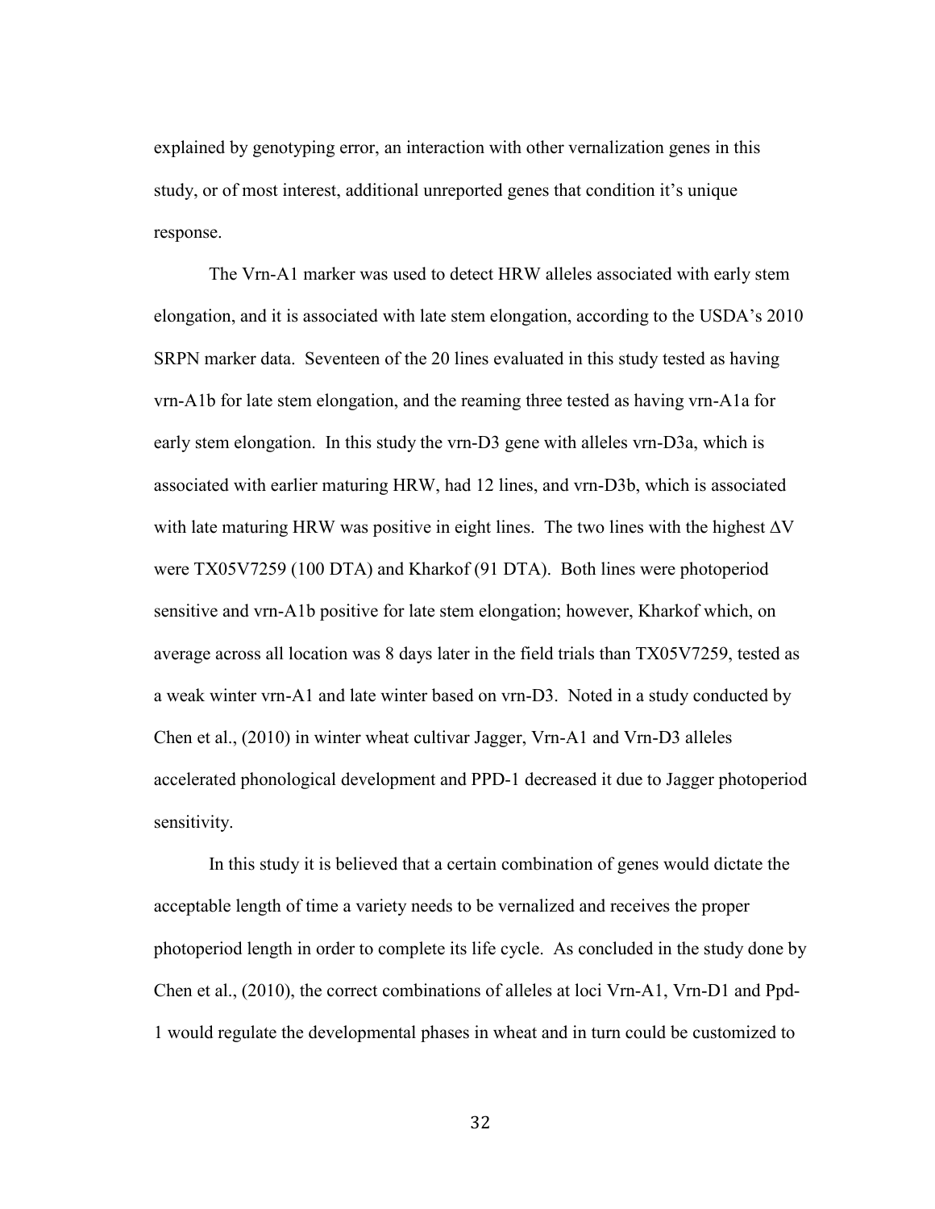explained by genotyping error, an interaction with other vernalization genes in this study, or of most interest, additional unreported genes that condition it's unique response.

The Vrn-A1 marker was used to detect HRW alleles associated with early stem elongation, and it is associated with late stem elongation, according to the USDA's 2010 SRPN marker data. Seventeen of the 20 lines evaluated in this study tested as having vrn-A1b for late stem elongation, and the reaming three tested as having vrn-A1a for early stem elongation. In this study the vrn-D3 gene with alleles vrn-D3a, which is associated with earlier maturing HRW, had 12 lines, and vrn-D3b, which is associated with late maturing HRW was positive in eight lines. The two lines with the highest ∆V were TX05V7259 (100 DTA) and Kharkof (91 DTA). Both lines were photoperiod sensitive and vrn-A1b positive for late stem elongation; however, Kharkof which, on average across all location was 8 days later in the field trials than TX05V7259, tested as a weak winter vrn-A1 and late winter based on vrn-D3. Noted in a study conducted by Chen et al., (2010) in winter wheat cultivar Jagger, Vrn-A1 and Vrn-D3 alleles accelerated phonological development and PPD-1 decreased it due to Jagger photoperiod sensitivity.

In this study it is believed that a certain combination of genes would dictate the acceptable length of time a variety needs to be vernalized and receives the proper photoperiod length in order to complete its life cycle. As concluded in the study done by Chen et al., (2010), the correct combinations of alleles at loci Vrn-A1, Vrn-D1 and Ppd-1 would regulate the developmental phases in wheat and in turn could be customized to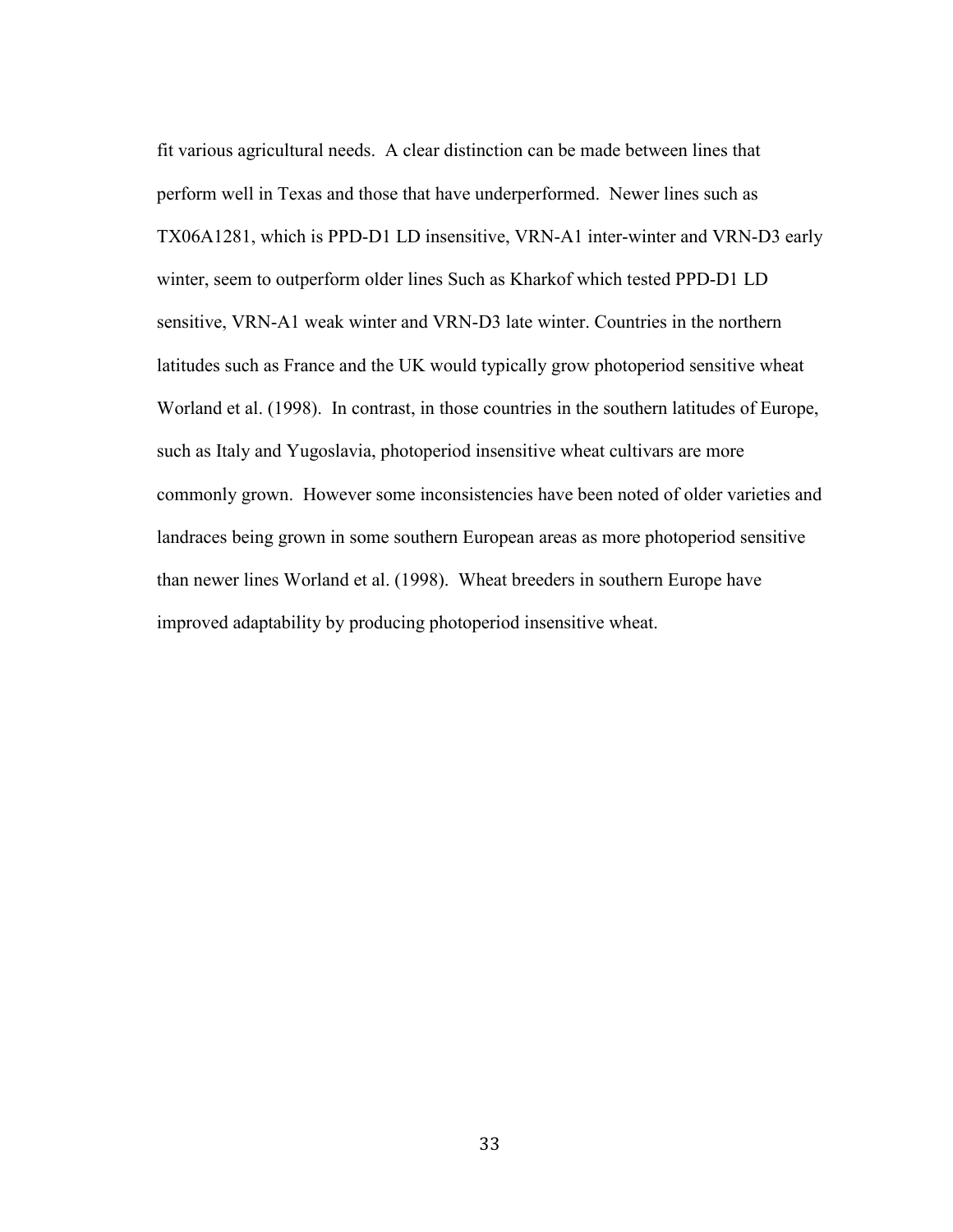fit various agricultural needs. A clear distinction can be made between lines that perform well in Texas and those that have underperformed. Newer lines such as TX06A1281, which is PPD-D1 LD insensitive, VRN-A1 inter-winter and VRN-D3 early winter, seem to outperform older lines Such as Kharkof which tested PPD-D1 LD sensitive, VRN-A1 weak winter and VRN-D3 late winter. Countries in the northern latitudes such as France and the UK would typically grow photoperiod sensitive wheat Worland et al. (1998). In contrast, in those countries in the southern latitudes of Europe, such as Italy and Yugoslavia, photoperiod insensitive wheat cultivars are more commonly grown. However some inconsistencies have been noted of older varieties and landraces being grown in some southern European areas as more photoperiod sensitive than newer lines Worland et al. (1998). Wheat breeders in southern Europe have improved adaptability by producing photoperiod insensitive wheat.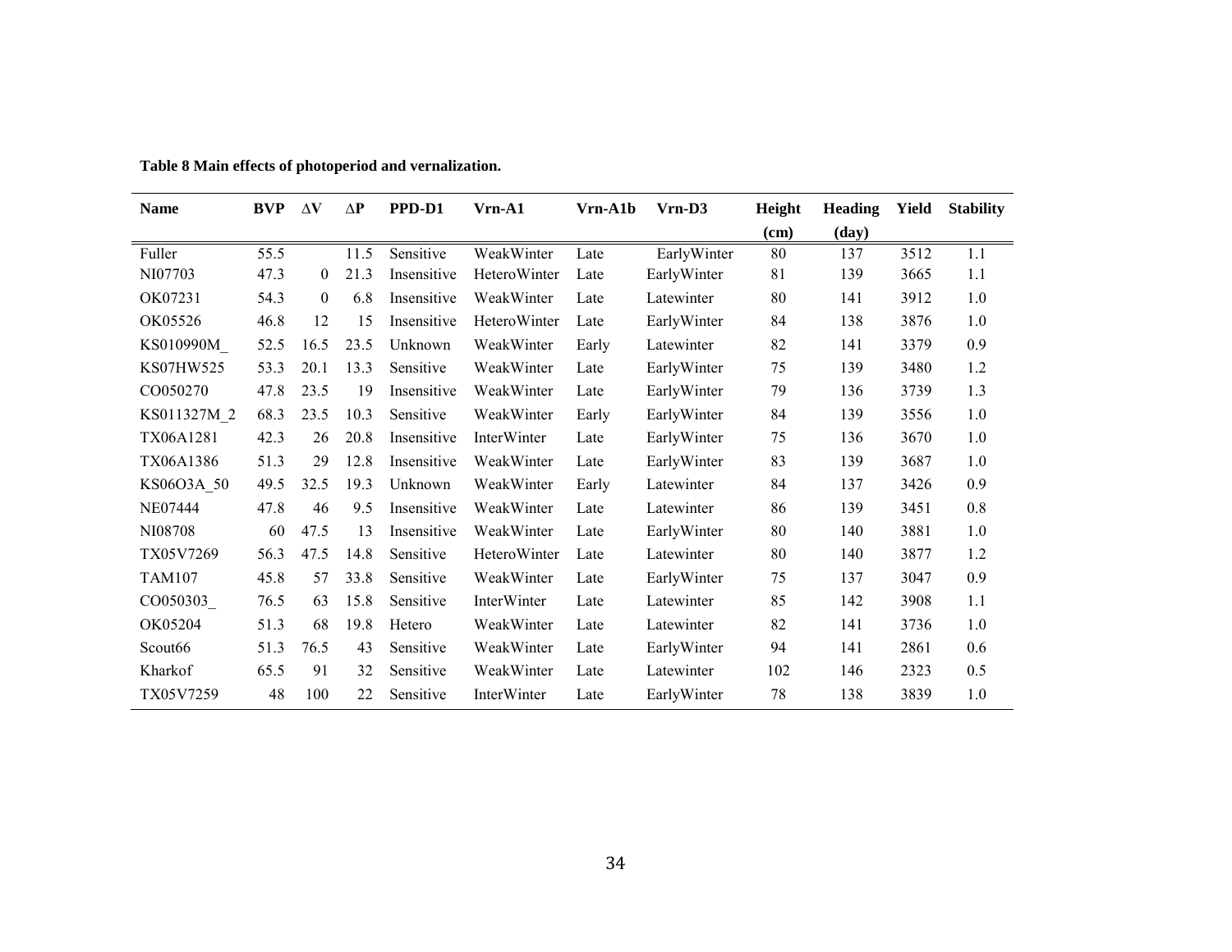**Table 8 Main effects of photoperiod and vernalization.**

| Name | BVP | ΔV | ΔP | PPD-D1 | Vrn-A1 | Vrn-A1b | Vrn-D3 | Height (cm) | Heading (day) | Yield | Stability |
|---|---|---|---|---|---|---|---|---|---|---|---|
| Fuller | 55.5 | | 11.5 | Sensitive | WeakWinter | Late | EarlyWinter | 80 | 137 | 3512 | 1.1 |
| NI07703 | 47.3 | 0 | 21.3 | Insensitive | HeteroWinter | Late | EarlyWinter | 81 | 139 | 3665 | 1.1 |
| OK07231 | 54.3 | 0 | 6.8 | Insensitive | WeakWinter | Late | Latewinter | 80 | 141 | 3912 | 1.0 |
| OK05526 | 46.8 | 12 | 15 | Insensitive | HeteroWinter | Late | EarlyWinter | 84 | 138 | 3876 | 1.0 |
| KS010990M_ | 52.5 | 16.5 | 23.5 | Unknown | WeakWinter | Early | Latewinter | 82 | 141 | 3379 | 0.9 |
| KS07HW525 | 53.3 | 20.1 | 13.3 | Sensitive | WeakWinter | Late | EarlyWinter | 75 | 139 | 3480 | 1.2 |
| CO050270 | 47.8 | 23.5 | 19 | Insensitive | WeakWinter | Late | EarlyWinter | 79 | 136 | 3739 | 1.3 |
| KS011327M_2 | 68.3 | 23.5 | 10.3 | Sensitive | WeakWinter | Early | EarlyWinter | 84 | 139 | 3556 | 1.0 |
| TX06A1281 | 42.3 | 26 | 20.8 | Insensitive | InterWinter | Late | EarlyWinter | 75 | 136 | 3670 | 1.0 |
| TX06A1386 | 51.3 | 29 | 12.8 | Insensitive | WeakWinter | Late | EarlyWinter | 83 | 139 | 3687 | 1.0 |
| KS06O3A_50 | 49.5 | 32.5 | 19.3 | Unknown | WeakWinter | Early | Latewinter | 84 | 137 | 3426 | 0.9 |
| NE07444 | 47.8 | 46 | 9.5 | Insensitive | WeakWinter | Late | Latewinter | 86 | 139 | 3451 | 0.8 |
| NI08708 | 60 | 47.5 | 13 | Insensitive | WeakWinter | Late | EarlyWinter | 80 | 140 | 3881 | 1.0 |
| TX05V7269 | 56.3 | 47.5 | 14.8 | Sensitive | HeteroWinter | Late | Latewinter | 80 | 140 | 3877 | 1.2 |
| TAM107 | 45.8 | 57 | 33.8 | Sensitive | WeakWinter | Late | EarlyWinter | 75 | 137 | 3047 | 0.9 |
| CO050303_ | 76.5 | 63 | 15.8 | Sensitive | InterWinter | Late | Latewinter | 85 | 142 | 3908 | 1.1 |
| OK05204 | 51.3 | 68 | 19.8 | Hetero | WeakWinter | Late | Latewinter | 82 | 141 | 3736 | 1.0 |
| Scout66 | 51.3 | 76.5 | 43 | Sensitive | WeakWinter | Late | EarlyWinter | 94 | 141 | 2861 | 0.6 |
| Kharkof | 65.5 | 91 | 32 | Sensitive | WeakWinter | Late | Latewinter | 102 | 146 | 2323 | 0.5 |
| TX05V7259 | 48 | 100 | 22 | Sensitive | InterWinter | Late | EarlyWinter | 78 | 138 | 3839 | 1.0 |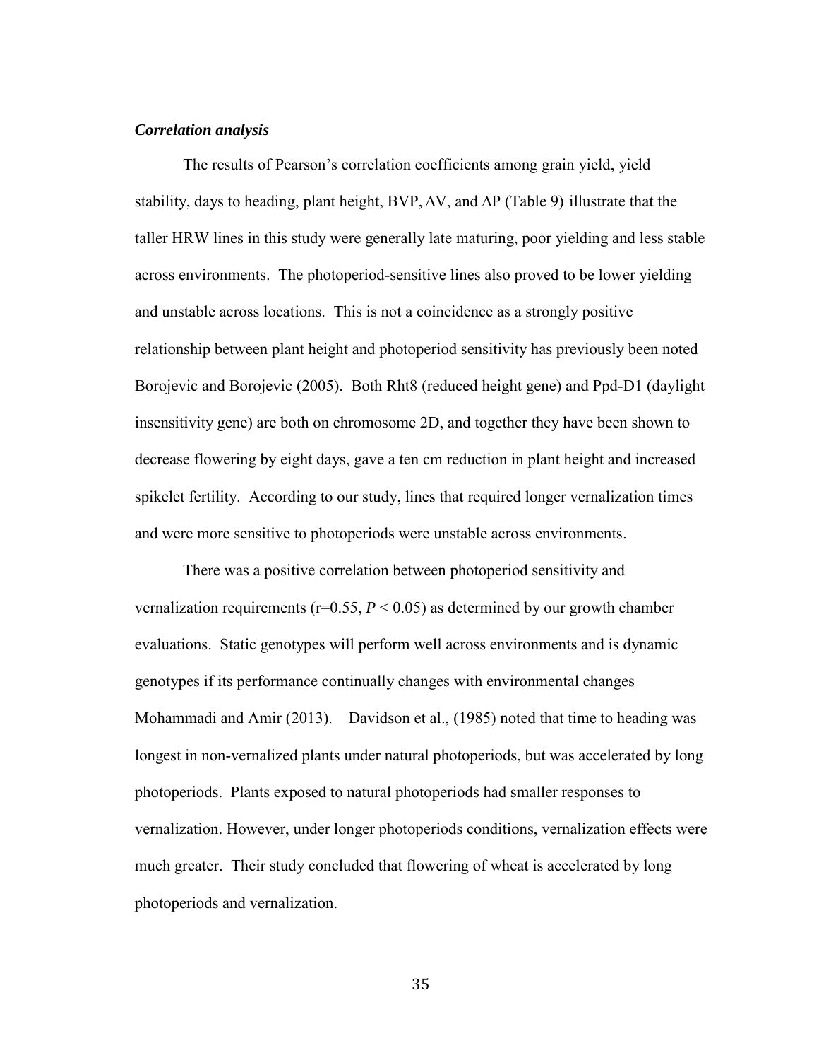### *Correlation analysis*

The results of Pearson's correlation coefficients among grain yield, yield stability, days to heading, plant height, BVP, ΔV, and ΔP (Table 9) illustrate that the taller HRW lines in this study were generally late maturing, poor yielding and less stable across environments. The photoperiod-sensitive lines also proved to be lower yielding and unstable across locations. This is not a coincidence as a strongly positive relationship between plant height and photoperiod sensitivity has previously been noted Borojevic and Borojevic (2005). Both Rht8 (reduced height gene) and Ppd-D1 (daylight insensitivity gene) are both on chromosome 2D, and together they have been shown to decrease flowering by eight days, gave a ten cm reduction in plant height and increased spikelet fertility. According to our study, lines that required longer vernalization times and were more sensitive to photoperiods were unstable across environments.

There was a positive correlation between photoperiod sensitivity and vernalization requirements (r=0.55, $P < 0.05$) as determined by our growth chamber evaluations. Static genotypes will perform well across environments and is dynamic genotypes if its performance continually changes with environmental changes Mohammadi and Amir (2013). Davidson et al., (1985) noted that time to heading was longest in non-vernalized plants under natural photoperiods, but was accelerated by long photoperiods. Plants exposed to natural photoperiods had smaller responses to vernalization. However, under longer photoperiods conditions, vernalization effects were much greater. Their study concluded that flowering of wheat is accelerated by long photoperiods and vernalization.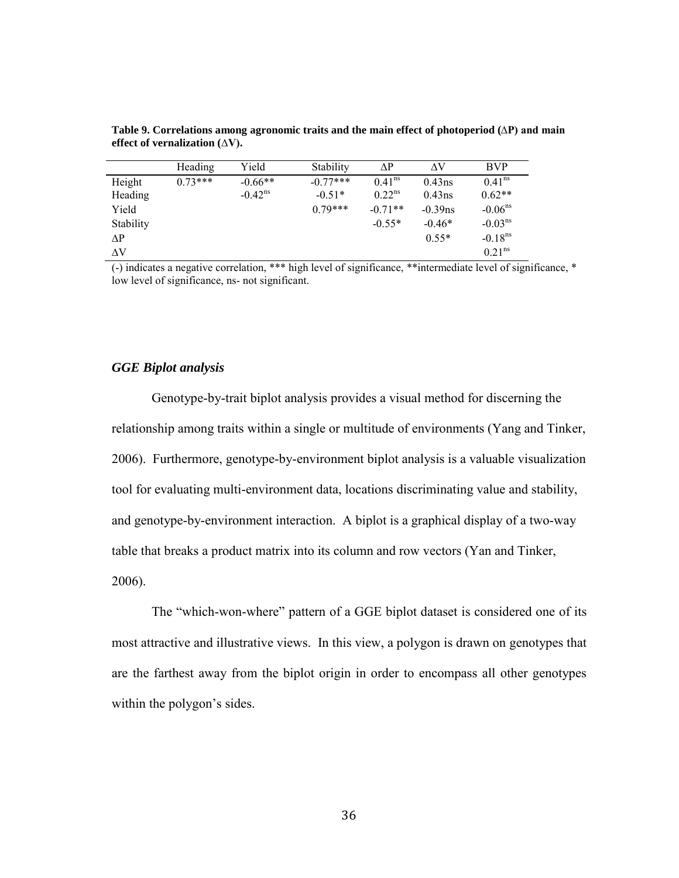**Table 9. Correlations among agronomic traits and the main effect of photoperiod (ΔP) and main effect of vernalization (ΔV).**

| | Heading | Yield | Stability | ΔP | ΔV | BVP |
|---|---|---|---|---|---|---|
| Height | 0.73*** | -0.66** | -0.77*** | $0.41^{ns}$ | 0.43ns | $0.41^{ns}$ |
| Heading | | $-0.42^{ns}$ | -0.51* | $0.22^{ns}$ | 0.43ns | 0.62** |
| Yield | | | 0.79*** | -0.71** | -0.39ns | $-0.06^{ns}$ |
| Stability | | | | -0.55* | -0.46* | $-0.03^{ns}$ |
| ΔP | | | | | 0.55* | $-0.18^{ns}$ |
| ΔV | | | | | | $0.21^{ns}$ |

(-) indicates a negative correlation, *** high level of significance, **intermediate level of significance, * low level of significance, ns- not significant.

### *GGE Biplot analysis*

Genotype-by-trait biplot analysis provides a visual method for discerning the relationship among traits within a single or multitude of environments (Yang and Tinker, 2006). Furthermore, genotype-by-environment biplot analysis is a valuable visualization tool for evaluating multi-environment data, locations discriminating value and stability, and genotype-by-environment interaction. A biplot is a graphical display of a two-way table that breaks a product matrix into its column and row vectors (Yan and Tinker, 2006).

The "which-won-where" pattern of a GGE biplot dataset is considered one of its most attractive and illustrative views. In this view, a polygon is drawn on genotypes that are the farthest away from the biplot origin in order to encompass all other genotypes within the polygon's sides.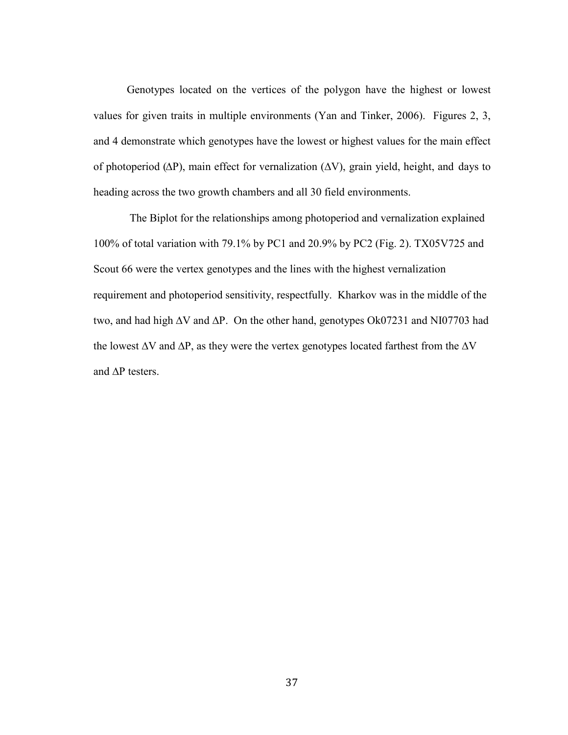Genotypes located on the vertices of the polygon have the highest or lowest values for given traits in multiple environments (Yan and Tinker, 2006). Figures 2, 3, and 4 demonstrate which genotypes have the lowest or highest values for the main effect of photoperiod (ΔP), main effect for vernalization (ΔV), grain yield, height, and days to heading across the two growth chambers and all 30 field environments.

The Biplot for the relationships among photoperiod and vernalization explained 100% of total variation with 79.1% by PC1 and 20.9% by PC2 (Fig. 2). TX05V725 and Scout 66 were the vertex genotypes and the lines with the highest vernalization requirement and photoperiod sensitivity, respectfully. Kharkov was in the middle of the two, and had high ΔV and ΔP. On the other hand, genotypes Ok07231 and NI07703 had the lowest ΔV and ΔP, as they were the vertex genotypes located farthest from the ΔV and ΔP testers.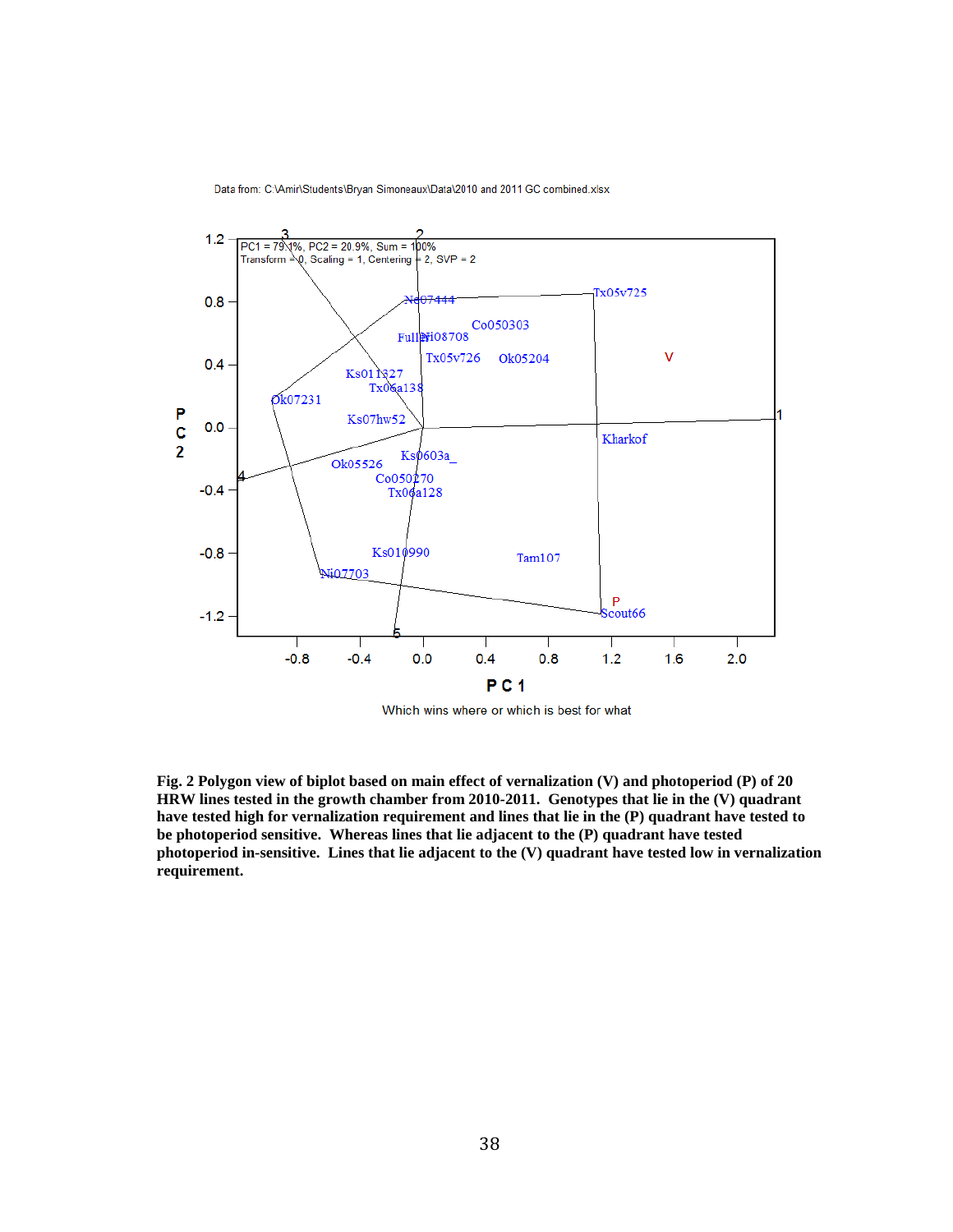Data from: C:\Amir\Students\Bryan Simoneaux\Data\2010 and 2011 GC combined.xlsx

PC1 = 79.1%, PC2 = 20.9%, Sum = 100%
Transform = 0, Scaling = 1, Centering = 2, SVP = 2

Which wins where or which is best for what

**Fig. 2 Polygon view of biplot based on main effect of vernalization (V) and photoperiod (P) of 20 HRW lines tested in the growth chamber from 2010-2011. Genotypes that lie in the (V) quadrant have tested high for vernalization requirement and lines that lie in the (P) quadrant have tested to be photoperiod sensitive. Whereas lines that lie adjacent to the (P) quadrant have tested photoperiod in-sensitive. Lines that lie adjacent to the (V) quadrant have tested low in vernalization requirement.**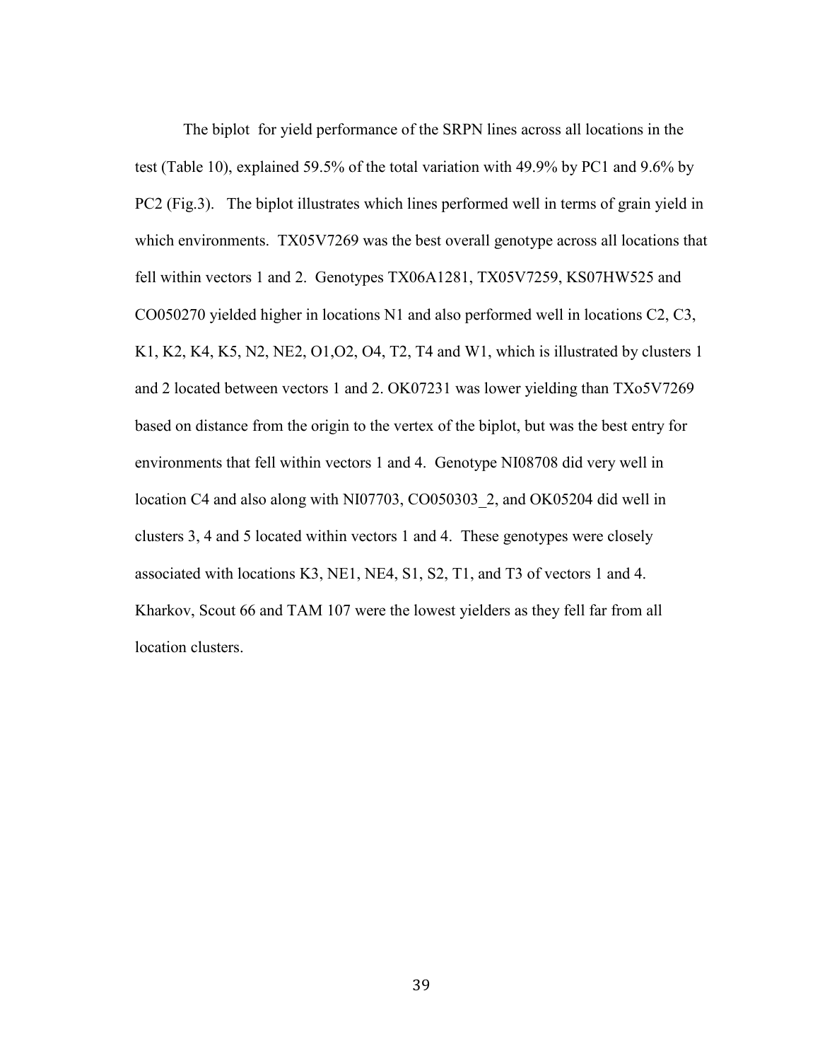The biplot for yield performance of the SRPN lines across all locations in the test (Table 10), explained 59.5% of the total variation with 49.9% by PC1 and 9.6% by PC2 (Fig.3). The biplot illustrates which lines performed well in terms of grain yield in which environments. TX05V7269 was the best overall genotype across all locations that fell within vectors 1 and 2. Genotypes TX06A1281, TX05V7259, KS07HW525 and CO050270 yielded higher in locations N1 and also performed well in locations C2, C3, K1, K2, K4, K5, N2, NE2, O1,O2, O4, T2, T4 and W1, which is illustrated by clusters 1 and 2 located between vectors 1 and 2. OK07231 was lower yielding than TXo5V7269 based on distance from the origin to the vertex of the biplot, but was the best entry for environments that fell within vectors 1 and 4. Genotype NI08708 did very well in location C4 and also along with NI07703, CO050303_2, and OK05204 did well in clusters 3, 4 and 5 located within vectors 1 and 4. These genotypes were closely associated with locations K3, NE1, NE4, S1, S2, T1, and T3 of vectors 1 and 4. Kharkov, Scout 66 and TAM 107 were the lowest yielders as they fell far from all location clusters.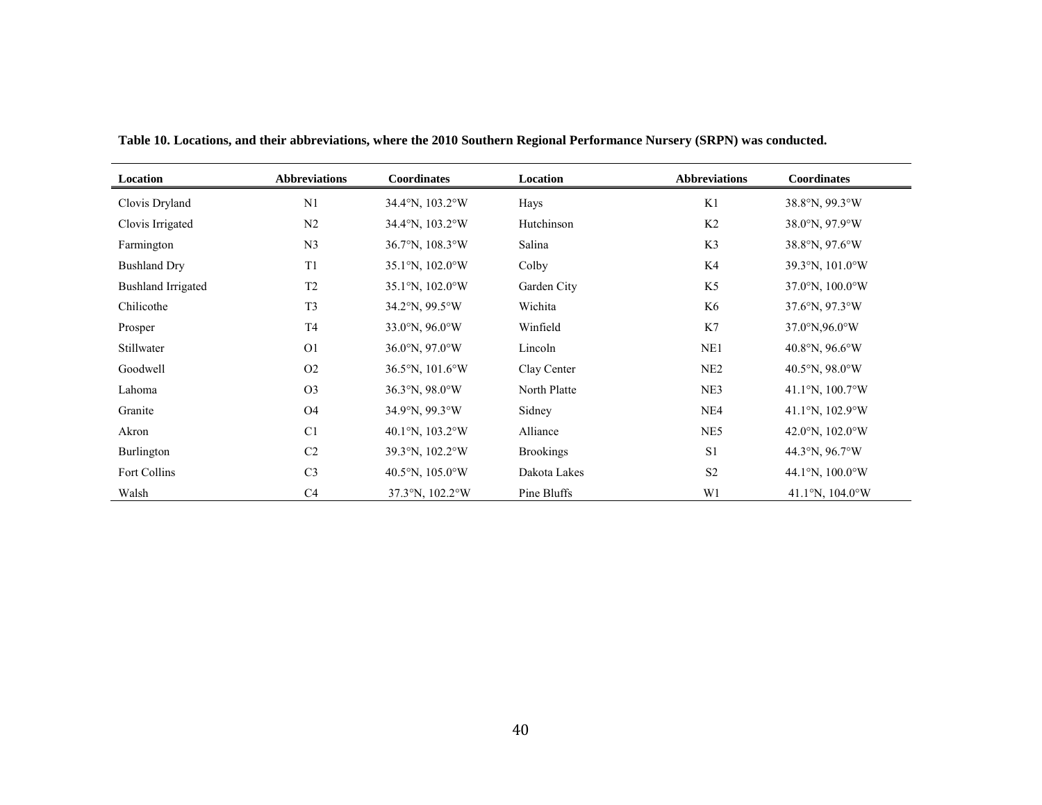**Table 10. Locations, and their abbreviations, where the 2010 Southern Regional Performance Nursery (SRPN) was conducted.**

| Location | Abbreviations | Coordinates | Location | Abbreviations | Coordinates |
|---|---|---|---|---|---|
| Clovis Dryland | N1 | 34.4°N, 103.2°W | Hays | K1 | 38.8°N, 99.3°W |
| Clovis Irrigated | N2 | 34.4°N, 103.2°W | Hutchinson | K2 | 38.0°N, 97.9°W |
| Farmington | N3 | 36.7°N, 108.3°W | Salina | K3 | 38.8°N, 97.6°W |
| Bushland Dry | T1 | 35.1°N, 102.0°W | Colby | K4 | 39.3°N, 101.0°W |
| Bushland Irrigated | T2 | 35.1°N, 102.0°W | Garden City | K5 | 37.0°N, 100.0°W |
| Chilicothe | T3 | 34.2°N, 99.5°W | Wichita | K6 | 37.6°N, 97.3°W |
| Prosper | T4 | 33.0°N, 96.0°W | Winfield | K7 | 37.0°N,96.0°W |
| Stillwater | O1 | 36.0°N, 97.0°W | Lincoln | NE1 | 40.8°N, 96.6°W |
| Goodwell | O2 | 36.5°N, 101.6°W | Clay Center | NE2 | 40.5°N, 98.0°W |
| Lahoma | O3 | 36.3°N, 98.0°W | North Platte | NE3 | 41.1°N, 100.7°W |
| Granite | O4 | 34.9°N, 99.3°W | Sidney | NE4 | 41.1°N, 102.9°W |
| Akron | C1 | 40.1°N, 103.2°W | Alliance | NE5 | 42.0°N, 102.0°W |
| Burlington | C2 | 39.3°N, 102.2°W | Brookings | S1 | 44.3°N, 96.7°W |
| Fort Collins | C3 | 40.5°N, 105.0°W | Dakota Lakes | S2 | 44.1°N, 100.0°W |
| Walsh | C4 | 37.3°N, 102.2°W | Pine Bluffs | W1 | 41.1°N, 104.0°W |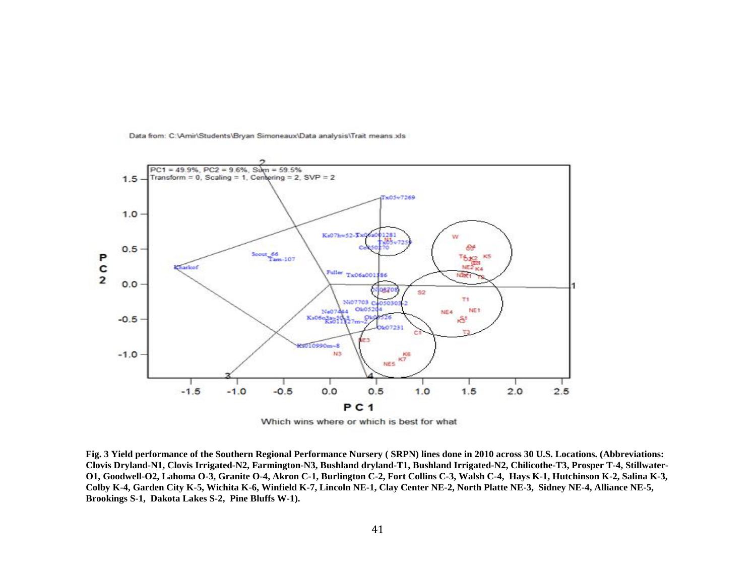Data from: C:\Amir\Students\Bryan Simoneaux\Data analysis\Trait means.xls

PC1 = 49.9%, PC2 = 9.6%, Sum = 59.5%
Transform = 0, Scaling = 1, Centering = 2, SVP = 2

Which wins where or which is best for what

**Fig. 3 Yield performance of the Southern Regional Performance Nursery ( SRPN) lines done in 2010 across 30 U.S. Locations. (Abbreviations: Clovis Dryland-N1, Clovis Irrigated-N2, Farmington-N3, Bushland dryland-T1, Bushland Irrigated-N2, Chilicothe-T3, Prosper T-4, Stillwater-O1, Goodwell-O2, Lahoma O-3, Granite O-4, Akron C-1, Burlington C-2, Fort Collins C-3, Walsh C-4, Hays K-1, Hutchinson K-2, Salina K-3, Colby K-4, Garden City K-5, Wichita K-6, Winfield K-7, Lincoln NE-1, Clay Center NE-2, North Platte NE-3, Sidney NE-4, Alliance NE-5, Brookings S-1, Dakota Lakes S-2, Pine Bluffs W-1).**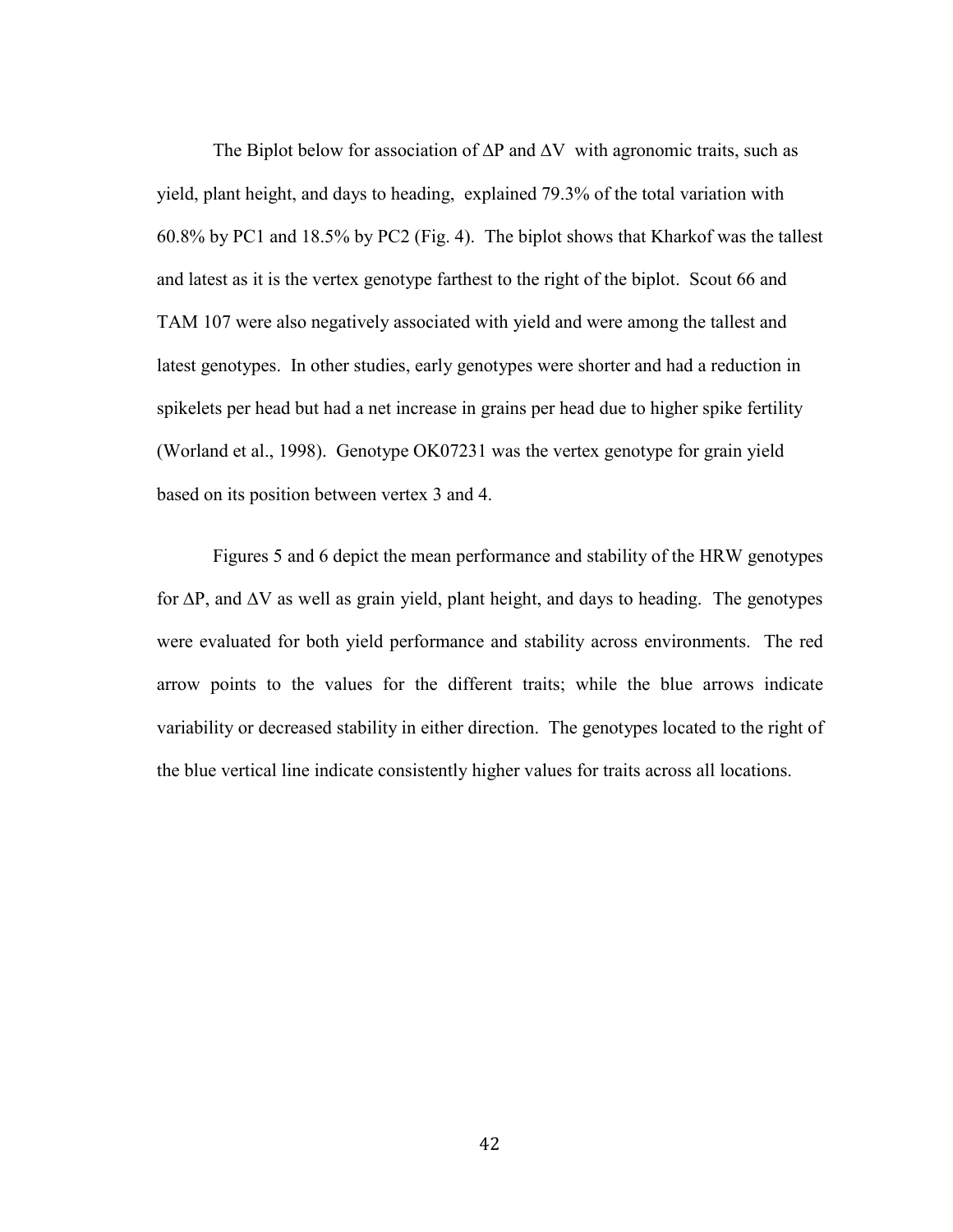The Biplot below for association of $\Delta P$ and $\Delta V$ with agronomic traits, such as yield, plant height, and days to heading, explained 79.3% of the total variation with 60.8% by PC1 and 18.5% by PC2 (Fig. 4). The biplot shows that Kharkof was the tallest and latest as it is the vertex genotype farthest to the right of the biplot. Scout 66 and TAM 107 were also negatively associated with yield and were among the tallest and latest genotypes. In other studies, early genotypes were shorter and had a reduction in spikelets per head but had a net increase in grains per head due to higher spike fertility (Worland et al., 1998). Genotype OK07231 was the vertex genotype for grain yield based on its position between vertex 3 and 4.

Figures 5 and 6 depict the mean performance and stability of the HRW genotypes for $\Delta P$, and $\Delta V$ as well as grain yield, plant height, and days to heading. The genotypes were evaluated for both yield performance and stability across environments. The red arrow points to the values for the different traits; while the blue arrows indicate variability or decreased stability in either direction. The genotypes located to the right of the blue vertical line indicate consistently higher values for traits across all locations.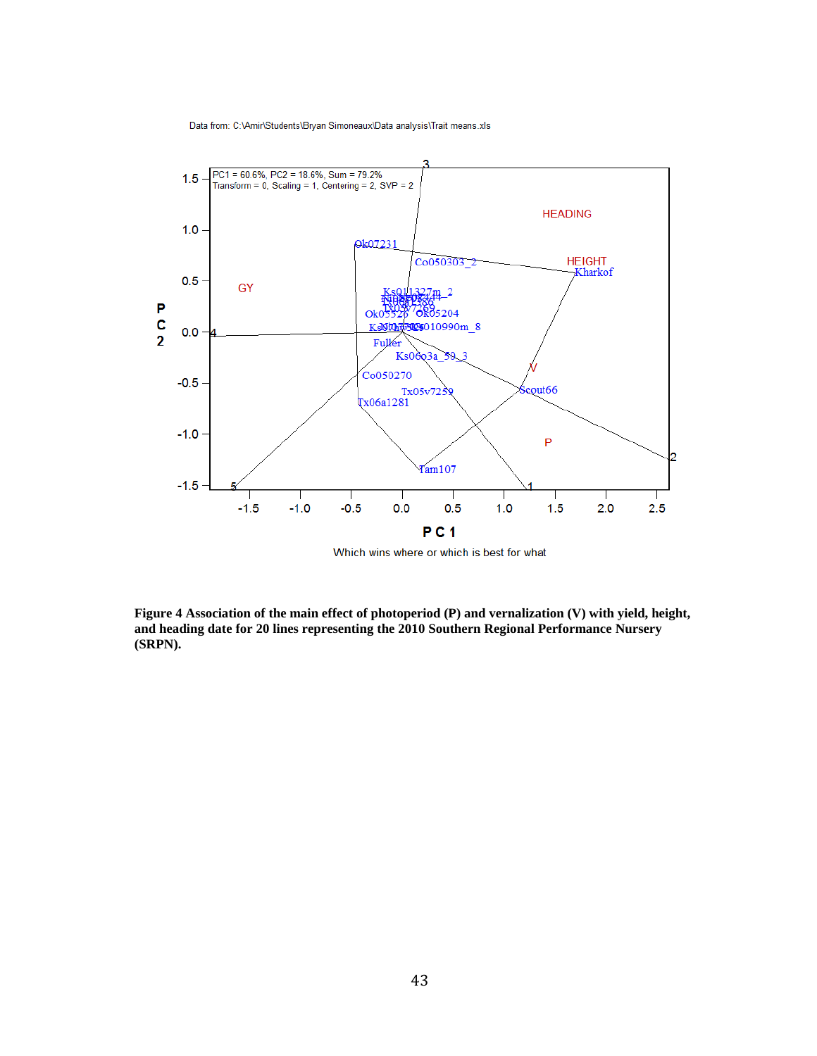Data from: C:\Amir\Students\Bryan Simoneaux\Data analysis\Trait means.xls

PC1 = 60.6%, PC2 = 18.6%, Sum = 79.2%
Transform = 0, Scaling = 1, Centering = 2, SVP = 2

Which wins where or which is best for what

**Figure 4 Association of the main effect of photoperiod (P) and vernalization (V) with yield, height, and heading date for 20 lines representing the 2010 Southern Regional Performance Nursery (SRPN).**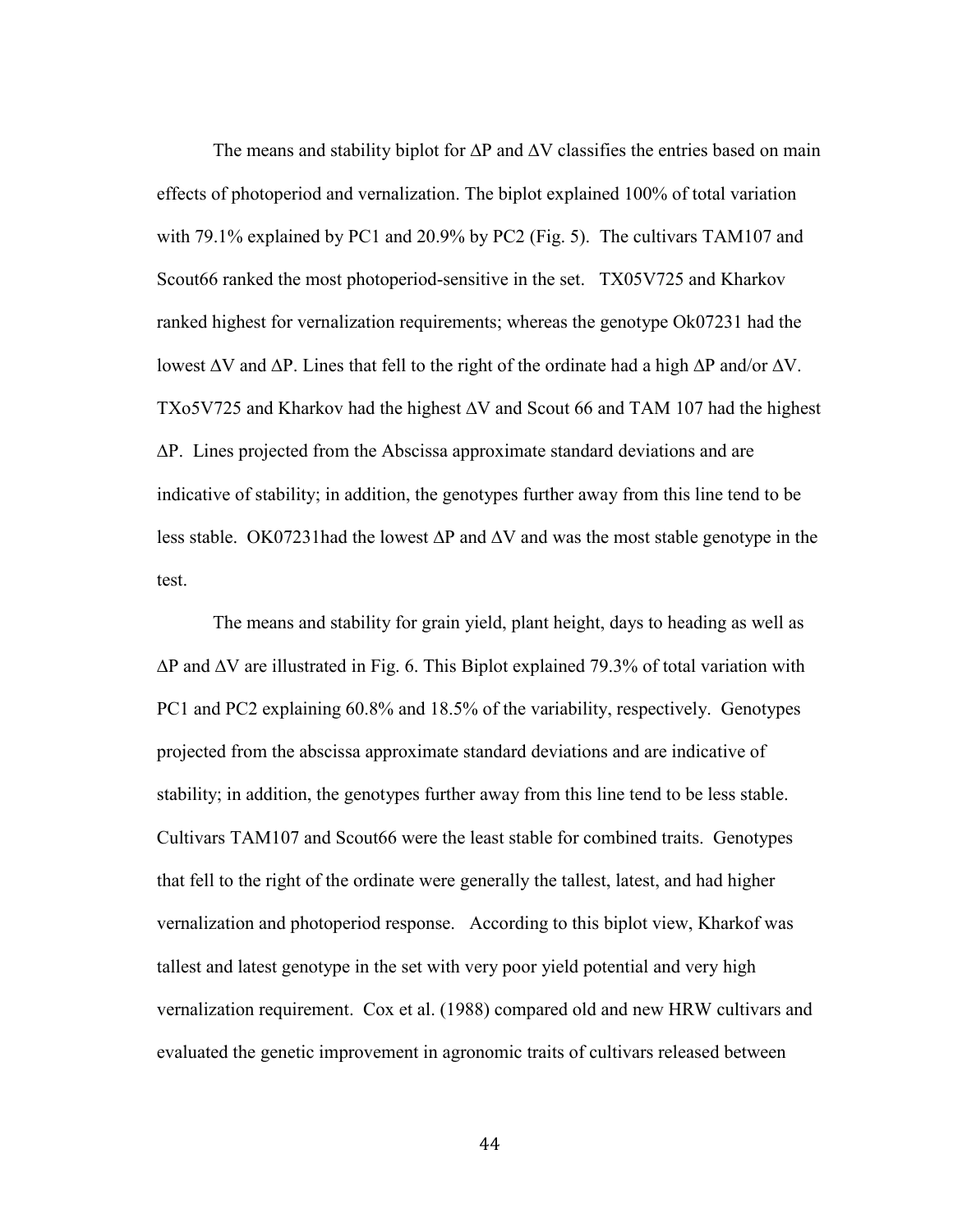The means and stability biplot for ΔP and ΔV classifies the entries based on main effects of photoperiod and vernalization. The biplot explained 100% of total variation with 79.1% explained by PC1 and 20.9% by PC2 (Fig. 5). The cultivars TAM107 and Scout66 ranked the most photoperiod-sensitive in the set. TX05V725 and Kharkov ranked highest for vernalization requirements; whereas the genotype Ok07231 had the lowest ΔV and ΔP. Lines that fell to the right of the ordinate had a high ΔP and/or ΔV. TXo5V725 and Kharkov had the highest ΔV and Scout 66 and TAM 107 had the highest ΔP. Lines projected from the Abscissa approximate standard deviations and are indicative of stability; in addition, the genotypes further away from this line tend to be less stable. OK07231had the lowest ΔP and ΔV and was the most stable genotype in the test.

The means and stability for grain yield, plant height, days to heading as well as ΔP and ΔV are illustrated in Fig. 6. This Biplot explained 79.3% of total variation with PC1 and PC2 explaining 60.8% and 18.5% of the variability, respectively. Genotypes projected from the abscissa approximate standard deviations and are indicative of stability; in addition, the genotypes further away from this line tend to be less stable. Cultivars TAM107 and Scout66 were the least stable for combined traits. Genotypes that fell to the right of the ordinate were generally the tallest, latest, and had higher vernalization and photoperiod response. According to this biplot view, Kharkof was tallest and latest genotype in the set with very poor yield potential and very high vernalization requirement. Cox et al. (1988) compared old and new HRW cultivars and evaluated the genetic improvement in agronomic traits of cultivars released between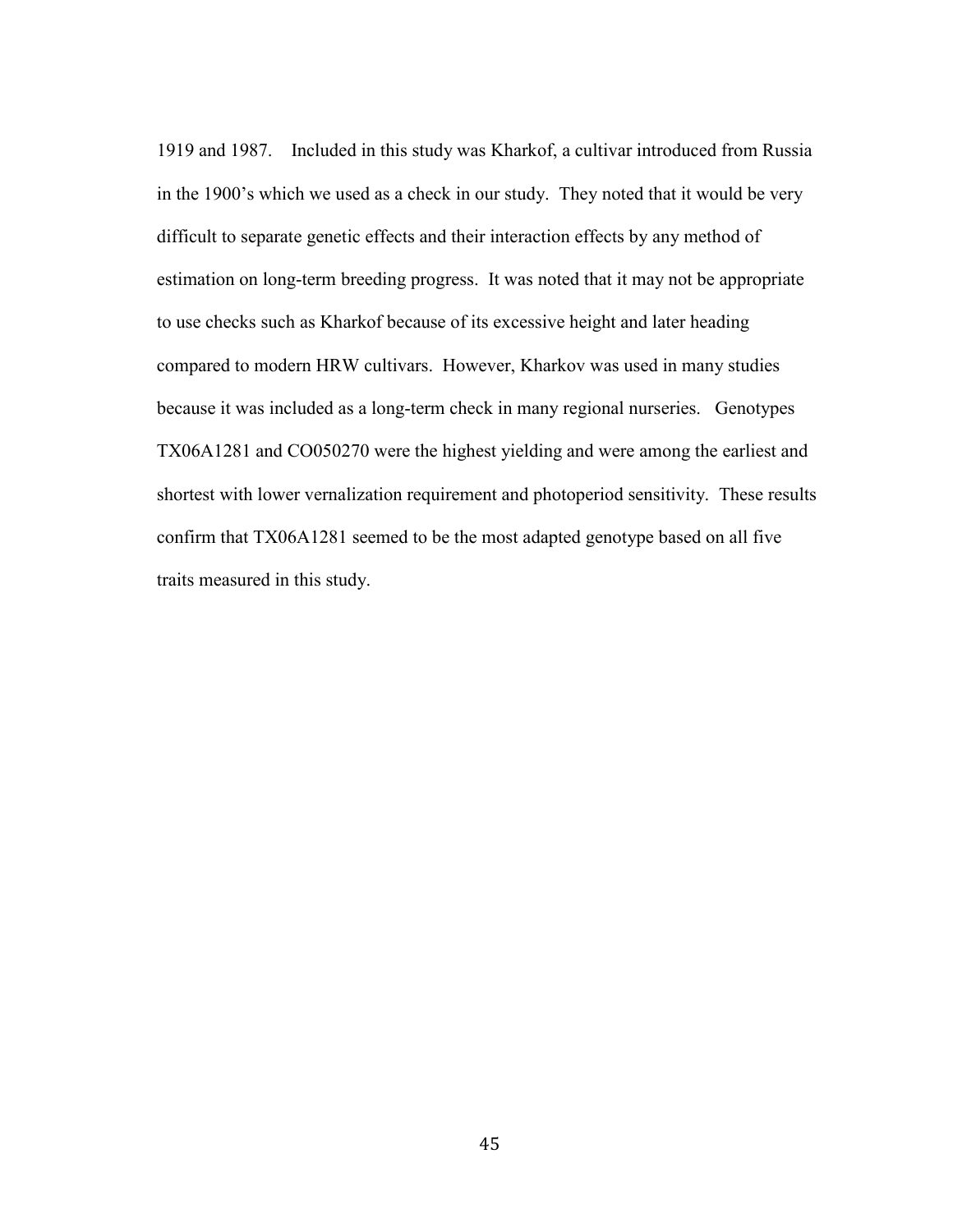1919 and 1987. Included in this study was Kharkof, a cultivar introduced from Russia in the 1900's which we used as a check in our study. They noted that it would be very difficult to separate genetic effects and their interaction effects by any method of estimation on long-term breeding progress. It was noted that it may not be appropriate to use checks such as Kharkof because of its excessive height and later heading compared to modern HRW cultivars. However, Kharkov was used in many studies because it was included as a long-term check in many regional nurseries. Genotypes TX06A1281 and CO050270 were the highest yielding and were among the earliest and shortest with lower vernalization requirement and photoperiod sensitivity. These results confirm that TX06A1281 seemed to be the most adapted genotype based on all five traits measured in this study.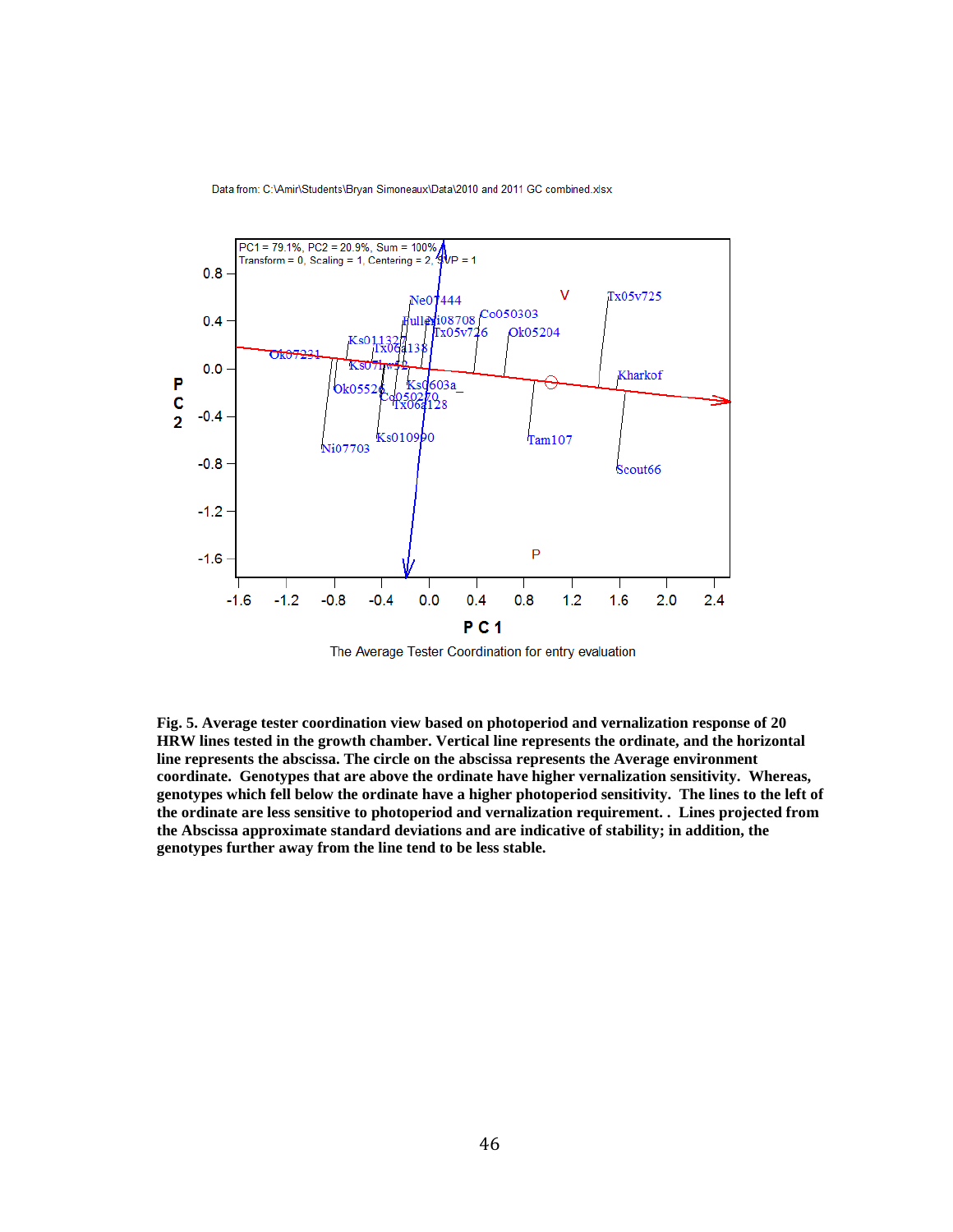Data from: C:\Amir\Students\Bryan Simoneaux\Data\2010 and 2011 GC combined.xlsx

PC1 = 79.1%, PC2 = 20.9%, Sum = 100%
Transform = 0, Scaling = 1, Centering = 2, SVP = 1

Ne07444
Fuller
Ni08708
Co050303
Tx05v725
V
Tx05v726
Ok05204
Ks011327
Tx06a138
Ok07231
Ks07?w52
Kharkof
Ok05526
Ks0603a
Co050270
Tx06a128
Ks010990
Tam107
Ni07703
Scout66
P

P C 2

0.8
0.4
0.0
-0.4
-0.8
-1.2
-1.6

-1.6 -1.2 -0.8 -0.4 0.0 0.4 0.8 1.2 1.6 2.0 2.4

P C 1

The Average Tester Coordination for entry evaluation

**Fig. 5. Average tester coordination view based on photoperiod and vernalization response of 20 HRW lines tested in the growth chamber. Vertical line represents the ordinate, and the horizontal line represents the abscissa. The circle on the abscissa represents the Average environment coordinate. Genotypes that are above the ordinate have higher vernalization sensitivity. Whereas, genotypes which fell below the ordinate have a higher photoperiod sensitivity. The lines to the left of the ordinate are less sensitive to photoperiod and vernalization requirement. . Lines projected from the Abscissa approximate standard deviations and are indicative of stability; in addition, the genotypes further away from the line tend to be less stable.**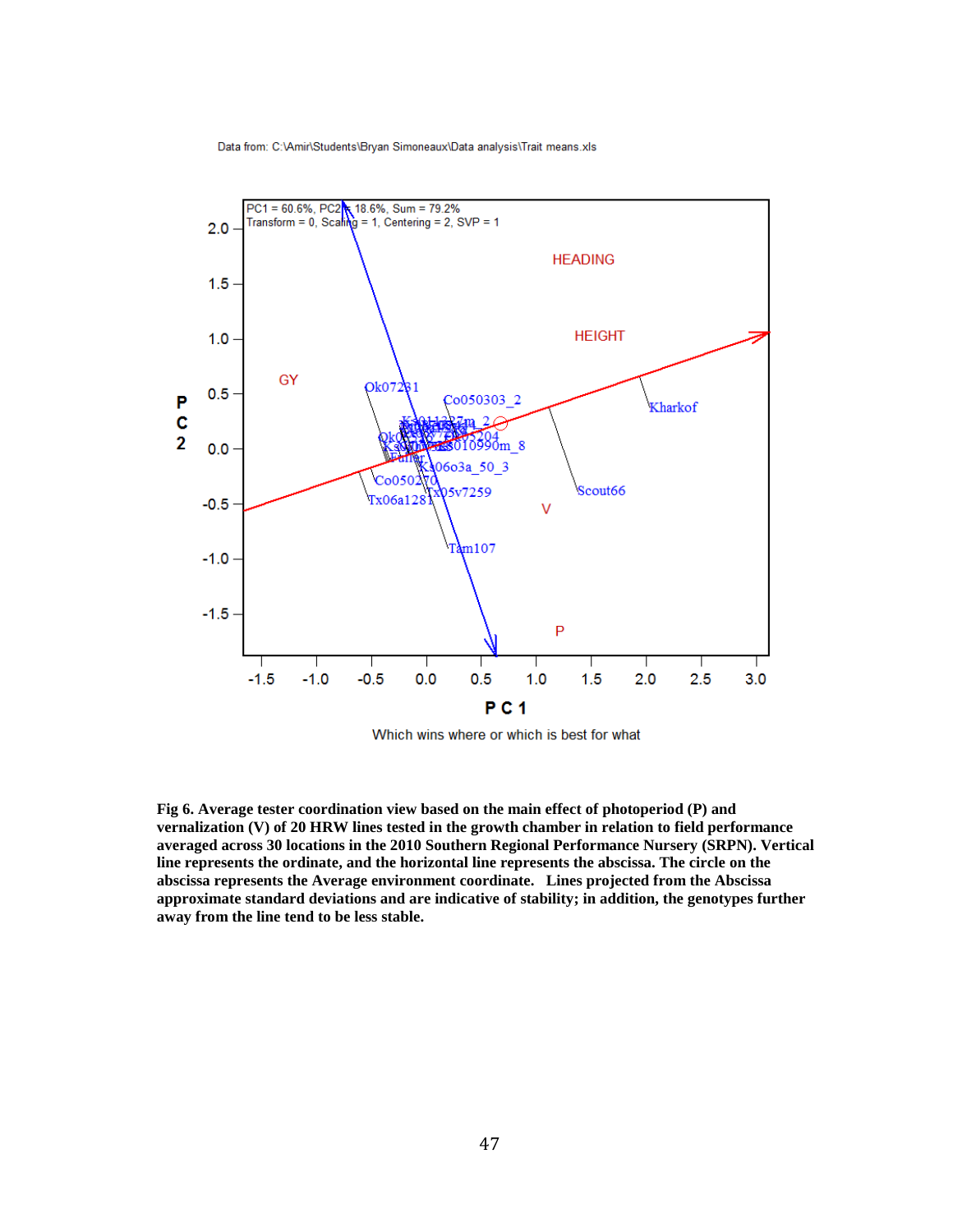Data from: C:\Amir\Students\Bryan Simoneaux\Data analysis\Trait means.xls

PC1 = 60.6%, PC2 = 18.6%, Sum = 79.2%
Transform = 0, Scaling = 1, Centering = 2, SVP = 1

HEADING
HEIGHT
GY
V
P

Ok07231
Co050303_2
Kharkof
Ks010990m_8
Ks06o3a_50_3
Co050270
Tx05v7259
Tx06a1281
Scout66
Tam107
Fuller

PC2: 2.0, 1.5, 1.0, 0.5, 0.0, -0.5, -1.0, -1.5

PC1: -1.5, -1.0, -0.5, 0.0, 0.5, 1.0, 1.5, 2.0, 2.5, 3.0

Which wins where or which is best for what

**Fig 6. Average tester coordination view based on the main effect of photoperiod (P) and vernalization (V) of 20 HRW lines tested in the growth chamber in relation to field performance averaged across 30 locations in the 2010 Southern Regional Performance Nursery (SRPN). Vertical line represents the ordinate, and the horizontal line represents the abscissa. The circle on the abscissa represents the Average environment coordinate. Lines projected from the Abscissa approximate standard deviations and are indicative of stability; in addition, the genotypes further away from the line tend to be less stable.**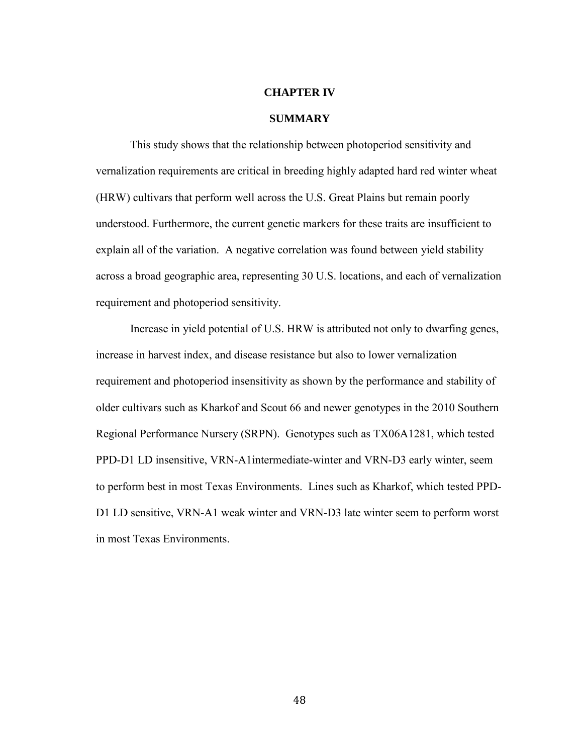# CHAPTER IV

## SUMMARY

This study shows that the relationship between photoperiod sensitivity and vernalization requirements are critical in breeding highly adapted hard red winter wheat (HRW) cultivars that perform well across the U.S. Great Plains but remain poorly understood. Furthermore, the current genetic markers for these traits are insufficient to explain all of the variation. A negative correlation was found between yield stability across a broad geographic area, representing 30 U.S. locations, and each of vernalization requirement and photoperiod sensitivity.

Increase in yield potential of U.S. HRW is attributed not only to dwarfing genes, increase in harvest index, and disease resistance but also to lower vernalization requirement and photoperiod insensitivity as shown by the performance and stability of older cultivars such as Kharkof and Scout 66 and newer genotypes in the 2010 Southern Regional Performance Nursery (SRPN). Genotypes such as TX06A1281, which tested PPD-D1 LD insensitive, VRN-A1intermediate-winter and VRN-D3 early winter, seem to perform best in most Texas Environments. Lines such as Kharkof, which tested PPD-D1 LD sensitive, VRN-A1 weak winter and VRN-D3 late winter seem to perform worst in most Texas Environments.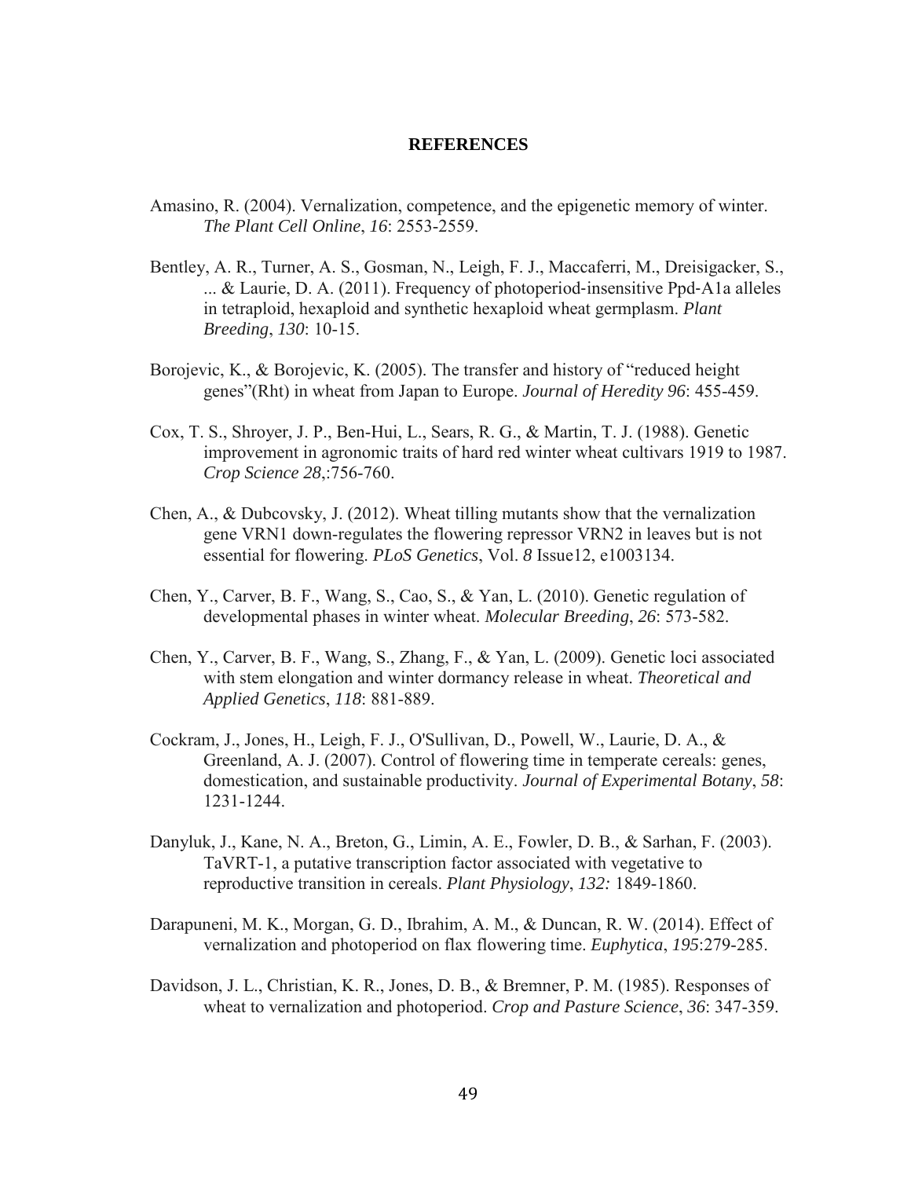# REFERENCES

Amasino, R. (2004). Vernalization, competence, and the epigenetic memory of winter. *The Plant Cell Online*, *16*: 2553-2559.

Bentley, A. R., Turner, A. S., Gosman, N., Leigh, F. J., Maccaferri, M., Dreisigacker, S., ... & Laurie, D. A. (2011). Frequency of photoperiod‐insensitive Ppd‐A1a alleles in tetraploid, hexaploid and synthetic hexaploid wheat germplasm. *Plant Breeding*, *130*: 10-15.

Borojevic, K., & Borojevic, K. (2005). The transfer and history of "reduced height genes"(Rht) in wheat from Japan to Europe. *Journal of Heredity 96*: 455-459.

Cox, T. S., Shroyer, J. P., Ben-Hui, L., Sears, R. G., & Martin, T. J. (1988). Genetic improvement in agronomic traits of hard red winter wheat cultivars 1919 to 1987. *Crop Science 28*,:756-760.

Chen, A., & Dubcovsky, J. (2012). Wheat tilling mutants show that the vernalization gene VRN1 down-regulates the flowering repressor VRN2 in leaves but is not essential for flowering. *PLoS Genetics*, Vol. *8* Issue12, e1003134.

Chen, Y., Carver, B. F., Wang, S., Cao, S., & Yan, L. (2010). Genetic regulation of developmental phases in winter wheat. *Molecular Breeding*, *26*: 573-582.

Chen, Y., Carver, B. F., Wang, S., Zhang, F., & Yan, L. (2009). Genetic loci associated with stem elongation and winter dormancy release in wheat. *Theoretical and Applied Genetics*, *118*: 881-889.

Cockram, J., Jones, H., Leigh, F. J., O'Sullivan, D., Powell, W., Laurie, D. A., & Greenland, A. J. (2007). Control of flowering time in temperate cereals: genes, domestication, and sustainable productivity. *Journal of Experimental Botany*, *58*: 1231-1244.

Danyluk, J., Kane, N. A., Breton, G., Limin, A. E., Fowler, D. B., & Sarhan, F. (2003). TaVRT-1, a putative transcription factor associated with vegetative to reproductive transition in cereals. *Plant Physiology*, *132:* 1849-1860.

Darapuneni, M. K., Morgan, G. D., Ibrahim, A. M., & Duncan, R. W. (2014). Effect of vernalization and photoperiod on flax flowering time. *Euphytica*, *195*:279-285.

Davidson, J. L., Christian, K. R., Jones, D. B., & Bremner, P. M. (1985). Responses of wheat to vernalization and photoperiod. *Crop and Pasture Science*, *36*: 347-359.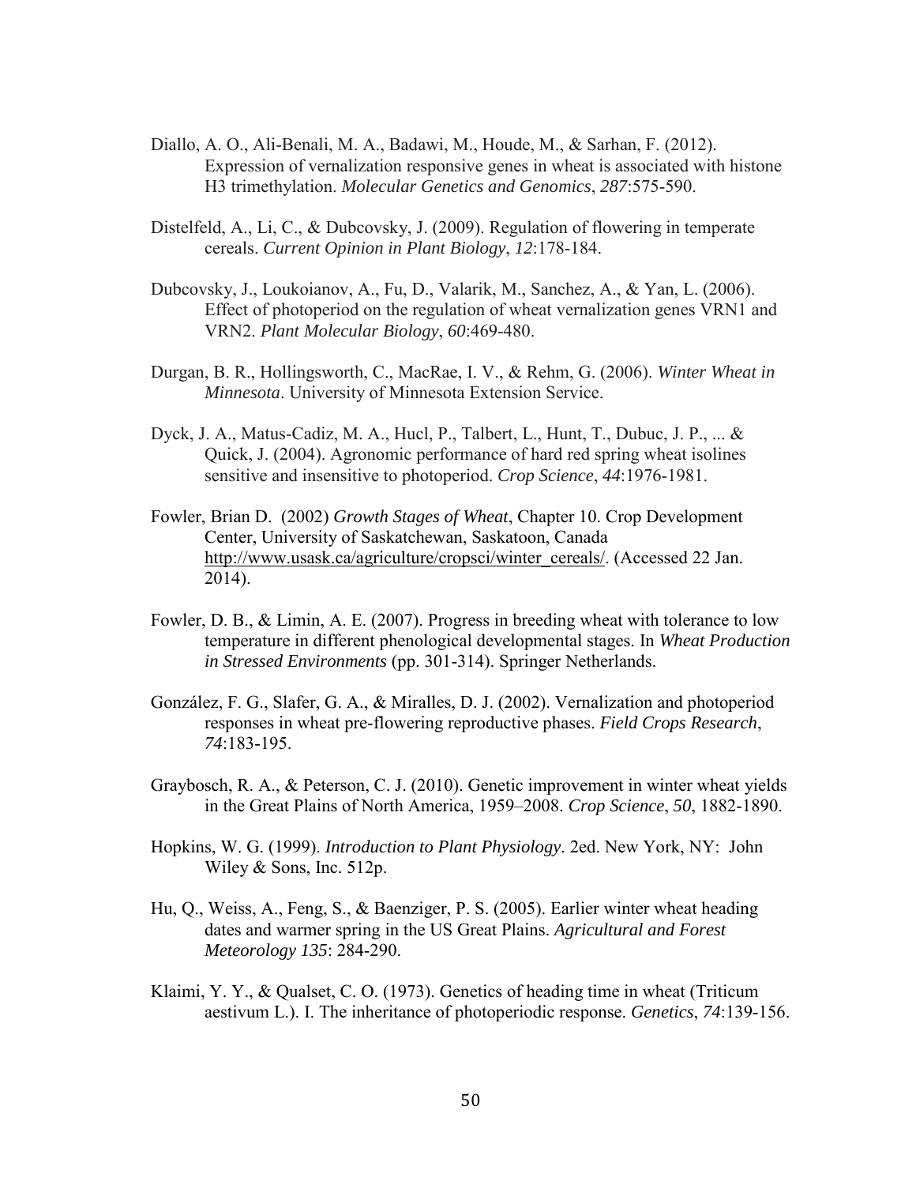Diallo, A. O., Ali-Benali, M. A., Badawi, M., Houde, M., & Sarhan, F. (2012). Expression of vernalization responsive genes in wheat is associated with histone H3 trimethylation. *Molecular Genetics and Genomics*, *287*:575-590.

Distelfeld, A., Li, C., & Dubcovsky, J. (2009). Regulation of flowering in temperate cereals. *Current Opinion in Plant Biology*, *12*:178-184.

Dubcovsky, J., Loukoianov, A., Fu, D., Valarik, M., Sanchez, A., & Yan, L. (2006). Effect of photoperiod on the regulation of wheat vernalization genes VRN1 and VRN2. *Plant Molecular Biology*, *60*:469-480.

Durgan, B. R., Hollingsworth, C., MacRae, I. V., & Rehm, G. (2006). *Winter Wheat in Minnesota*. University of Minnesota Extension Service.

Dyck, J. A., Matus-Cadiz, M. A., Hucl, P., Talbert, L., Hunt, T., Dubuc, J. P., ... & Quick, J. (2004). Agronomic performance of hard red spring wheat isolines sensitive and insensitive to photoperiod. *Crop Science*, *44*:1976-1981.

Fowler, Brian D. (2002) *Growth Stages of Wheat*, Chapter 10. Crop Development Center, University of Saskatchewan, Saskatoon, Canada http://www.usask.ca/agriculture/cropsci/winter_cereals/. (Accessed 22 Jan. 2014).

Fowler, D. B., & Limin, A. E. (2007). Progress in breeding wheat with tolerance to low temperature in different phenological developmental stages. In *Wheat Production in Stressed Environments* (pp. 301-314). Springer Netherlands.

González, F. G., Slafer, G. A., & Miralles, D. J. (2002). Vernalization and photoperiod responses in wheat pre-flowering reproductive phases. *Field Crops Research*, *74*:183-195.

Graybosch, R. A., & Peterson, C. J. (2010). Genetic improvement in winter wheat yields in the Great Plains of North America, 1959–2008. *Crop Science*, *50*, 1882-1890.

Hopkins, W. G. (1999). *Introduction to Plant Physiology*. 2ed. New York, NY: John Wiley & Sons, Inc. 512p.

Hu, Q., Weiss, A., Feng, S., & Baenziger, P. S. (2005). Earlier winter wheat heading dates and warmer spring in the US Great Plains. *Agricultural and Forest Meteorology 135*: 284-290.

Klaimi, Y. Y., & Qualset, C. O. (1973). Genetics of heading time in wheat (Triticum aestivum L.). I. The inheritance of photoperiodic response. *Genetics*, *74*:139-156.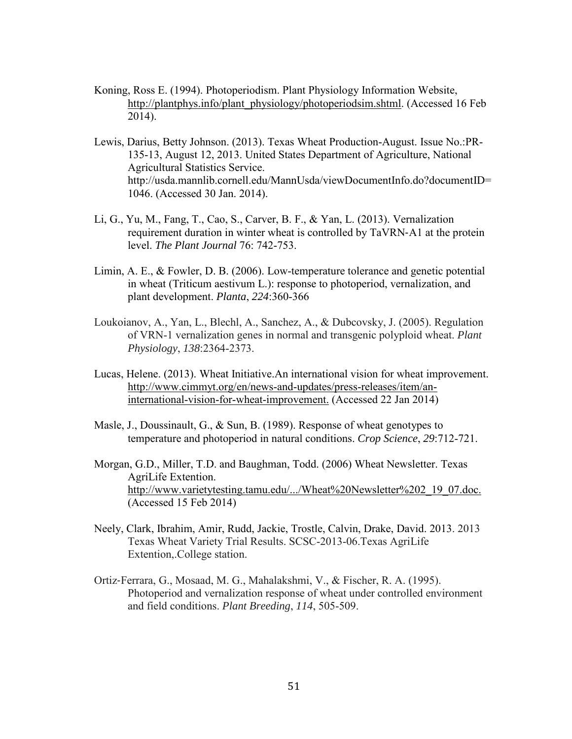Koning, Ross E. (1994). Photoperiodism. Plant Physiology Information Website, http://plantphys.info/plant_physiology/photoperiodsim.shtml. (Accessed 16 Feb 2014).

Lewis, Darius, Betty Johnson. (2013). Texas Wheat Production-August. Issue No.:PR-135-13, August 12, 2013. United States Department of Agriculture, National Agricultural Statistics Service. http://usda.mannlib.cornell.edu/MannUsda/viewDocumentInfo.do?documentID=1046. (Accessed 30 Jan. 2014).

Li, G., Yu, M., Fang, T., Cao, S., Carver, B. F., & Yan, L. (2013). Vernalization requirement duration in winter wheat is controlled by TaVRN-A1 at the protein level. *The Plant Journal* 76: 742-753.

Limin, A. E., & Fowler, D. B. (2006). Low-temperature tolerance and genetic potential in wheat (Triticum aestivum L.): response to photoperiod, vernalization, and plant development. *Planta*, *224*:360-366

Loukoianov, A., Yan, L., Blechl, A., Sanchez, A., & Dubcovsky, J. (2005). Regulation of VRN-1 vernalization genes in normal and transgenic polyploid wheat. *Plant Physiology*, *138*:2364-2373.

Lucas, Helene. (2013). Wheat Initiative.An international vision for wheat improvement. http://www.cimmyt.org/en/news-and-updates/press-releases/item/an-international-vision-for-wheat-improvement. (Accessed 22 Jan 2014)

Masle, J., Doussinault, G., & Sun, B. (1989). Response of wheat genotypes to temperature and photoperiod in natural conditions. *Crop Science*, *29*:712-721.

Morgan, G.D., Miller, T.D. and Baughman, Todd. (2006) Wheat Newsletter. Texas AgriLife Extention. http://www.varietytesting.tamu.edu/.../Wheat%20Newsletter%202_19_07.doc. (Accessed 15 Feb 2014)

Neely, Clark, Ibrahim, Amir, Rudd, Jackie, Trostle, Calvin, Drake, David. 2013. 2013 Texas Wheat Variety Trial Results. SCSC-2013-06.Texas AgriLife Extention,.College station.

Ortiz-Ferrara, G., Mosaad, M. G., Mahalakshmi, V., & Fischer, R. A. (1995). Photoperiod and vernalization response of wheat under controlled environment and field conditions. *Plant Breeding*, *114*, 505-509.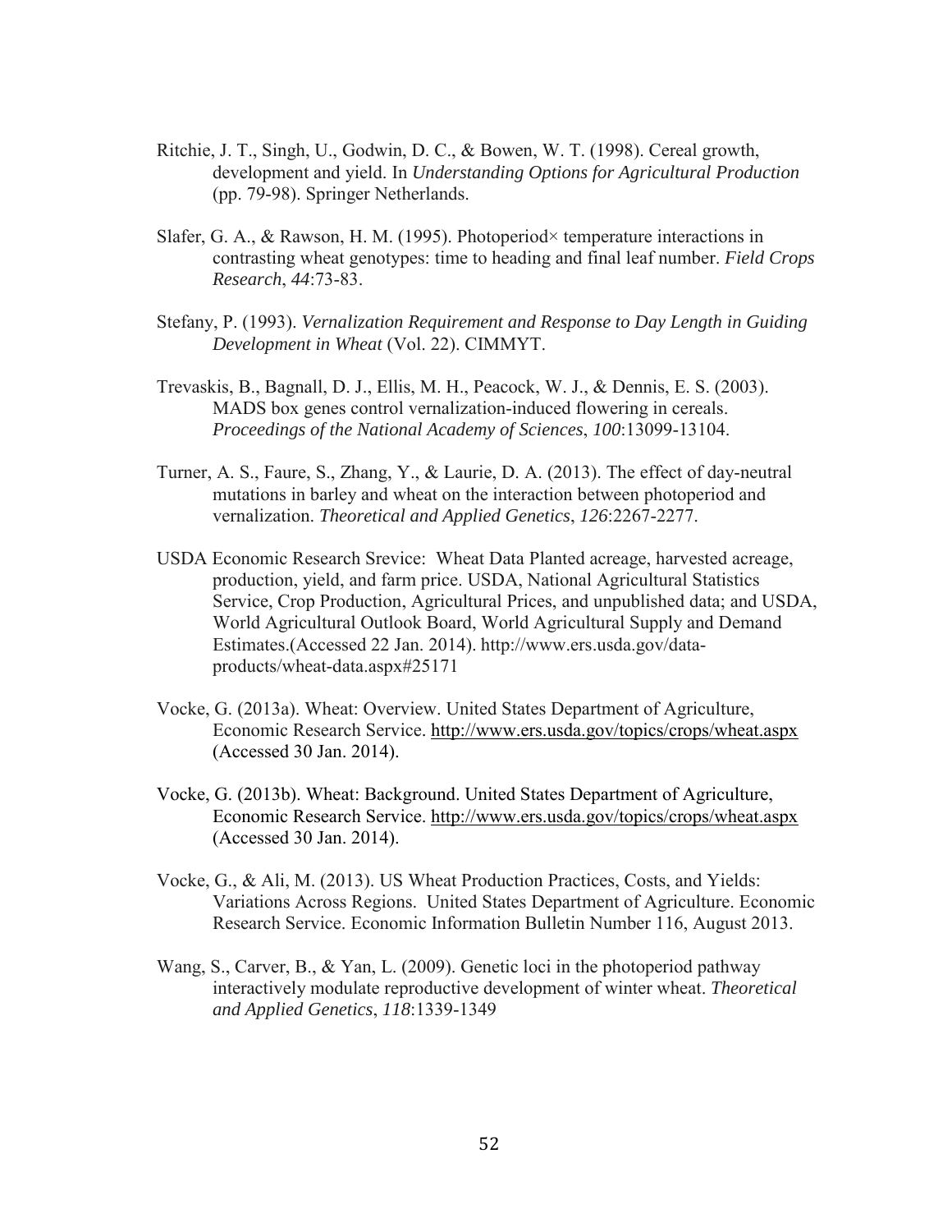Ritchie, J. T., Singh, U., Godwin, D. C., & Bowen, W. T. (1998). Cereal growth, development and yield. In *Understanding Options for Agricultural Production* (pp. 79-98). Springer Netherlands.

Slafer, G. A., & Rawson, H. M. (1995). Photoperiod× temperature interactions in contrasting wheat genotypes: time to heading and final leaf number. *Field Crops Research*, *44*:73-83.

Stefany, P. (1993). *Vernalization Requirement and Response to Day Length in Guiding Development in Wheat* (Vol. 22). CIMMYT.

Trevaskis, B., Bagnall, D. J., Ellis, M. H., Peacock, W. J., & Dennis, E. S. (2003). MADS box genes control vernalization-induced flowering in cereals. *Proceedings of the National Academy of Sciences*, *100*:13099-13104.

Turner, A. S., Faure, S., Zhang, Y., & Laurie, D. A. (2013). The effect of day-neutral mutations in barley and wheat on the interaction between photoperiod and vernalization. *Theoretical and Applied Genetics*, *126*:2267-2277.

USDA Economic Research Srevice: Wheat Data Planted acreage, harvested acreage, production, yield, and farm price. USDA, National Agricultural Statistics Service, Crop Production, Agricultural Prices, and unpublished data; and USDA, World Agricultural Outlook Board, World Agricultural Supply and Demand Estimates.(Accessed 22 Jan. 2014). http://www.ers.usda.gov/data-products/wheat-data.aspx#25171

Vocke, G. (2013a). Wheat: Overview. United States Department of Agriculture, Economic Research Service. http://www.ers.usda.gov/topics/crops/wheat.aspx (Accessed 30 Jan. 2014).

Vocke, G. (2013b). Wheat: Background. United States Department of Agriculture, Economic Research Service. http://www.ers.usda.gov/topics/crops/wheat.aspx (Accessed 30 Jan. 2014).

Vocke, G., & Ali, M. (2013). US Wheat Production Practices, Costs, and Yields: Variations Across Regions. United States Department of Agriculture. Economic Research Service. Economic Information Bulletin Number 116, August 2013.

Wang, S., Carver, B., & Yan, L. (2009). Genetic loci in the photoperiod pathway interactively modulate reproductive development of winter wheat. *Theoretical and Applied Genetics*, *118*:1339-1349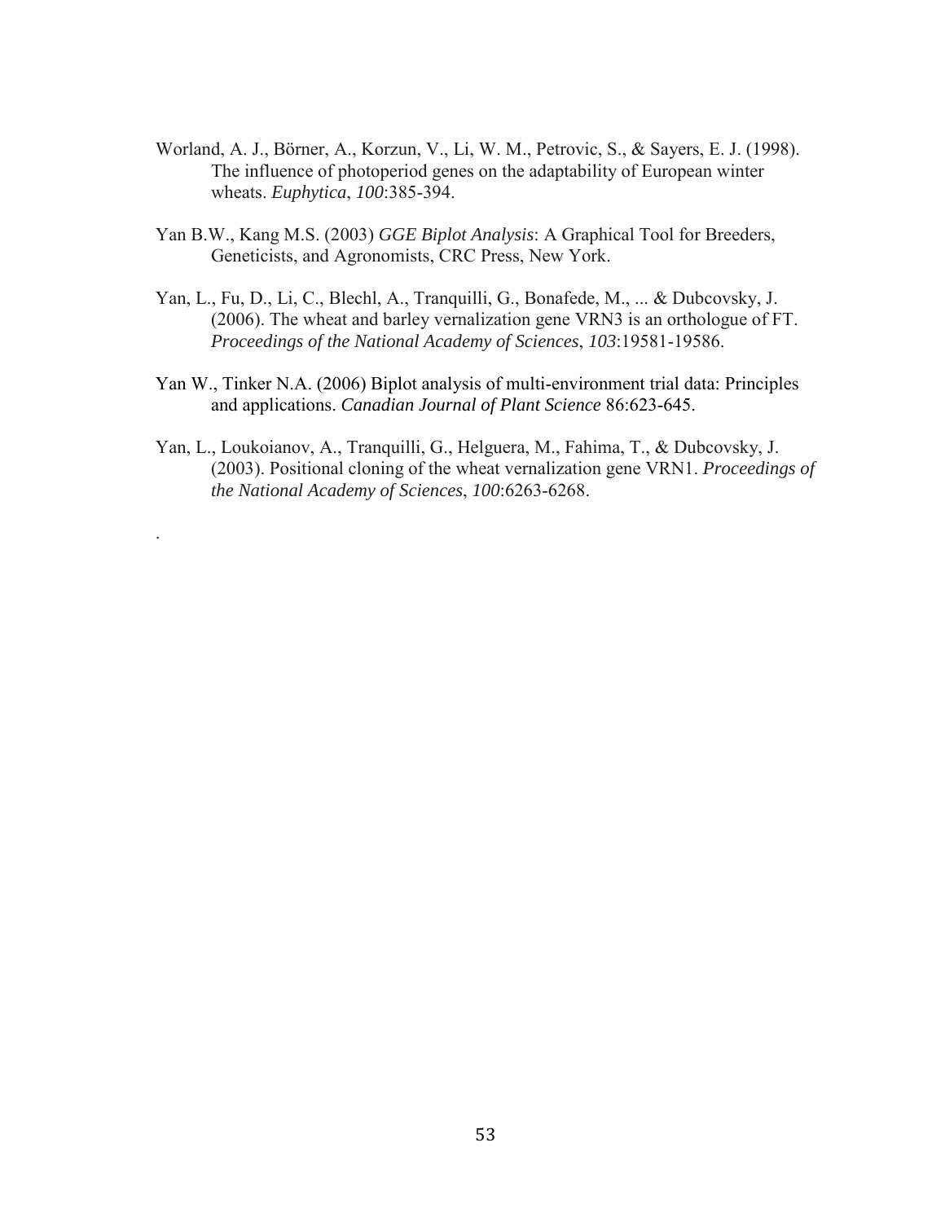Worland, A. J., Börner, A., Korzun, V., Li, W. M., Petrovic, S., & Sayers, E. J. (1998). The influence of photoperiod genes on the adaptability of European winter wheats. *Euphytica*, *100*:385-394.

Yan B.W., Kang M.S. (2003) *GGE Biplot Analysis*: A Graphical Tool for Breeders, Geneticists, and Agronomists, CRC Press, New York.

Yan, L., Fu, D., Li, C., Blechl, A., Tranquilli, G., Bonafede, M., ... & Dubcovsky, J. (2006). The wheat and barley vernalization gene VRN3 is an orthologue of FT. *Proceedings of the National Academy of Sciences*, *103*:19581-19586.

Yan W., Tinker N.A. (2006) Biplot analysis of multi-environment trial data: Principles and applications. *Canadian Journal of Plant Science* 86:623-645.

Yan, L., Loukoianov, A., Tranquilli, G., Helguera, M., Fahima, T., & Dubcovsky, J. (2003). Positional cloning of the wheat vernalization gene VRN1. *Proceedings of the National Academy of Sciences*, *100*:6263-6268.

.